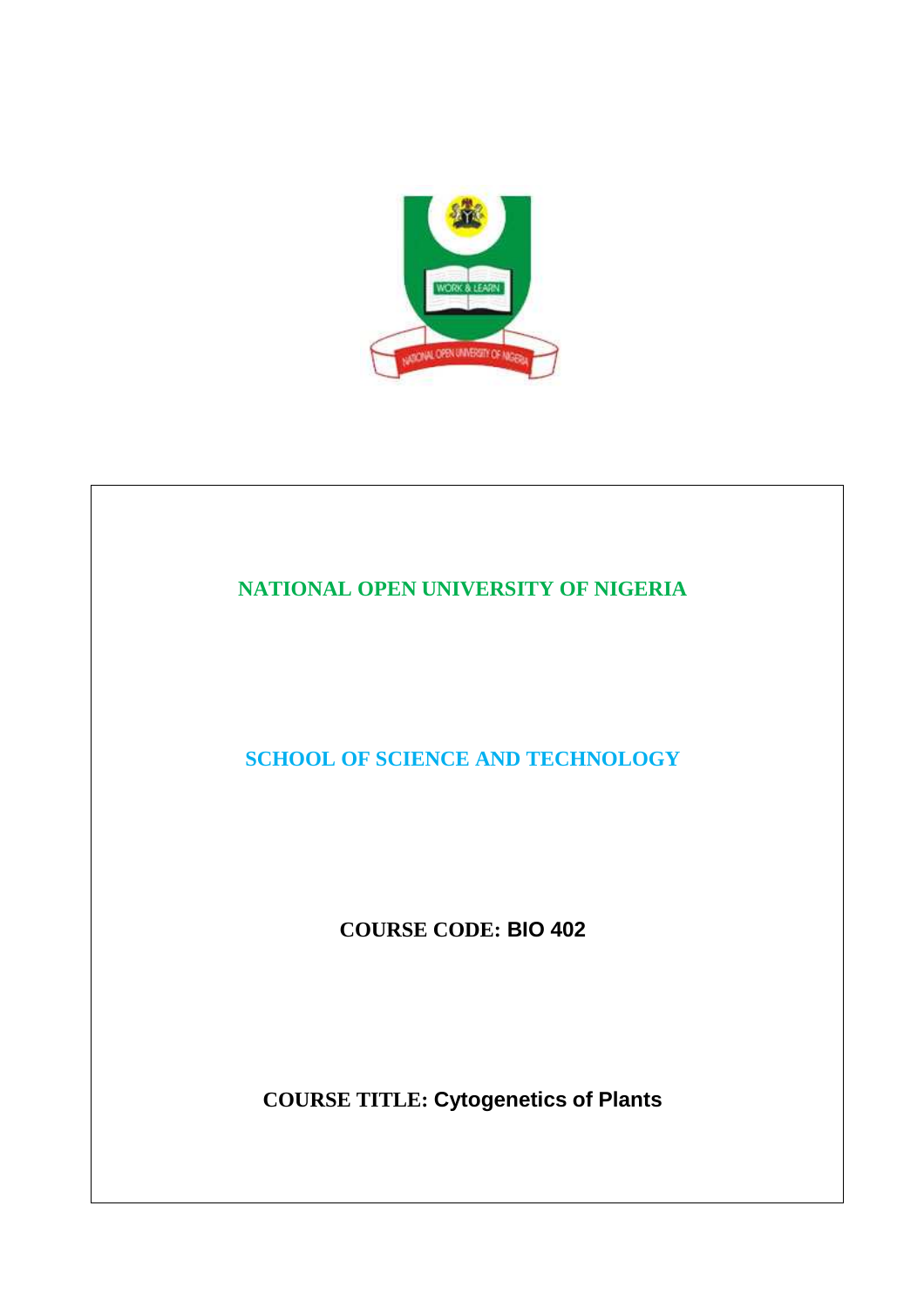# NATIONAL OPEN UNIVERSITY OF NIGERIA

## SCHOOL OF SCIENCE AND TECHNOLOGY

**COURSE CODE: BIO 402**

**COURSE TITLE: Cytogenetics of Plants**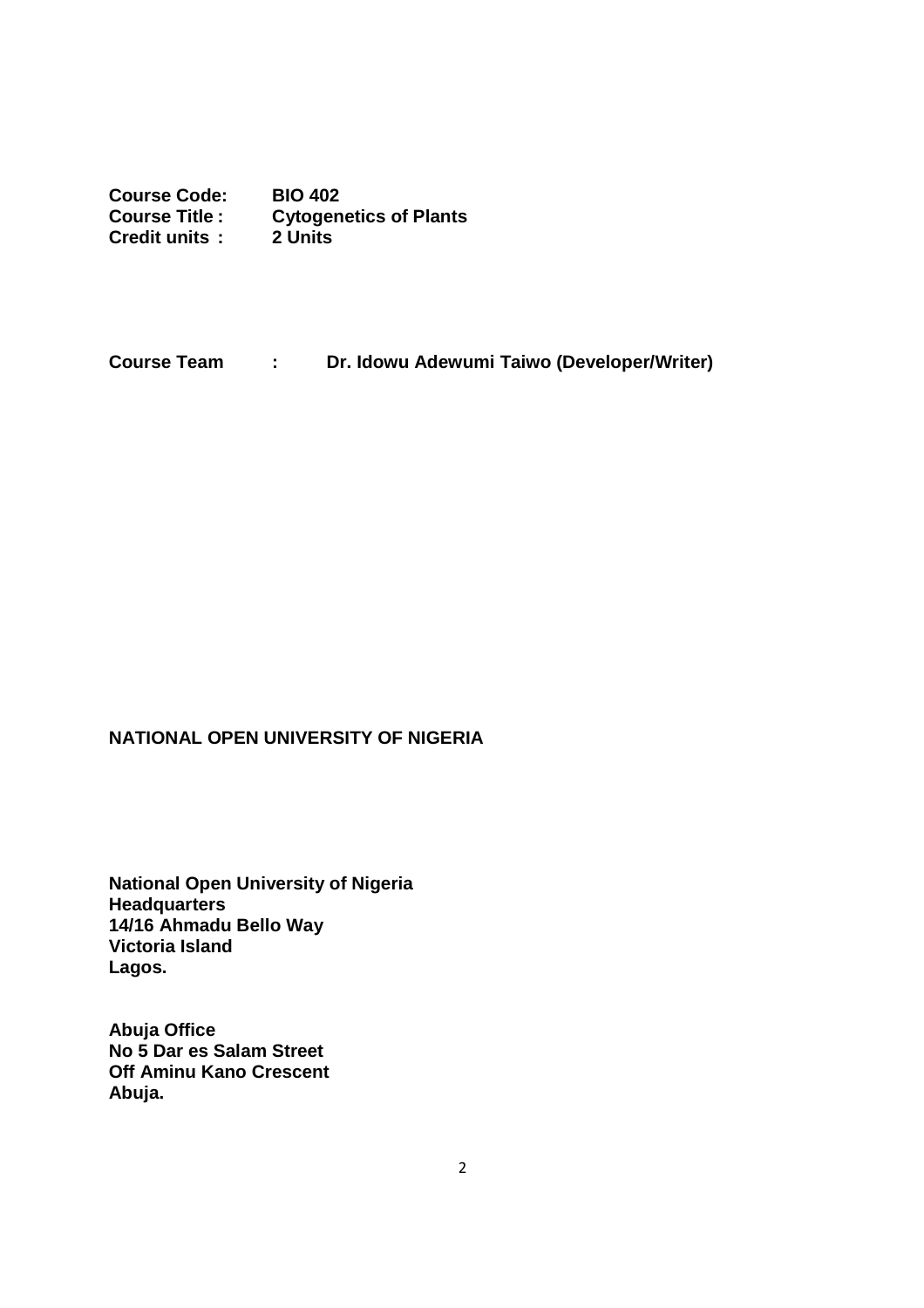**Course Code:** **BIO 402**
**Course Title :** **Cytogenetics of Plants**
**Credit units :** **2 Units**

**Course Team : Dr. Idowu Adewumi Taiwo (Developer/Writer)**

**NATIONAL OPEN UNIVERSITY OF NIGERIA**

**National Open University of Nigeria**
**Headquarters**
**14/16 Ahmadu Bello Way**
**Victoria Island**
**Lagos.**

**Abuja Office**
**No 5 Dar es Salam Street**
**Off Aminu Kano Crescent**
**Abuja.**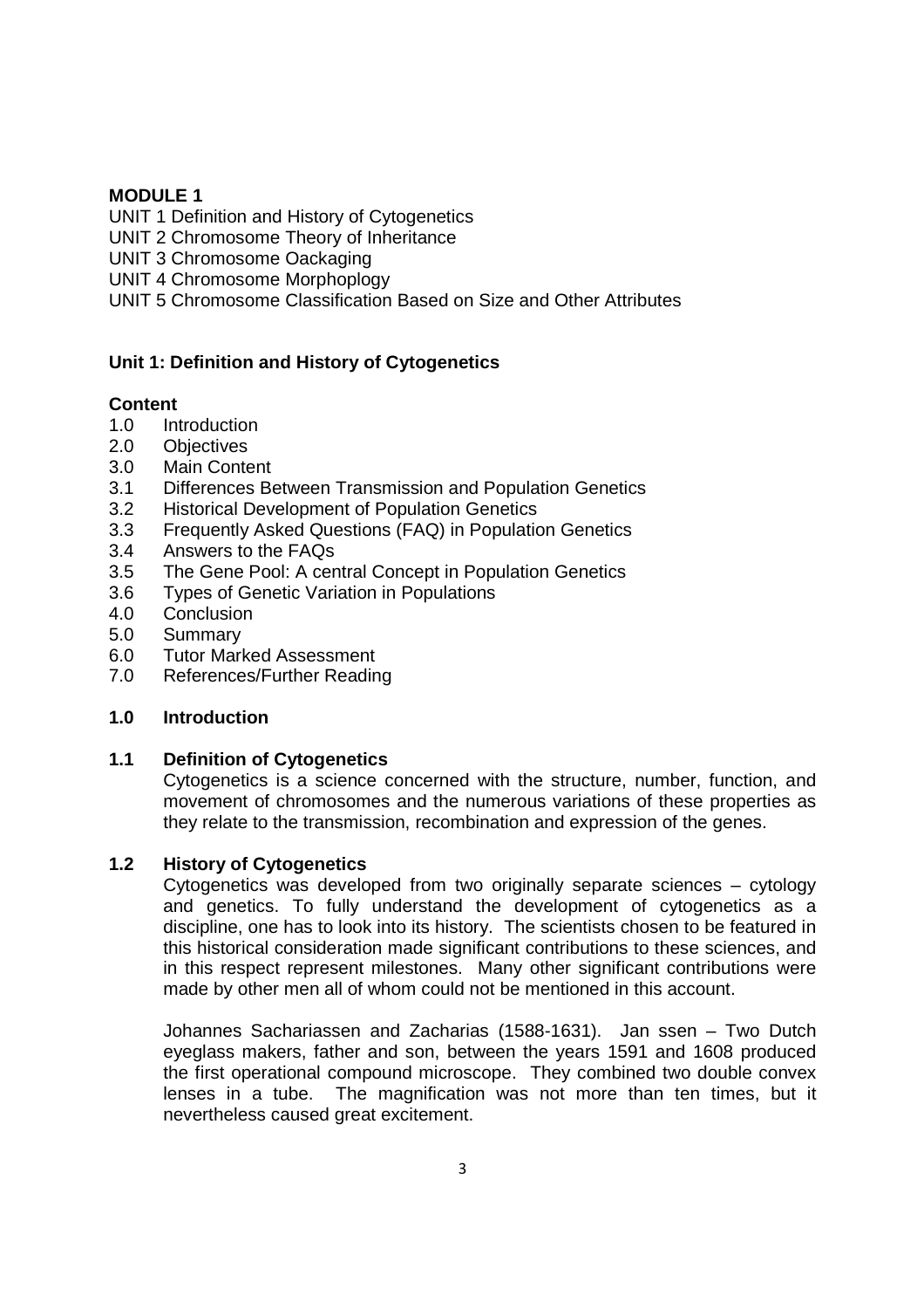**MODULE 1**

UNIT 1 Definition and History of Cytogenetics
UNIT 2 Chromosome Theory of Inheritance
UNIT 3 Chromosome Oackaging
UNIT 4 Chromosome Morphoplogy
UNIT 5 Chromosome Classification Based on Size and Other Attributes

## Unit 1: Definition and History of Cytogenetics

**Content**

1.0 Introduction
2.0 Objectives
3.0 Main Content
3.1 Differences Between Transmission and Population Genetics
3.2 Historical Development of Population Genetics
3.3 Frequently Asked Questions (FAQ) in Population Genetics
3.4 Answers to the FAQs
3.5 The Gene Pool: A central Concept in Population Genetics
3.6 Types of Genetic Variation in Populations
4.0 Conclusion
5.0 Summary
6.0 Tutor Marked Assessment
7.0 References/Further Reading

### 1.0 Introduction

### 1.1 Definition of Cytogenetics

Cytogenetics is a science concerned with the structure, number, function, and movement of chromosomes and the numerous variations of these properties as they relate to the transmission, recombination and expression of the genes.

### 1.2 History of Cytogenetics

Cytogenetics was developed from two originally separate sciences – cytology and genetics. To fully understand the development of cytogenetics as a discipline, one has to look into its history. The scientists chosen to be featured in this historical consideration made significant contributions to these sciences, and in this respect represent milestones. Many other significant contributions were made by other men all of whom could not be mentioned in this account.

Johannes Sachariassen and Zacharias (1588-1631). Jan ssen – Two Dutch eyeglass makers, father and son, between the years 1591 and 1608 produced the first operational compound microscope. They combined two double convex lenses in a tube. The magnification was not more than ten times, but it nevertheless caused great excitement.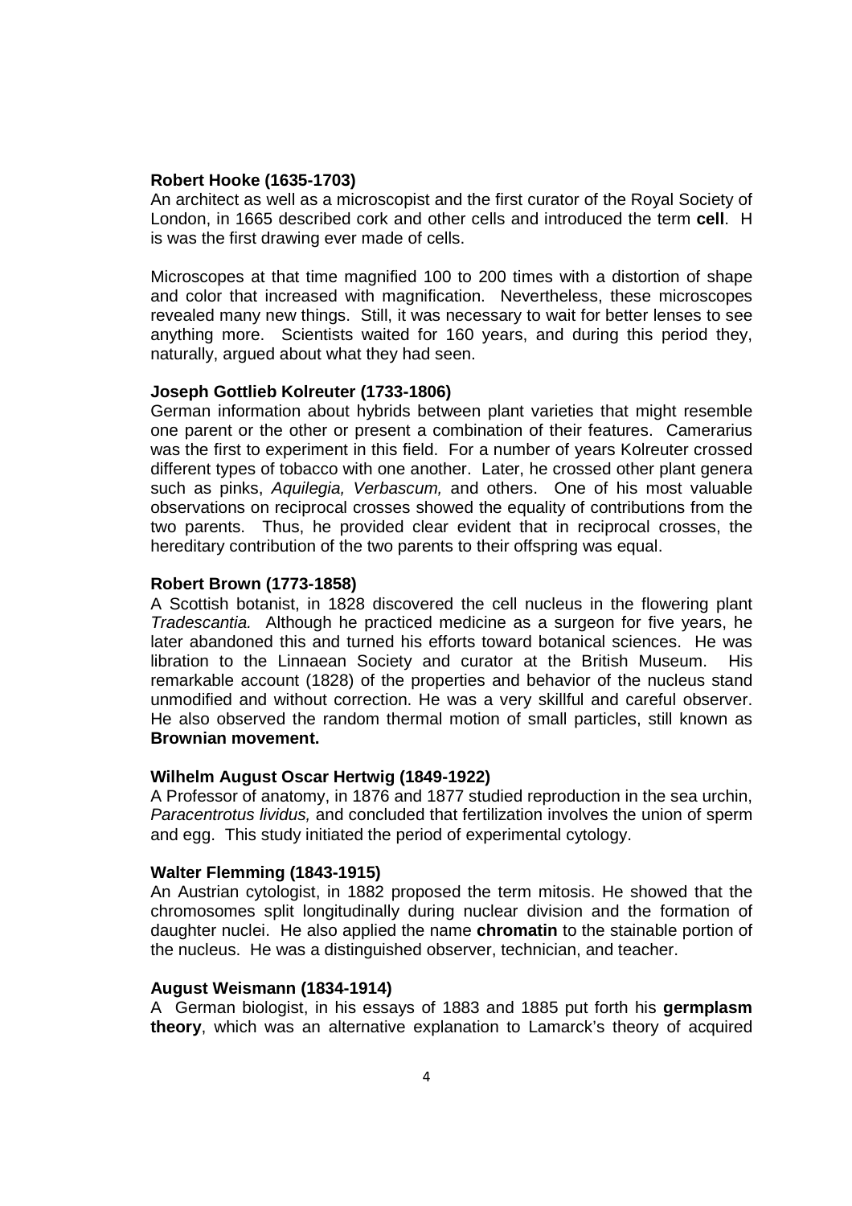**Robert Hooke (1635-1703)**
An architect as well as a microscopist and the first curator of the Royal Society of London, in 1665 described cork and other cells and introduced the term **cell**. H is was the first drawing ever made of cells.

Microscopes at that time magnified 100 to 200 times with a distortion of shape and color that increased with magnification. Nevertheless, these microscopes revealed many new things. Still, it was necessary to wait for better lenses to see anything more. Scientists waited for 160 years, and during this period they, naturally, argued about what they had seen.

**Joseph Gottlieb Kolreuter (1733-1806)**
German information about hybrids between plant varieties that might resemble one parent or the other or present a combination of their features. Camerarius was the first to experiment in this field. For a number of years Kolreuter crossed different types of tobacco with one another. Later, he crossed other plant genera such as pinks, *Aquilegia, Verbascum,* and others. One of his most valuable observations on reciprocal crosses showed the equality of contributions from the two parents. Thus, he provided clear evident that in reciprocal crosses, the hereditary contribution of the two parents to their offspring was equal.

**Robert Brown (1773-1858)**
A Scottish botanist, in 1828 discovered the cell nucleus in the flowering plant *Tradescantia.* Although he practiced medicine as a surgeon for five years, he later abandoned this and turned his efforts toward botanical sciences. He was libration to the Linnaean Society and curator at the British Museum. His remarkable account (1828) of the properties and behavior of the nucleus stand unmodified and without correction. He was a very skillful and careful observer. He also observed the random thermal motion of small particles, still known as **Brownian movement.**

**Wilhelm August Oscar Hertwig (1849-1922)**
A Professor of anatomy, in 1876 and 1877 studied reproduction in the sea urchin, *Paracentrotus lividus,* and concluded that fertilization involves the union of sperm and egg. This study initiated the period of experimental cytology.

**Walter Flemming (1843-1915)**
An Austrian cytologist, in 1882 proposed the term mitosis. He showed that the chromosomes split longitudinally during nuclear division and the formation of daughter nuclei. He also applied the name **chromatin** to the stainable portion of the nucleus. He was a distinguished observer, technician, and teacher.

**August Weismann (1834-1914)**
A German biologist, in his essays of 1883 and 1885 put forth his **germplasm theory**, which was an alternative explanation to Lamarck's theory of acquired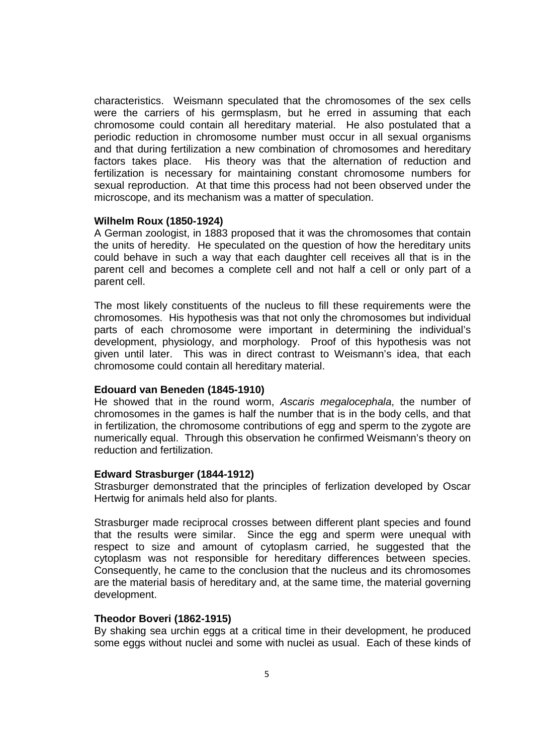characteristics. Weismann speculated that the chromosomes of the sex cells were the carriers of his germsplasm, but he erred in assuming that each chromosome could contain all hereditary material. He also postulated that a periodic reduction in chromosome number must occur in all sexual organisms and that during fertilization a new combination of chromosomes and hereditary factors takes place. His theory was that the alternation of reduction and fertilization is necessary for maintaining constant chromosome numbers for sexual reproduction. At that time this process had not been observed under the microscope, and its mechanism was a matter of speculation.

**Wilhelm Roux (1850-1924)**

A German zoologist, in 1883 proposed that it was the chromosomes that contain the units of heredity. He speculated on the question of how the hereditary units could behave in such a way that each daughter cell receives all that is in the parent cell and becomes a complete cell and not half a cell or only part of a parent cell.

The most likely constituents of the nucleus to fill these requirements were the chromosomes. His hypothesis was that not only the chromosomes but individual parts of each chromosome were important in determining the individual's development, physiology, and morphology. Proof of this hypothesis was not given until later. This was in direct contrast to Weismann's idea, that each chromosome could contain all hereditary material.

**Edouard van Beneden (1845-1910)**

He showed that in the round worm, *Ascaris megalocephala*, the number of chromosomes in the games is half the number that is in the body cells, and that in fertilization, the chromosome contributions of egg and sperm to the zygote are numerically equal. Through this observation he confirmed Weismann's theory on reduction and fertilization.

**Edward Strasburger (1844-1912)**

Strasburger demonstrated that the principles of ferlization developed by Oscar Hertwig for animals held also for plants.

Strasburger made reciprocal crosses between different plant species and found that the results were similar. Since the egg and sperm were unequal with respect to size and amount of cytoplasm carried, he suggested that the cytoplasm was not responsible for hereditary differences between species. Consequently, he came to the conclusion that the nucleus and its chromosomes are the material basis of hereditary and, at the same time, the material governing development.

**Theodor Boveri (1862-1915)**

By shaking sea urchin eggs at a critical time in their development, he produced some eggs without nuclei and some with nuclei as usual. Each of these kinds of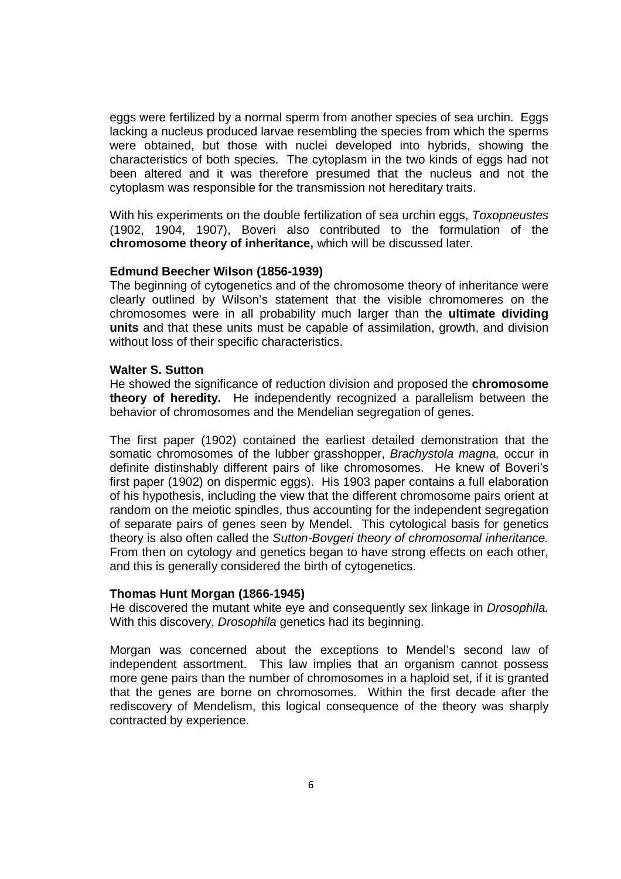eggs were fertilized by a normal sperm from another species of sea urchin. Eggs lacking a nucleus produced larvae resembling the species from which the sperms were obtained, but those with nuclei developed into hybrids, showing the characteristics of both species. The cytoplasm in the two kinds of eggs had not been altered and it was therefore presumed that the nucleus and not the cytoplasm was responsible for the transmission not hereditary traits.

With his experiments on the double fertilization of sea urchin eggs, *Toxopneustes* (1902, 1904, 1907), Boveri also contributed to the formulation of the **chromosome theory of inheritance,** which will be discussed later.

**Edmund Beecher Wilson (1856-1939)**

The beginning of cytogenetics and of the chromosome theory of inheritance were clearly outlined by Wilson's statement that the visible chromomeres on the chromosomes were in all probability much larger than the **ultimate dividing units** and that these units must be capable of assimilation, growth, and division without loss of their specific characteristics.

**Walter S. Sutton**

He showed the significance of reduction division and proposed the **chromosome theory of heredity.** He independently recognized a parallelism between the behavior of chromosomes and the Mendelian segregation of genes.

The first paper (1902) contained the earliest detailed demonstration that the somatic chromosomes of the lubber grasshopper, *Brachystola magna,* occur in definite distinshably different pairs of like chromosomes. He knew of Boveri's first paper (1902) on dispermic eggs). His 1903 paper contains a full elaboration of his hypothesis, including the view that the different chromosome pairs orient at random on the meiotic spindles, thus accounting for the independent segregation of separate pairs of genes seen by Mendel. This cytological basis for genetics theory is also often called the *Sutton-Bovgeri theory of chromosomal inheritance.* From then on cytology and genetics began to have strong effects on each other, and this is generally considered the birth of cytogenetics.

**Thomas Hunt Morgan (1866-1945)**

He discovered the mutant white eye and consequently sex linkage in *Drosophila.* With this discovery, *Drosophila* genetics had its beginning.

Morgan was concerned about the exceptions to Mendel's second law of independent assortment. This law implies that an organism cannot possess more gene pairs than the number of chromosomes in a haploid set, if it is granted that the genes are borne on chromosomes. Within the first decade after the rediscovery of Mendelism, this logical consequence of the theory was sharply contracted by experience.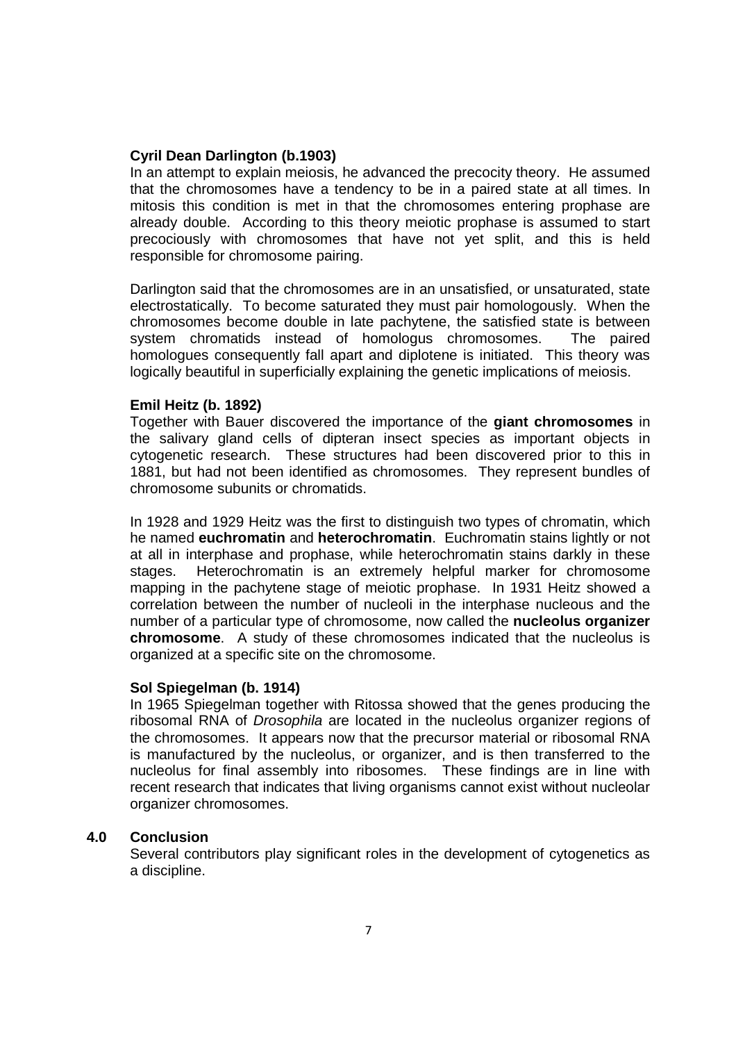**Cyril Dean Darlington (b.1903)**

In an attempt to explain meiosis, he advanced the precocity theory. He assumed that the chromosomes have a tendency to be in a paired state at all times. In mitosis this condition is met in that the chromosomes entering prophase are already double. According to this theory meiotic prophase is assumed to start precociously with chromosomes that have not yet split, and this is held responsible for chromosome pairing.

Darlington said that the chromosomes are in an unsatisfied, or unsaturated, state electrostatically. To become saturated they must pair homologously. When the chromosomes become double in late pachytene, the satisfied state is between system chromatids instead of homologus chromosomes. The paired homologues consequently fall apart and diplotene is initiated. This theory was logically beautiful in superficially explaining the genetic implications of meiosis.

**Emil Heitz (b. 1892)**

Together with Bauer discovered the importance of the **giant chromosomes** in the salivary gland cells of dipteran insect species as important objects in cytogenetic research. These structures had been discovered prior to this in 1881, but had not been identified as chromosomes. They represent bundles of chromosome subunits or chromatids.

In 1928 and 1929 Heitz was the first to distinguish two types of chromatin, which he named **euchromatin** and **heterochromatin**. Euchromatin stains lightly or not at all in interphase and prophase, while heterochromatin stains darkly in these stages. Heterochromatin is an extremely helpful marker for chromosome mapping in the pachytene stage of meiotic prophase. In 1931 Heitz showed a correlation between the number of nucleoli in the interphase nucleous and the number of a particular type of chromosome, now called the **nucleolus organizer chromosome**. A study of these chromosomes indicated that the nucleolus is organized at a specific site on the chromosome.

**Sol Spiegelman (b. 1914)**

In 1965 Spiegelman together with Ritossa showed that the genes producing the ribosomal RNA of *Drosophila* are located in the nucleolus organizer regions of the chromosomes. It appears now that the precursor material or ribosomal RNA is manufactured by the nucleolus, or organizer, and is then transferred to the nucleolus for final assembly into ribosomes. These findings are in line with recent research that indicates that living organisms cannot exist without nucleolar organizer chromosomes.

## 4.0 Conclusion

Several contributors play significant roles in the development of cytogenetics as a discipline.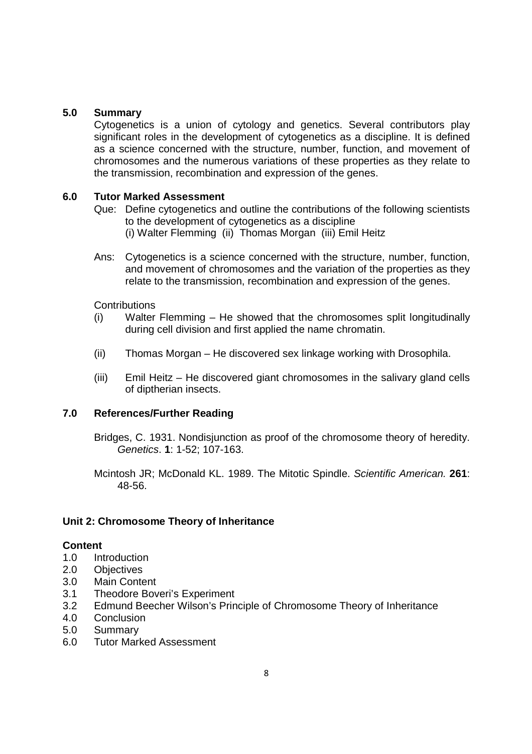## 5.0 Summary

Cytogenetics is a union of cytology and genetics. Several contributors play significant roles in the development of cytogenetics as a discipline. It is defined as a science concerned with the structure, number, function, and movement of chromosomes and the numerous variations of these properties as they relate to the transmission, recombination and expression of the genes.

## 6.0 Tutor Marked Assessment

Que: Define cytogenetics and outline the contributions of the following scientists to the development of cytogenetics as a discipline
(i) Walter Flemming (ii) Thomas Morgan (iii) Emil Heitz

Ans: Cytogenetics is a science concerned with the structure, number, function, and movement of chromosomes and the variation of the properties as they relate to the transmission, recombination and expression of the genes.

Contributions

(i) Walter Flemming – He showed that the chromosomes split longitudinally during cell division and first applied the name chromatin.

(ii) Thomas Morgan – He discovered sex linkage working with Drosophila.

(iii) Emil Heitz – He discovered giant chromosomes in the salivary gland cells of diptherian insects.

## 7.0 References/Further Reading

Bridges, C. 1931. Nondisjunction as proof of the chromosome theory of heredity. *Genetics*. **1**: 1-52; 107-163.

Mcintosh JR; McDonald KL. 1989. The Mitotic Spindle. *Scientific American.* **261**: 48-56.

## Unit 2: Chromosome Theory of Inheritance

**Content**

1.0 Introduction
2.0 Objectives
3.0 Main Content
3.1 Theodore Boveri's Experiment
3.2 Edmund Beecher Wilson's Principle of Chromosome Theory of Inheritance
4.0 Conclusion
5.0 Summary
6.0 Tutor Marked Assessment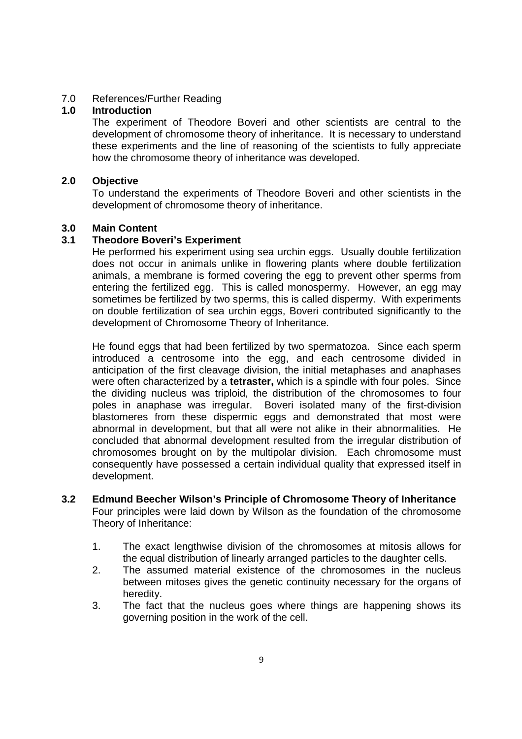7.0 References/Further Reading

## 1.0 Introduction

The experiment of Theodore Boveri and other scientists are central to the development of chromosome theory of inheritance. It is necessary to understand these experiments and the line of reasoning of the scientists to fully appreciate how the chromosome theory of inheritance was developed.

## 2.0 Objective

To understand the experiments of Theodore Boveri and other scientists in the development of chromosome theory of inheritance.

## 3.0 Main Content

### 3.1 Theodore Boveri's Experiment

He performed his experiment using sea urchin eggs. Usually double fertilization does not occur in animals unlike in flowering plants where double fertilization animals, a membrane is formed covering the egg to prevent other sperms from entering the fertilized egg. This is called monospermy. However, an egg may sometimes be fertilized by two sperms, this is called dispermy. With experiments on double fertilization of sea urchin eggs, Boveri contributed significantly to the development of Chromosome Theory of Inheritance.

He found eggs that had been fertilized by two spermatozoa. Since each sperm introduced a centrosome into the egg, and each centrosome divided in anticipation of the first cleavage division, the initial metaphases and anaphases were often characterized by a **tetraster,** which is a spindle with four poles. Since the dividing nucleus was triploid, the distribution of the chromosomes to four poles in anaphase was irregular. Boveri isolated many of the first-division blastomeres from these dispermic eggs and demonstrated that most were abnormal in development, but that all were not alike in their abnormalities. He concluded that abnormal development resulted from the irregular distribution of chromosomes brought on by the multipolar division. Each chromosome must consequently have possessed a certain individual quality that expressed itself in development.

### 3.2 Edmund Beecher Wilson's Principle of Chromosome Theory of Inheritance

Four principles were laid down by Wilson as the foundation of the chromosome Theory of Inheritance:

1. The exact lengthwise division of the chromosomes at mitosis allows for the equal distribution of linearly arranged particles to the daughter cells.
2. The assumed material existence of the chromosomes in the nucleus between mitoses gives the genetic continuity necessary for the organs of heredity.
3. The fact that the nucleus goes where things are happening shows its governing position in the work of the cell.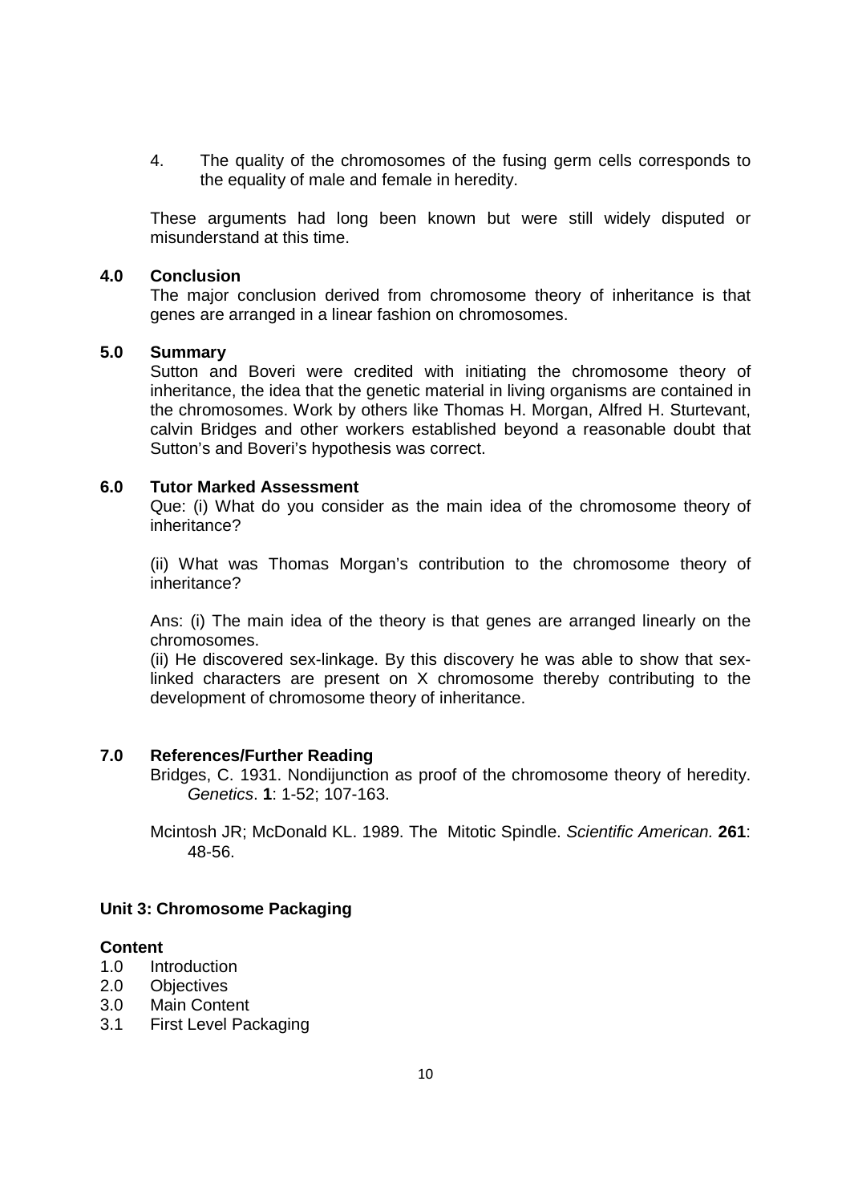4. The quality of the chromosomes of the fusing germ cells corresponds to the equality of male and female in heredity.

These arguments had long been known but were still widely disputed or misunderstand at this time.

## 4.0 Conclusion

The major conclusion derived from chromosome theory of inheritance is that genes are arranged in a linear fashion on chromosomes.

## 5.0 Summary

Sutton and Boveri were credited with initiating the chromosome theory of inheritance, the idea that the genetic material in living organisms are contained in the chromosomes. Work by others like Thomas H. Morgan, Alfred H. Sturtevant, calvin Bridges and other workers established beyond a reasonable doubt that Sutton's and Boveri's hypothesis was correct.

## 6.0 Tutor Marked Assessment

Que: (i) What do you consider as the main idea of the chromosome theory of inheritance?

(ii) What was Thomas Morgan's contribution to the chromosome theory of inheritance?

Ans: (i) The main idea of the theory is that genes are arranged linearly on the chromosomes.
(ii) He discovered sex-linkage. By this discovery he was able to show that sex-linked characters are present on X chromosome thereby contributing to the development of chromosome theory of inheritance.

## 7.0 References/Further Reading

Bridges, C. 1931. Nondijunction as proof of the chromosome theory of heredity. *Genetics*. **1**: 1-52; 107-163.

Mcintosh JR; McDonald KL. 1989. The Mitotic Spindle. *Scientific American.* **261**: 48-56.

## Unit 3: Chromosome Packaging

**Content**

1.0 Introduction
2.0 Objectives
3.0 Main Content
3.1 First Level Packaging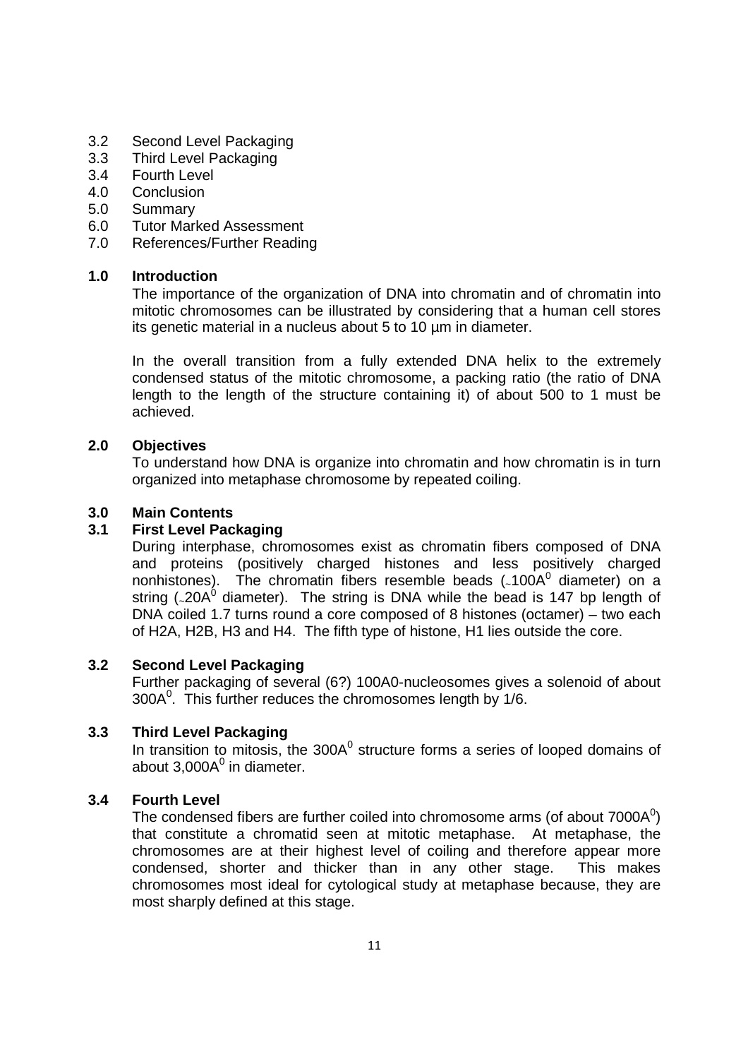3.2 Second Level Packaging
3.3 Third Level Packaging
3.4 Fourth Level
4.0 Conclusion
5.0 Summary
6.0 Tutor Marked Assessment
7.0 References/Further Reading

## 1.0 Introduction

The importance of the organization of DNA into chromatin and of chromatin into mitotic chromosomes can be illustrated by considering that a human cell stores its genetic material in a nucleus about 5 to 10 µm in diameter.

In the overall transition from a fully extended DNA helix to the extremely condensed status of the mitotic chromosome, a packing ratio (the ratio of DNA length to the length of the structure containing it) of about 500 to 1 must be achieved.

## 2.0 Objectives

To understand how DNA is organize into chromatin and how chromatin is in turn organized into metaphase chromosome by repeated coiling.

## 3.0 Main Contents

### 3.1 First Level Packaging

During interphase, chromosomes exist as chromatin fibers composed of DNA and proteins (positively charged histones and less positively charged nonhistones). The chromatin fibers resemble beads (~$100A^0$ diameter) on a string (~$20A^0$ diameter). The string is DNA while the bead is 147 bp length of DNA coiled 1.7 turns round a core composed of 8 histones (octamer) – two each of H2A, H2B, H3 and H4. The fifth type of histone, H1 lies outside the core.

### 3.2 Second Level Packaging

Further packaging of several (6?) 100A0-nucleosomes gives a solenoid of about $300A^0$. This further reduces the chromosomes length by 1/6.

### 3.3 Third Level Packaging

In transition to mitosis, the $300A^0$ structure forms a series of looped domains of about $3,000A^0$ in diameter.

### 3.4 Fourth Level

The condensed fibers are further coiled into chromosome arms (of about $7000A^0$) that constitute a chromatid seen at mitotic metaphase. At metaphase, the chromosomes are at their highest level of coiling and therefore appear more condensed, shorter and thicker than in any other stage. This makes chromosomes most ideal for cytological study at metaphase because, they are most sharply defined at this stage.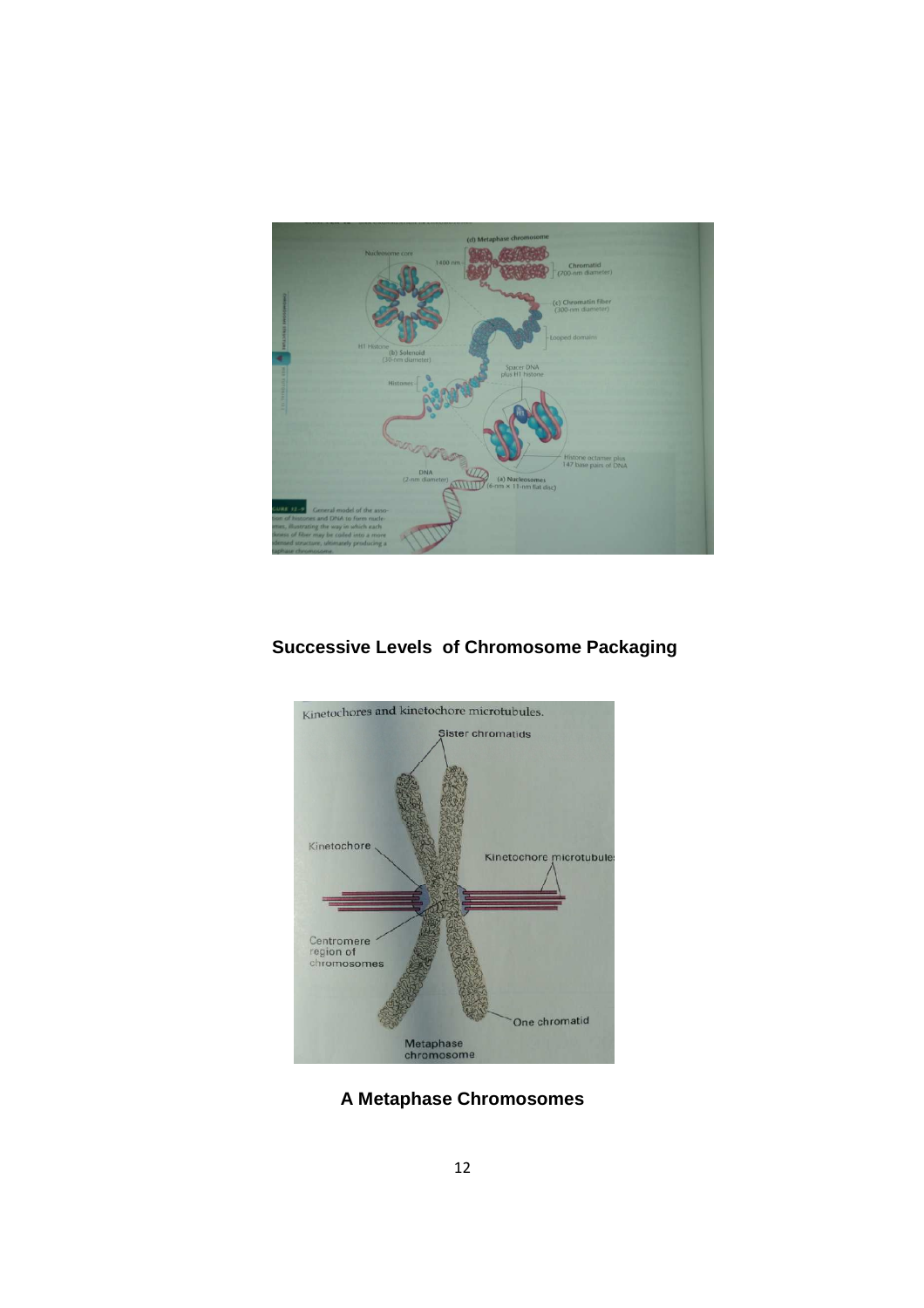**Successive Levels of Chromosome Packaging**

**A Metaphase Chromosomes**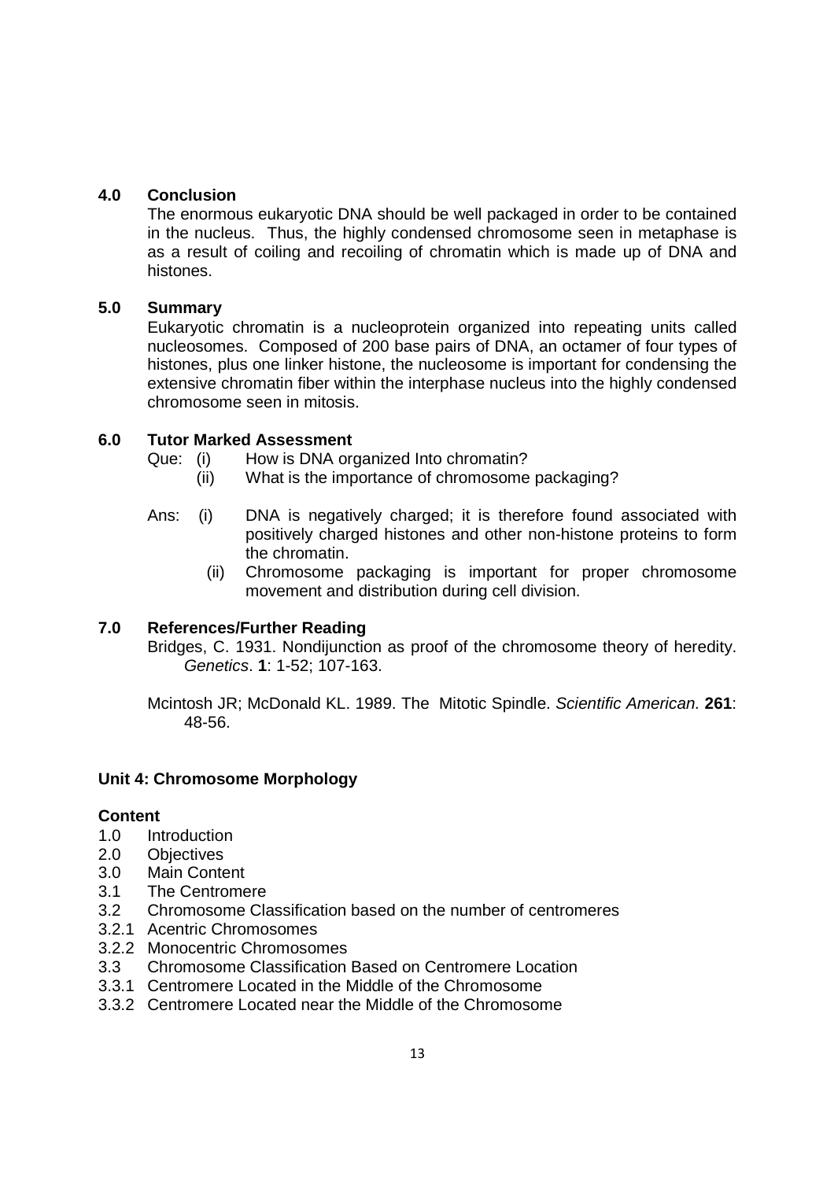## 4.0 Conclusion

The enormous eukaryotic DNA should be well packaged in order to be contained in the nucleus. Thus, the highly condensed chromosome seen in metaphase is as a result of coiling and recoiling of chromatin which is made up of DNA and histones.

## 5.0 Summary

Eukaryotic chromatin is a nucleoprotein organized into repeating units called nucleosomes. Composed of 200 base pairs of DNA, an octamer of four types of histones, plus one linker histone, the nucleosome is important for condensing the extensive chromatin fiber within the interphase nucleus into the highly condensed chromosome seen in mitosis.

## 6.0 Tutor Marked Assessment

Que: (i) How is DNA organized Into chromatin?

(ii) What is the importance of chromosome packaging?

Ans: (i) DNA is negatively charged; it is therefore found associated with positively charged histones and other non-histone proteins to form the chromatin.

(ii) Chromosome packaging is important for proper chromosome movement and distribution during cell division.

## 7.0 References/Further Reading

Bridges, C. 1931. Nondijunction as proof of the chromosome theory of heredity. *Genetics*. **1**: 1-52; 107-163.

Mcintosh JR; McDonald KL. 1989. The Mitotic Spindle. *Scientific American.* **261**: 48-56.

# Unit 4: Chromosome Morphology

**Content**

1.0 Introduction
2.0 Objectives
3.0 Main Content
3.1 The Centromere
3.2 Chromosome Classification based on the number of centromeres
3.2.1 Acentric Chromosomes
3.2.2 Monocentric Chromosomes
3.3 Chromosome Classification Based on Centromere Location
3.3.1 Centromere Located in the Middle of the Chromosome
3.3.2 Centromere Located near the Middle of the Chromosome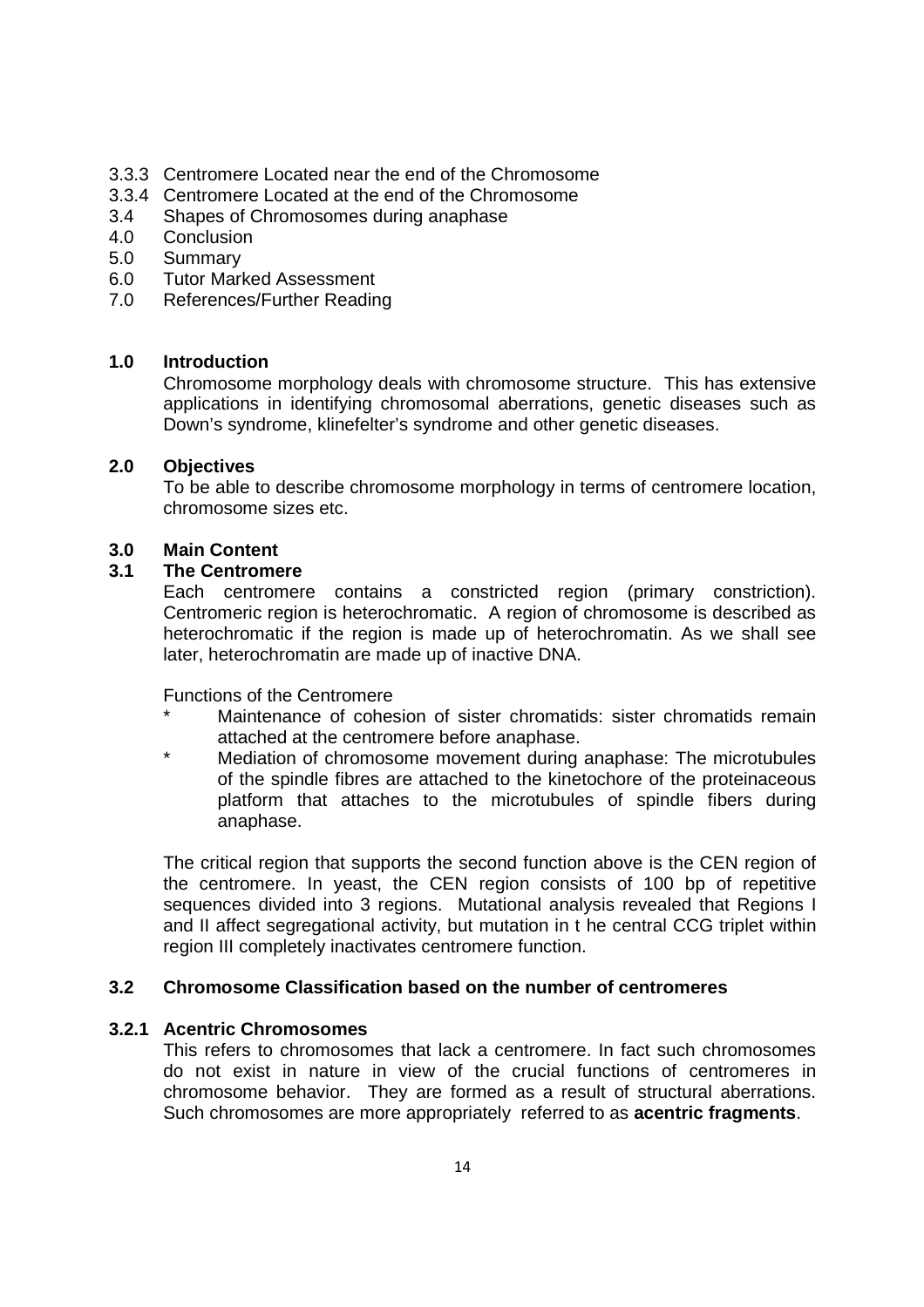3.3.3 Centromere Located near the end of the Chromosome
3.3.4 Centromere Located at the end of the Chromosome
3.4 Shapes of Chromosomes during anaphase
4.0 Conclusion
5.0 Summary
6.0 Tutor Marked Assessment
7.0 References/Further Reading

## 1.0 Introduction

Chromosome morphology deals with chromosome structure. This has extensive applications in identifying chromosomal aberrations, genetic diseases such as Down's syndrome, klinefelter's syndrome and other genetic diseases.

## 2.0 Objectives

To be able to describe chromosome morphology in terms of centromere location, chromosome sizes etc.

## 3.0 Main Content

### 3.1 The Centromere

Each centromere contains a constricted region (primary constriction). Centromeric region is heterochromatic. A region of chromosome is described as heterochromatic if the region is made up of heterochromatin. As we shall see later, heterochromatin are made up of inactive DNA.

Functions of the Centromere

* Maintenance of cohesion of sister chromatids: sister chromatids remain attached at the centromere before anaphase.
* Mediation of chromosome movement during anaphase: The microtubules of the spindle fibres are attached to the kinetochore of the proteinaceous platform that attaches to the microtubules of spindle fibers during anaphase.

The critical region that supports the second function above is the CEN region of the centromere. In yeast, the CEN region consists of 100 bp of repetitive sequences divided into 3 regions. Mutational analysis revealed that Regions I and II affect segregational activity, but mutation in t he central CCG triplet within region III completely inactivates centromere function.

### 3.2 Chromosome Classification based on the number of centromeres

#### 3.2.1 Acentric Chromosomes

This refers to chromosomes that lack a centromere. In fact such chromosomes do not exist in nature in view of the crucial functions of centromeres in chromosome behavior. They are formed as a result of structural aberrations. Such chromosomes are more appropriately referred to as **acentric fragments**.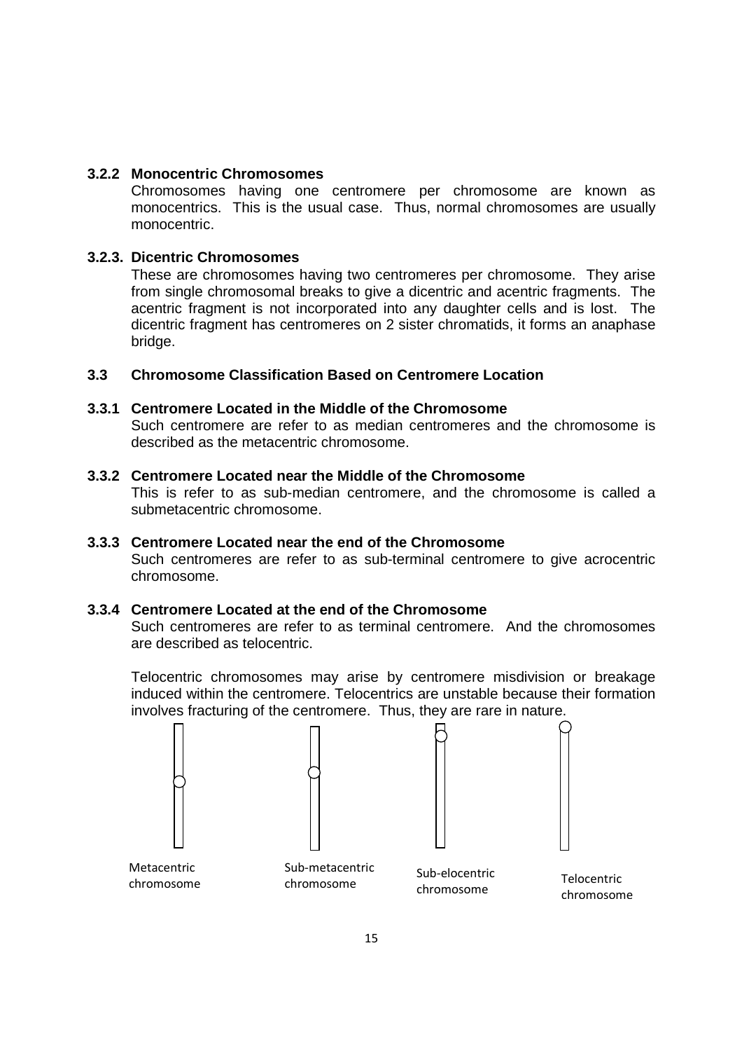### 3.2.2 Monocentric Chromosomes

Chromosomes having one centromere per chromosome are known as monocentrics. This is the usual case. Thus, normal chromosomes are usually monocentric.

### 3.2.3. Dicentric Chromosomes

These are chromosomes having two centromeres per chromosome. They arise from single chromosomal breaks to give a dicentric and acentric fragments. The acentric fragment is not incorporated into any daughter cells and is lost. The dicentric fragment has centromeres on 2 sister chromatids, it forms an anaphase bridge.

## 3.3 Chromosome Classification Based on Centromere Location

### 3.3.1 Centromere Located in the Middle of the Chromosome

Such centromere are refer to as median centromeres and the chromosome is described as the metacentric chromosome.

### 3.3.2 Centromere Located near the Middle of the Chromosome

This is refer to as sub-median centromere, and the chromosome is called a submetacentric chromosome.

### 3.3.3 Centromere Located near the end of the Chromosome

Such centromeres are refer to as sub-terminal centromere to give acrocentric chromosome.

### 3.3.4 Centromere Located at the end of the Chromosome

Such centromeres are refer to as terminal centromere. And the chromosomes are described as telocentric.

Telocentric chromosomes may arise by centromere misdivision or breakage induced within the centromere. Telocentrics are unstable because their formation involves fracturing of the centromere. Thus, they are rare in nature.

Metacentric chromosome | Sub-metacentric chromosome | Sub-elocentric chromosome | Telocentric chromosome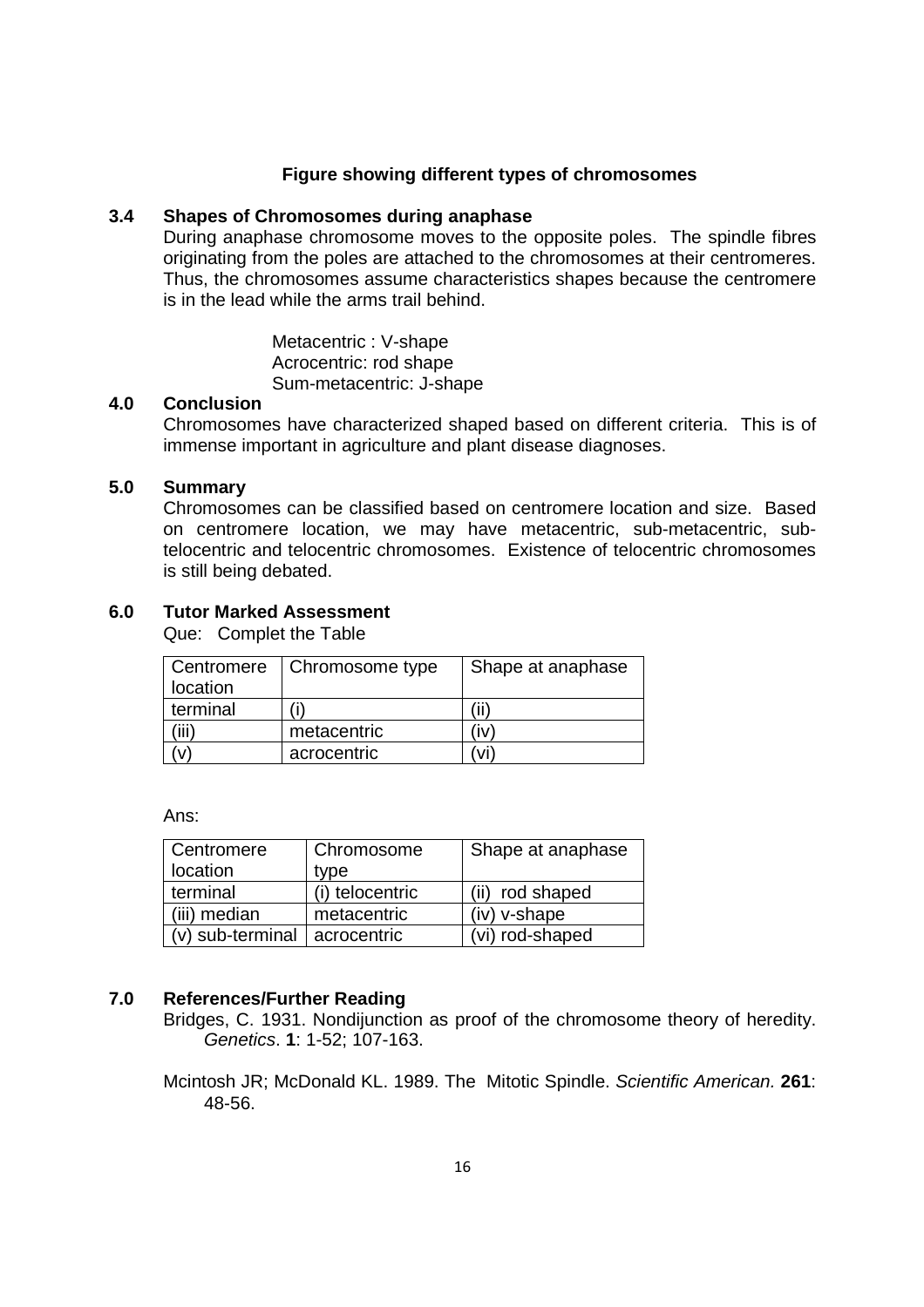**Figure showing different types of chromosomes**

### 3.4 Shapes of Chromosomes during anaphase

During anaphase chromosome moves to the opposite poles. The spindle fibres originating from the poles are attached to the chromosomes at their centromeres. Thus, the chromosomes assume characteristics shapes because the centromere is in the lead while the arms trail behind.

Metacentric : V-shape
Acrocentric: rod shape
Sum-metacentric: J-shape

## 4.0 Conclusion

Chromosomes have characterized shaped based on different criteria. This is of immense important in agriculture and plant disease diagnoses.

## 5.0 Summary

Chromosomes can be classified based on centromere location and size. Based on centromere location, we may have metacentric, sub-metacentric, sub-telocentric and telocentric chromosomes. Existence of telocentric chromosomes is still being debated.

## 6.0 Tutor Marked Assessment

Que: Complet the Table

| Centromere location | Chromosome type | Shape at anaphase |
|---|---|---|
| terminal | (i) | (ii) |
| (iii) | metacentric | (iv) |
| (v) | acrocentric | (vi) |

Ans:

| Centromere location | Chromosome type | Shape at anaphase |
|---|---|---|
| terminal | (i) telocentric | (ii) rod shaped |
| (iii) median | metacentric | (iv) v-shape |
| (v) sub-terminal | acrocentric | (vi) rod-shaped |

## 7.0 References/Further Reading

Bridges, C. 1931. Nondijunction as proof of the chromosome theory of heredity. *Genetics*. **1**: 1-52; 107-163.

Mcintosh JR; McDonald KL. 1989. The Mitotic Spindle. *Scientific American.* **261**: 48-56.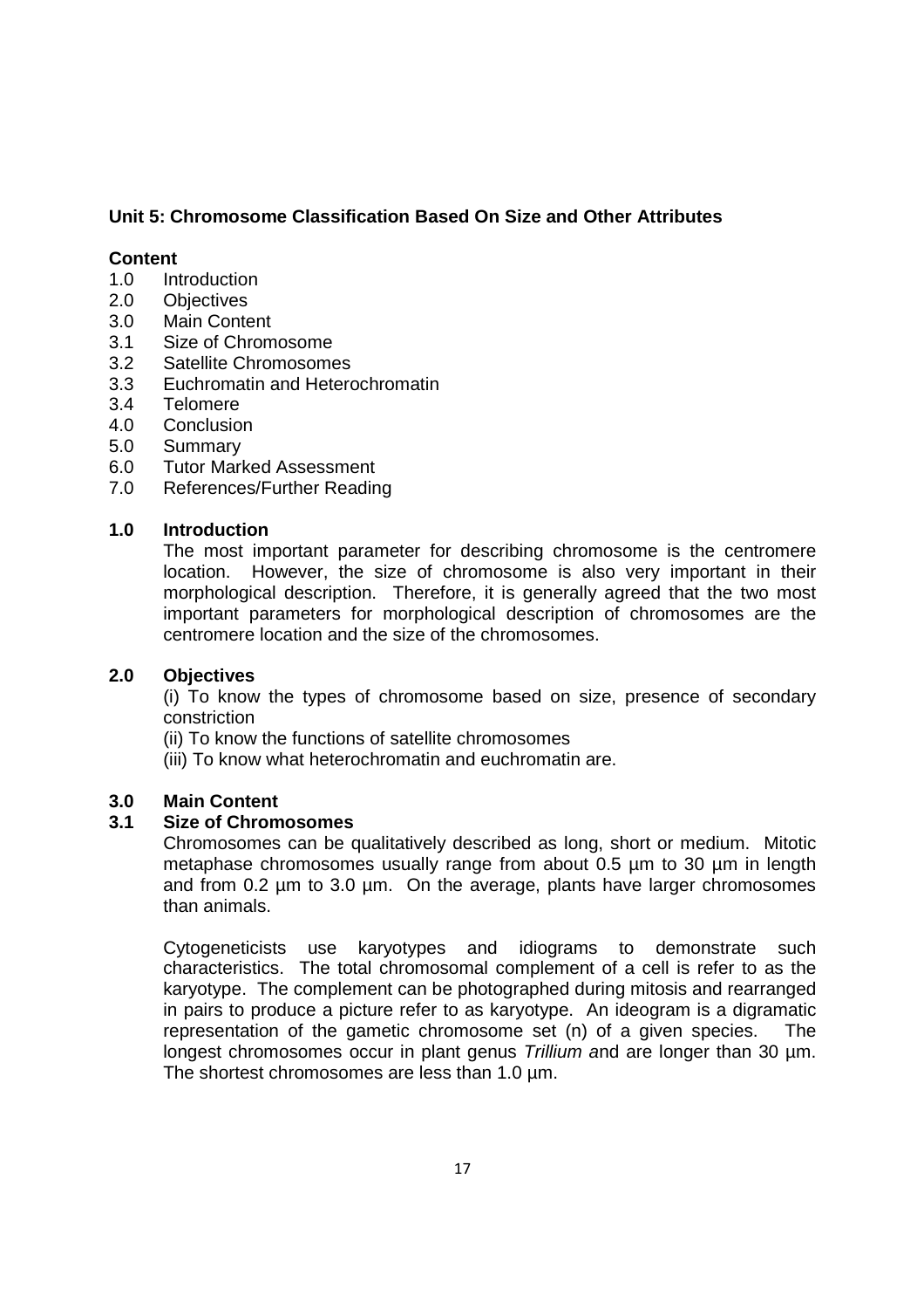**Unit 5: Chromosome Classification Based On Size and Other Attributes**

**Content**

1.0 Introduction
2.0 Objectives
3.0 Main Content
3.1 Size of Chromosome
3.2 Satellite Chromosomes
3.3 Euchromatin and Heterochromatin
3.4 Telomere
4.0 Conclusion
5.0 Summary
6.0 Tutor Marked Assessment
7.0 References/Further Reading

**1.0 Introduction**

The most important parameter for describing chromosome is the centromere location. However, the size of chromosome is also very important in their morphological description. Therefore, it is generally agreed that the two most important parameters for morphological description of chromosomes are the centromere location and the size of the chromosomes.

**2.0 Objectives**

(i) To know the types of chromosome based on size, presence of secondary constriction

(ii) To know the functions of satellite chromosomes

(iii) To know what heterochromatin and euchromatin are.

**3.0 Main Content**

**3.1 Size of Chromosomes**

Chromosomes can be qualitatively described as long, short or medium. Mitotic metaphase chromosomes usually range from about 0.5 µm to 30 µm in length and from 0.2 µm to 3.0 µm. On the average, plants have larger chromosomes than animals.

Cytogeneticists use karyotypes and idiograms to demonstrate such characteristics. The total chromosomal complement of a cell is refer to as the karyotype. The complement can be photographed during mitosis and rearranged in pairs to produce a picture refer to as karyotype. An ideogram is a digramatic representation of the gametic chromosome set (n) of a given species. The longest chromosomes occur in plant genus *Trillium a*nd are longer than 30 µm. The shortest chromosomes are less than 1.0 µm.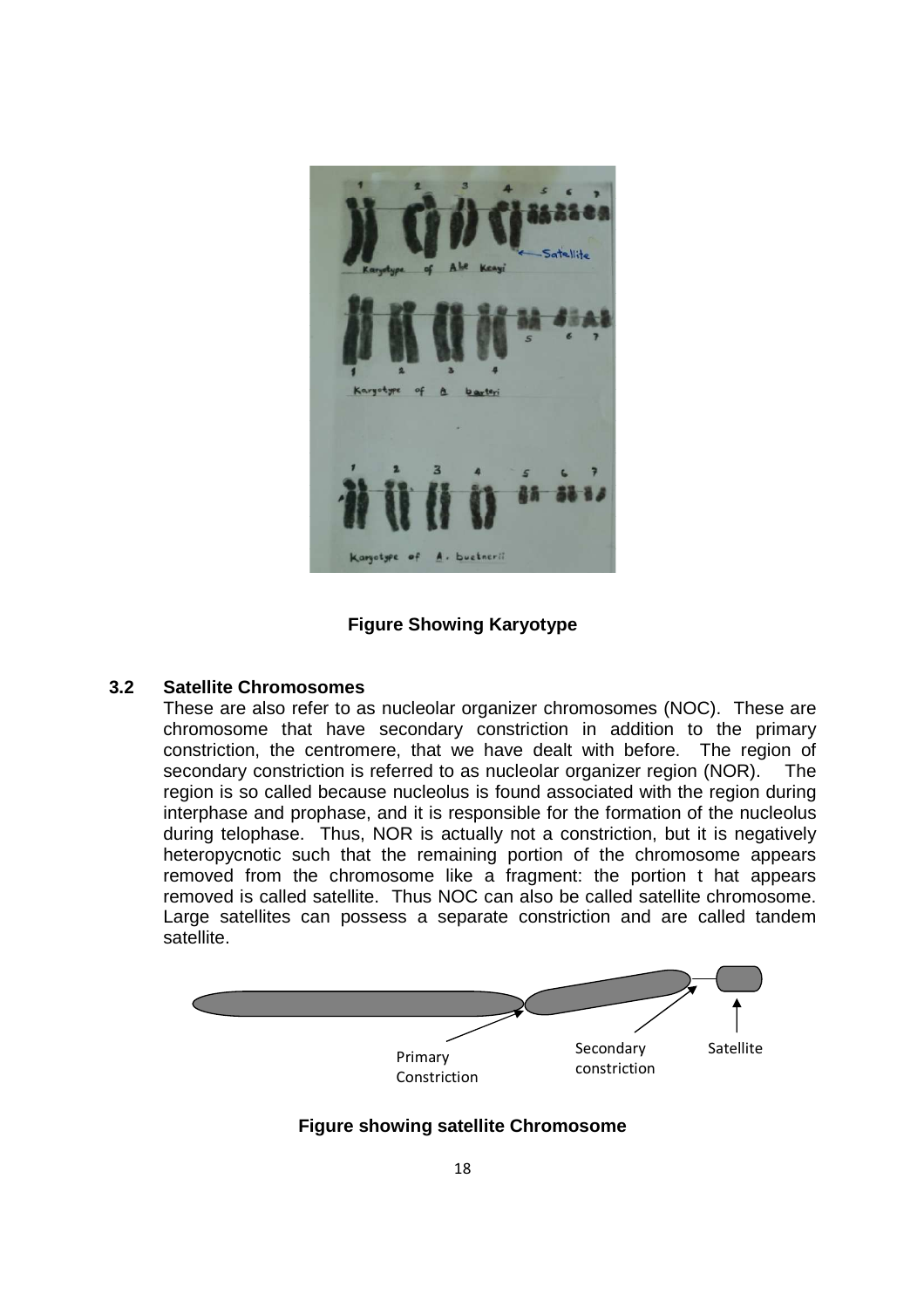**Figure Showing Karyotype**

### 3.2 Satellite Chromosomes

These are also refer to as nucleolar organizer chromosomes (NOC). These are chromosome that have secondary constriction in addition to the primary constriction, the centromere, that we have dealt with before. The region of secondary constriction is referred to as nucleolar organizer region (NOR). The region is so called because nucleolus is found associated with the region during interphase and prophase, and it is responsible for the formation of the nucleolus during telophase. Thus, NOR is actually not a constriction, but it is negatively heteropycnotic such that the remaining portion of the chromosome appears removed from the chromosome like a fragment: the portion t hat appears removed is called satellite. Thus NOC can also be called satellite chromosome. Large satellites can possess a separate constriction and are called tandem satellite.

Primary Constriction

Secondary constriction

Satellite

**Figure showing satellite Chromosome**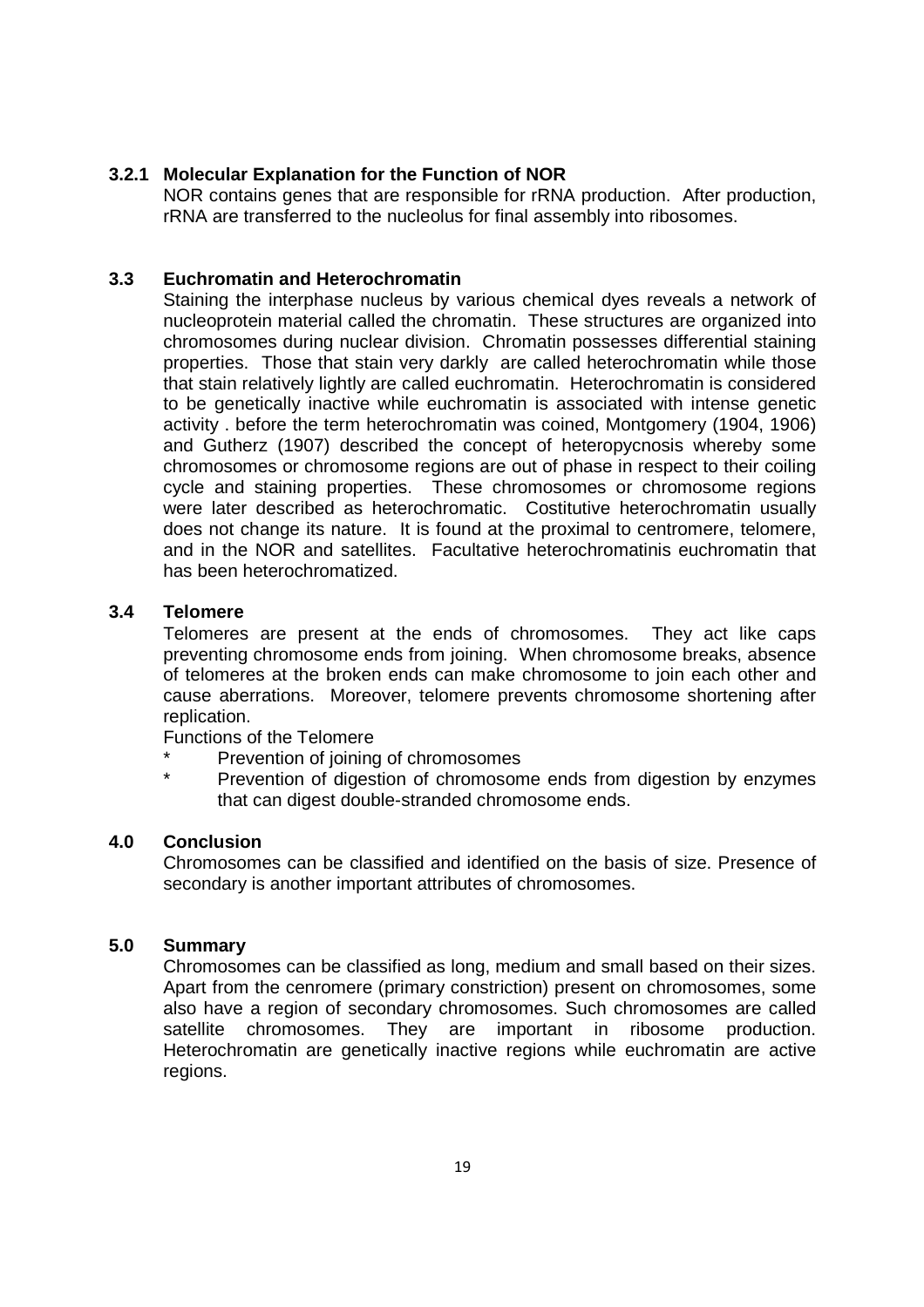### 3.2.1 Molecular Explanation for the Function of NOR

NOR contains genes that are responsible for rRNA production. After production, rRNA are transferred to the nucleolus for final assembly into ribosomes.

### 3.3 Euchromatin and Heterochromatin

Staining the interphase nucleus by various chemical dyes reveals a network of nucleoprotein material called the chromatin. These structures are organized into chromosomes during nuclear division. Chromatin possesses differential staining properties. Those that stain very darkly are called heterochromatin while those that stain relatively lightly are called euchromatin. Heterochromatin is considered to be genetically inactive while euchromatin is associated with intense genetic activity . before the term heterochromatin was coined, Montgomery (1904, 1906) and Gutherz (1907) described the concept of heteropycnosis whereby some chromosomes or chromosome regions are out of phase in respect to their coiling cycle and staining properties. These chromosomes or chromosome regions were later described as heterochromatic. Costitutive heterochromatin usually does not change its nature. It is found at the proximal to centromere, telomere, and in the NOR and satellites. Facultative heterochromatinis euchromatin that has been heterochromatized.

### 3.4 Telomere

Telomeres are present at the ends of chromosomes. They act like caps preventing chromosome ends from joining. When chromosome breaks, absence of telomeres at the broken ends can make chromosome to join each other and cause aberrations. Moreover, telomere prevents chromosome shortening after replication.

Functions of the Telomere

- Prevention of joining of chromosomes
- Prevention of digestion of chromosome ends from digestion by enzymes that can digest double-stranded chromosome ends.

## 4.0 Conclusion

Chromosomes can be classified and identified on the basis of size. Presence of secondary is another important attributes of chromosomes.

## 5.0 Summary

Chromosomes can be classified as long, medium and small based on their sizes. Apart from the cenromere (primary constriction) present on chromosomes, some also have a region of secondary chromosomes. Such chromosomes are called satellite chromosomes. They are important in ribosome production. Heterochromatin are genetically inactive regions while euchromatin are active regions.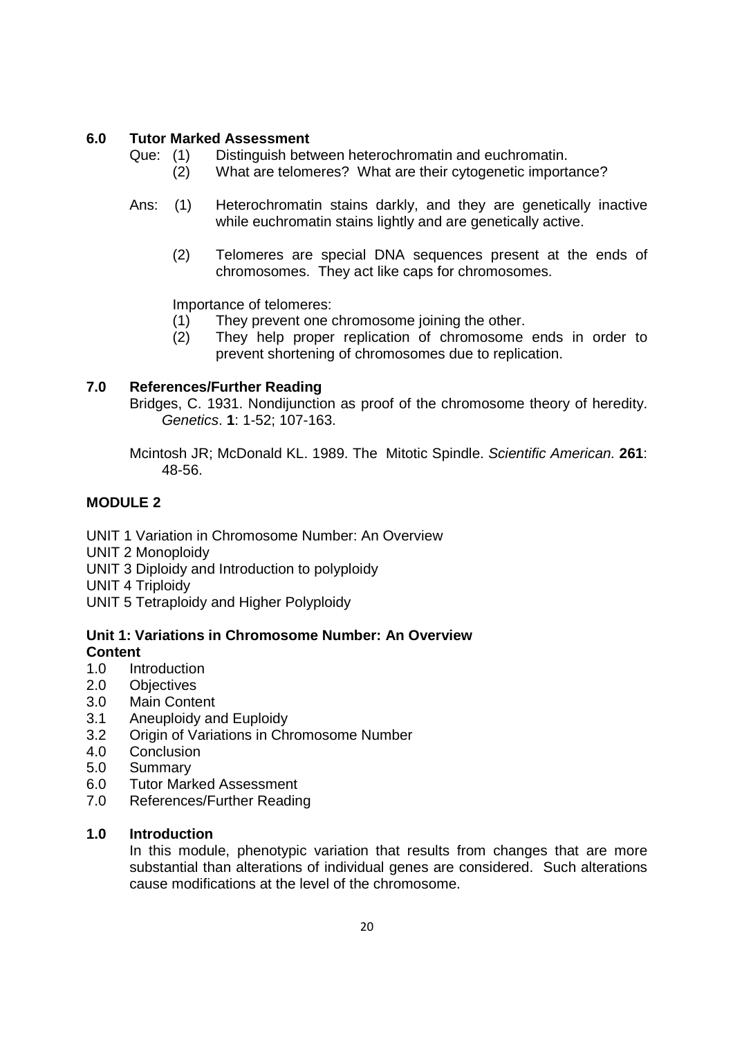## 6.0 Tutor Marked Assessment

Que: (1) Distinguish between heterochromatin and euchromatin.

(2) What are telomeres? What are their cytogenetic importance?

Ans: (1) Heterochromatin stains darkly, and they are genetically inactive while euchromatin stains lightly and are genetically active.

(2) Telomeres are special DNA sequences present at the ends of chromosomes. They act like caps for chromosomes.

Importance of telomeres:

(1) They prevent one chromosome joining the other.

(2) They help proper replication of chromosome ends in order to prevent shortening of chromosomes due to replication.

## 7.0 References/Further Reading

Bridges, C. 1931. Nondijunction as proof of the chromosome theory of heredity. *Genetics*. **1**: 1-52; 107-163.

Mcintosh JR; McDonald KL. 1989. The Mitotic Spindle. *Scientific American.* **261**: 48-56.

# MODULE 2

UNIT 1 Variation in Chromosome Number: An Overview
UNIT 2 Monoploidy
UNIT 3 Diploidy and Introduction to polyploidy
UNIT 4 Triploidy
UNIT 5 Tetraploidy and Higher Polyploidy

## Unit 1: Variations in Chromosome Number: An Overview

**Content**

1.0 Introduction
2.0 Objectives
3.0 Main Content
3.1 Aneuploidy and Euploidy
3.2 Origin of Variations in Chromosome Number
4.0 Conclusion
5.0 Summary
6.0 Tutor Marked Assessment
7.0 References/Further Reading

## 1.0 Introduction

In this module, phenotypic variation that results from changes that are more substantial than alterations of individual genes are considered. Such alterations cause modifications at the level of the chromosome.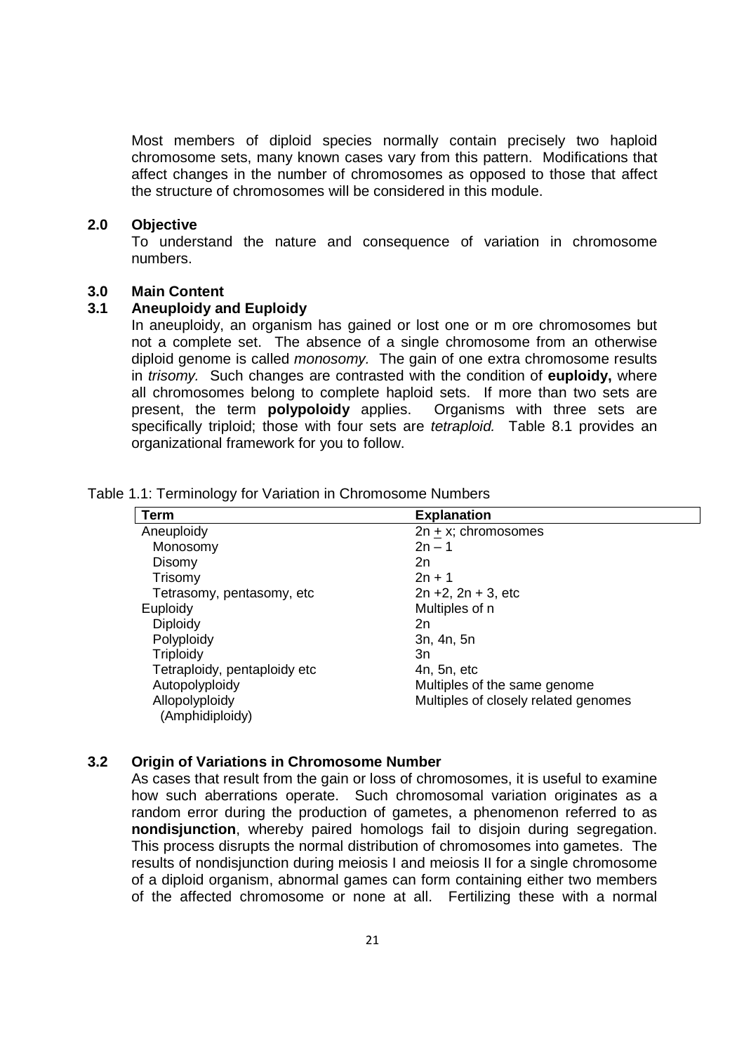Most members of diploid species normally contain precisely two haploid chromosome sets, many known cases vary from this pattern. Modifications that affect changes in the number of chromosomes as opposed to those that affect the structure of chromosomes will be considered in this module.

## 2.0 Objective

To understand the nature and consequence of variation in chromosome numbers.

## 3.0 Main Content

### 3.1 Aneuploidy and Euploidy

In aneuploidy, an organism has gained or lost one or m ore chromosomes but not a complete set. The absence of a single chromosome from an otherwise diploid genome is called *monosomy.* The gain of one extra chromosome results in *trisomy.* Such changes are contrasted with the condition of **euploidy,** where all chromosomes belong to complete haploid sets. If more than two sets are present, the term **polypoloidy** applies. Organisms with three sets are specifically triploid; those with four sets are *tetraploid.* Table 8.1 provides an organizational framework for you to follow.

Table 1.1: Terminology for Variation in Chromosome Numbers

| Term | Explanation |
|---|---|
| Aneuploidy | $2n \pm x$; chromosomes |
| Monosomy | $2n - 1$ |
| Disomy | 2n |
| Trisomy | $2n + 1$ |
| Tetrasomy, pentasomy, etc | $2n + 2$, $2n + 3$, etc |
| Euploidy | Multiples of n |
| Diploidy | 2n |
| Polyploidy | 3n, 4n, 5n |
| Triploidy | 3n |
| Tetraploidy, pentaploidy etc | 4n, 5n, etc |
| Autopolyploidy | Multiples of the same genome |
| Allopolyploidy (Amphidiploidy) | Multiples of closely related genomes |

### 3.2 Origin of Variations in Chromosome Number

As cases that result from the gain or loss of chromosomes, it is useful to examine how such aberrations operate. Such chromosomal variation originates as a random error during the production of gametes, a phenomenon referred to as **nondisjunction**, whereby paired homologs fail to disjoin during segregation. This process disrupts the normal distribution of chromosomes into gametes. The results of nondisjunction during meiosis I and meiosis II for a single chromosome of a diploid organism, abnormal games can form containing either two members of the affected chromosome or none at all. Fertilizing these with a normal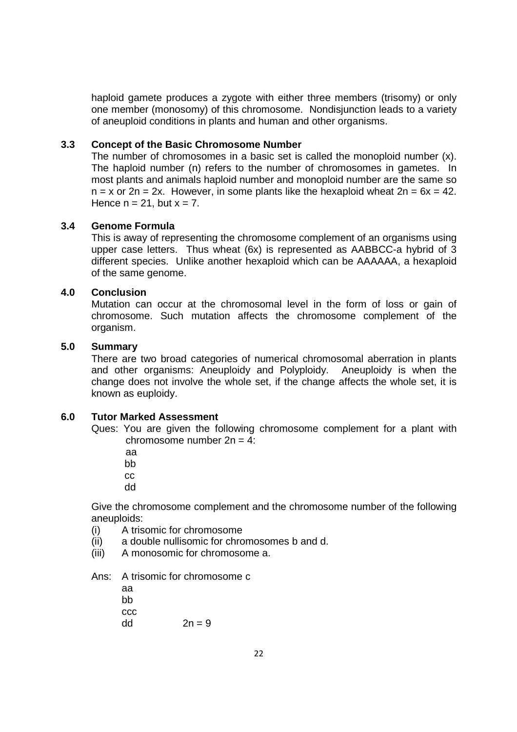haploid gamete produces a zygote with either three members (trisomy) or only one member (monosomy) of this chromosome. Nondisjunction leads to a variety of aneuploid conditions in plants and human and other organisms.

### 3.3 Concept of the Basic Chromosome Number

The number of chromosomes in a basic set is called the monoploid number (x). The haploid number (n) refers to the number of chromosomes in gametes. In most plants and animals haploid number and monoploid number are the same so $n = x$ or $2n = 2x$. However, in some plants like the hexaploid wheat $2n = 6x = 42$. Hence $n = 21$, but $x = 7$.

### 3.4 Genome Formula

This is away of representing the chromosome complement of an organisms using upper case letters. Thus wheat (6x) is represented as AABBCC-a hybrid of 3 different species. Unlike another hexaploid which can be AAAAAA, a hexaploid of the same genome.

## 4.0 Conclusion

Mutation can occur at the chromosomal level in the form of loss or gain of chromosome. Such mutation affects the chromosome complement of the organism.

## 5.0 Summary

There are two broad categories of numerical chromosomal aberration in plants and other organisms: Aneuploidy and Polyploidy. Aneuploidy is when the change does not involve the whole set, if the change affects the whole set, it is known as euploidy.

## 6.0 Tutor Marked Assessment

Ques: You are given the following chromosome complement for a plant with chromosome number $2n = 4$:

aa
bb
cc
dd

Give the chromosome complement and the chromosome number of the following aneuploids:

(i) A trisomic for chromosome
(ii) a double nullisomic for chromosomes b and d.
(iii) A monosomic for chromosome a.

Ans: A trisomic for chromosome c

aa
bb
ccc
dd $2n = 9$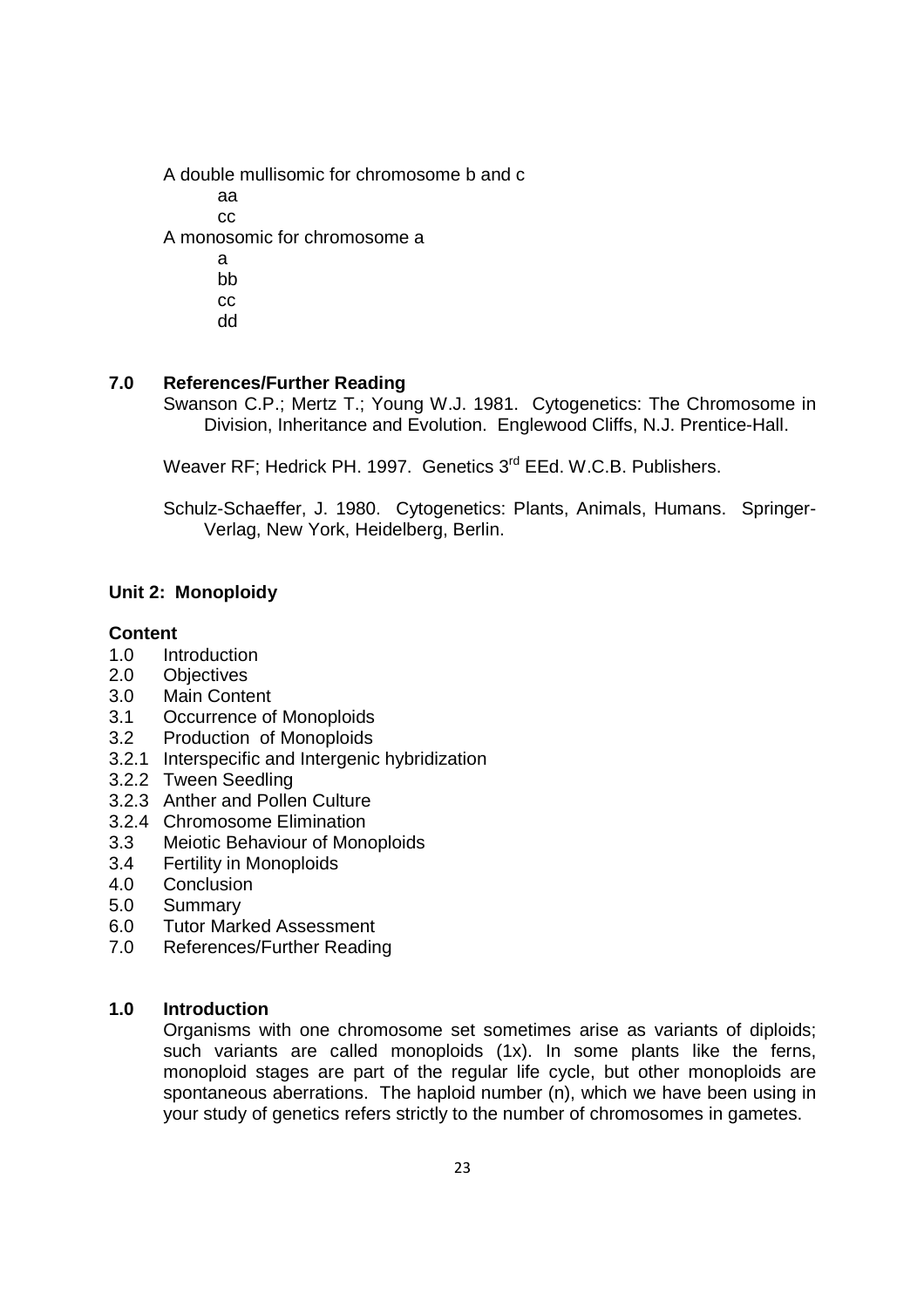A double mullisomic for chromosome b and c

aa
cc

A monosomic for chromosome a

a
bb
cc
dd

## 7.0 References/Further Reading

Swanson C.P.; Mertz T.; Young W.J. 1981. Cytogenetics: The Chromosome in Division, Inheritance and Evolution. Englewood Cliffs, N.J. Prentice-Hall.

Weaver RF; Hedrick PH. 1997. Genetics 3rd EEd. W.C.B. Publishers.

Schulz-Schaeffer, J. 1980. Cytogenetics: Plants, Animals, Humans. Springer-Verlag, New York, Heidelberg, Berlin.

# Unit 2: Monoploidy

**Content**

- 1.0 Introduction
- 2.0 Objectives
- 3.0 Main Content
- 3.1 Occurrence of Monoploids
- 3.2 Production of Monoploids
- 3.2.1 Interspecific and Intergenic hybridization
- 3.2.2 Tween Seedling
- 3.2.3 Anther and Pollen Culture
- 3.2.4 Chromosome Elimination
- 3.3 Meiotic Behaviour of Monoploids
- 3.4 Fertility in Monoploids
- 4.0 Conclusion
- 5.0 Summary
- 6.0 Tutor Marked Assessment
- 7.0 References/Further Reading

## 1.0 Introduction

Organisms with one chromosome set sometimes arise as variants of diploids; such variants are called monoploids (1x). In some plants like the ferns, monoploid stages are part of the regular life cycle, but other monoploids are spontaneous aberrations. The haploid number (n), which we have been using in your study of genetics refers strictly to the number of chromosomes in gametes.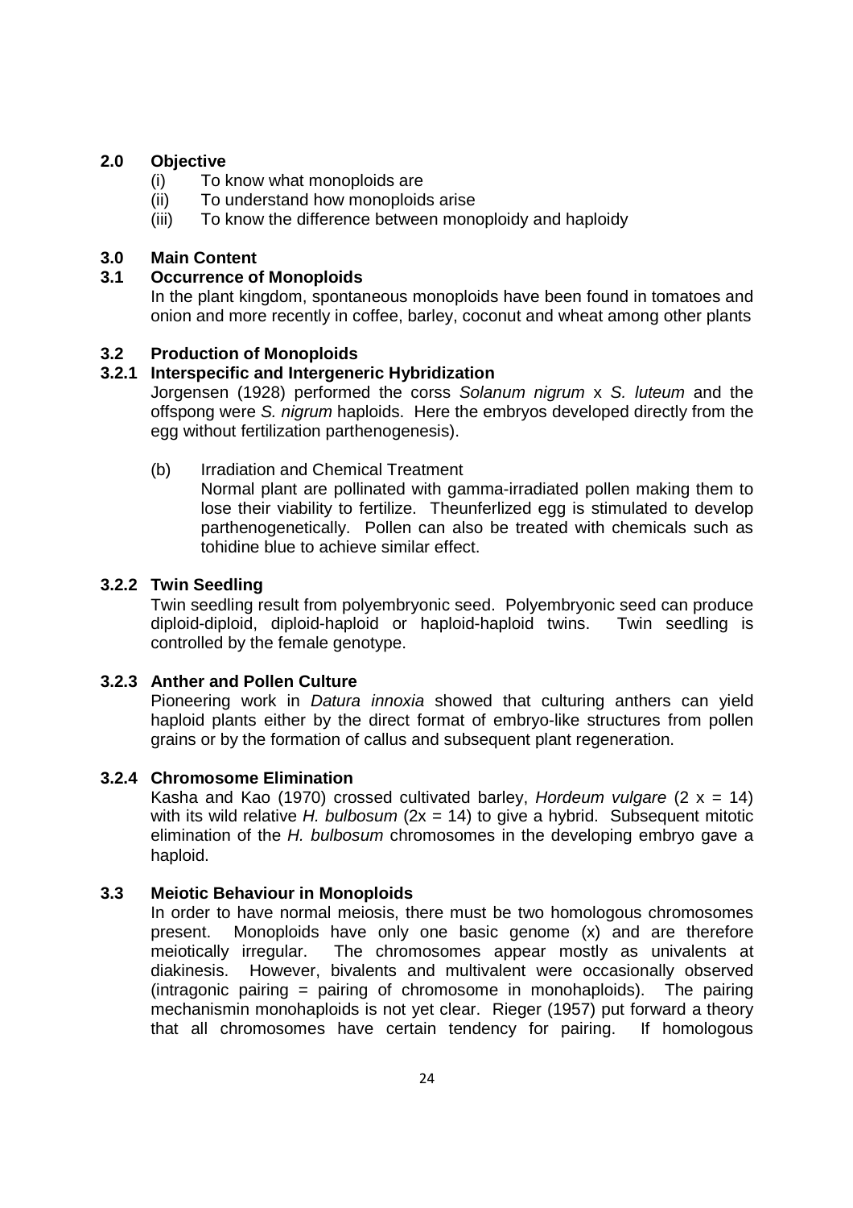## 2.0 Objective

(i) To know what monoploids are
(ii) To understand how monoploids arise
(iii) To know the difference between monoploidy and haploidy

## 3.0 Main Content

### 3.1 Occurrence of Monoploids

In the plant kingdom, spontaneous monoploids have been found in tomatoes and onion and more recently in coffee, barley, coconut and wheat among other plants

### 3.2 Production of Monoploids

#### 3.2.1 Interspecific and Intergeneric Hybridization

Jorgensen (1928) performed the corss *Solanum nigrum* x *S. luteum* and the offspong were *S. nigrum* haploids. Here the embryos developed directly from the egg without fertilization parthenogenesis).

(b) Irradiation and Chemical Treatment
Normal plant are pollinated with gamma-irradiated pollen making them to lose their viability to fertilize. Theunferlized egg is stimulated to develop parthenogenetically. Pollen can also be treated with chemicals such as tohidine blue to achieve similar effect.

#### 3.2.2 Twin Seedling

Twin seedling result from polyembryonic seed. Polyembryonic seed can produce diploid-diploid, diploid-haploid or haploid-haploid twins. Twin seedling is controlled by the female genotype.

#### 3.2.3 Anther and Pollen Culture

Pioneering work in *Datura innoxia* showed that culturing anthers can yield haploid plants either by the direct format of embryo-like structures from pollen grains or by the formation of callus and subsequent plant regeneration.

#### 3.2.4 Chromosome Elimination

Kasha and Kao (1970) crossed cultivated barley, *Hordeum vulgare* ($2x = 14$) with its wild relative *H. bulbosum* ($2x = 14$) to give a hybrid. Subsequent mitotic elimination of the *H. bulbosum* chromosomes in the developing embryo gave a haploid.

### 3.3 Meiotic Behaviour in Monoploids

In order to have normal meiosis, there must be two homologous chromosomes present. Monoploids have only one basic genome (x) and are therefore meiotically irregular. The chromosomes appear mostly as univalents at diakinesis. However, bivalents and multivalent were occasionally observed (intragonic pairing = pairing of chromosome in monohaploids). The pairing mechanismin monohaploids is not yet clear. Rieger (1957) put forward a theory that all chromosomes have certain tendency for pairing. If homologous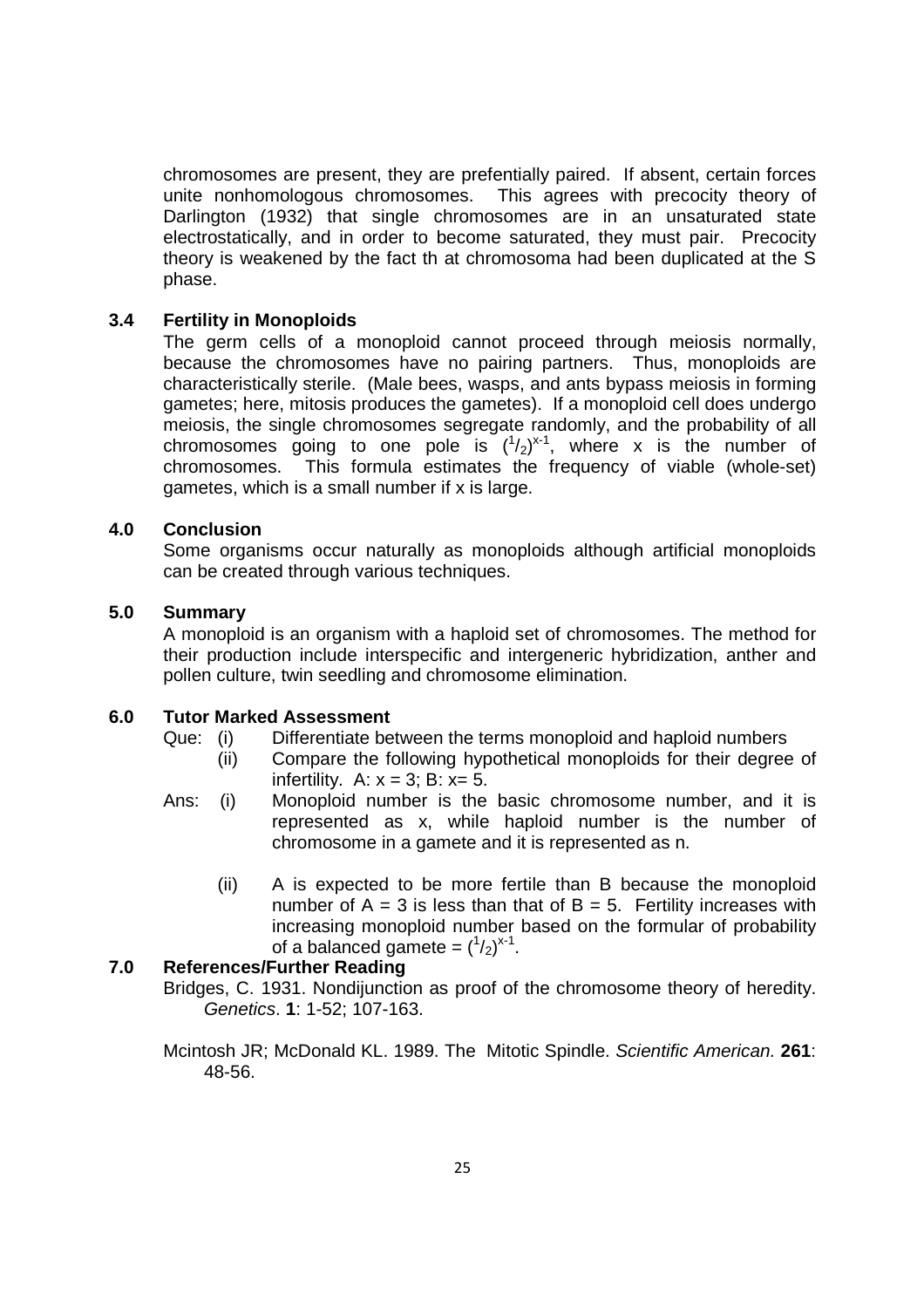chromosomes are present, they are prefentially paired. If absent, certain forces unite nonhomologous chromosomes. This agrees with precocity theory of Darlington (1932) that single chromosomes are in an unsaturated state electrostatically, and in order to become saturated, they must pair. Precocity theory is weakened by the fact th at chromosoma had been duplicated at the S phase.

### 3.4 Fertility in Monoploids

The germ cells of a monoploid cannot proceed through meiosis normally, because the chromosomes have no pairing partners. Thus, monoploids are characteristically sterile. (Male bees, wasps, and ants bypass meiosis in forming gametes; here, mitosis produces the gametes). If a monoploid cell does undergo meiosis, the single chromosomes segregate randomly, and the probability of all chromosomes going to one pole is $(^1/_2)^{x-1}$, where x is the number of chromosomes. This formula estimates the frequency of viable (whole-set) gametes, which is a small number if x is large.

## 4.0 Conclusion

Some organisms occur naturally as monoploids although artificial monoploids can be created through various techniques.

## 5.0 Summary

A monoploid is an organism with a haploid set of chromosomes. The method for their production include interspecific and intergeneric hybridization, anther and pollen culture, twin seedling and chromosome elimination.

## 6.0 Tutor Marked Assessment

Que: (i) Differentiate between the terms monoploid and haploid numbers

(ii) Compare the following hypothetical monoploids for their degree of infertility. A: $x = 3$; B: $x= 5$.

Ans: (i) Monoploid number is the basic chromosome number, and it is represented as x, while haploid number is the number of chromosome in a gamete and it is represented as n.

(ii) A is expected to be more fertile than B because the monoploid number of A = 3 is less than that of B = 5. Fertility increases with increasing monoploid number based on the formular of probability of a balanced gamete = $(^1/_2)^{x-1}$.

## 7.0 References/Further Reading

Bridges, C. 1931. Nondijunction as proof of the chromosome theory of heredity. *Genetics*. **1**: 1-52; 107-163.

Mcintosh JR; McDonald KL. 1989. The Mitotic Spindle. *Scientific American.* **261**: 48-56.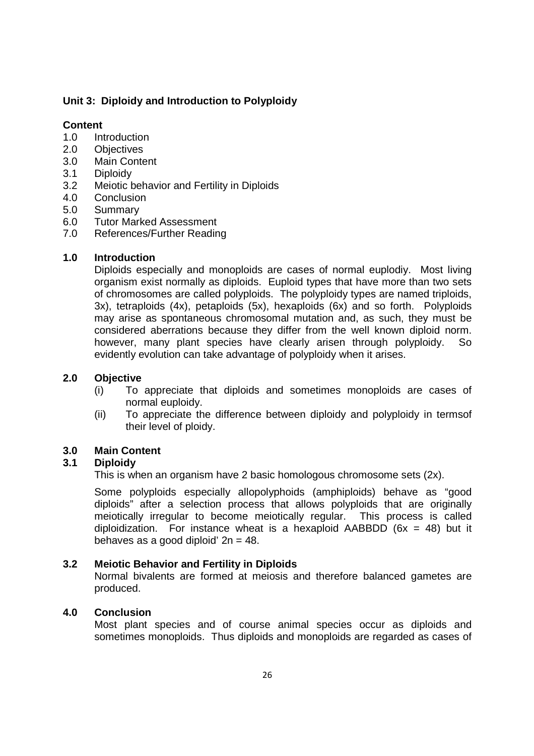## Unit 3: Diploidy and Introduction to Polyploidy

**Content**

1.0 Introduction
2.0 Objectives
3.0 Main Content
3.1 Diploidy
3.2 Meiotic behavior and Fertility in Diploids
4.0 Conclusion
5.0 Summary
6.0 Tutor Marked Assessment
7.0 References/Further Reading

### 1.0 Introduction

Diploids especially and monoploids are cases of normal euplodiy. Most living organism exist normally as diploids. Euploid types that have more than two sets of chromosomes are called polyploids. The polyploidy types are named triploids, 3x), tetraploids (4x), petaploids (5x), hexaploids (6x) and so forth. Polyploids may arise as spontaneous chromosomal mutation and, as such, they must be considered aberrations because they differ from the well known diploid norm. however, many plant species have clearly arisen through polyploidy. So evidently evolution can take advantage of polyploidy when it arises.

### 2.0 Objective

(i) To appreciate that diploids and sometimes monoploids are cases of normal euploidy.
(ii) To appreciate the difference between diploidy and polyploidy in termsof their level of ploidy.

### 3.0 Main Content

### 3.1 Diploidy

This is when an organism have 2 basic homologous chromosome sets (2x).

Some polyploids especially allopolyphoids (amphiploids) behave as "good diploids" after a selection process that allows polyploids that are originally meiotically irregular to become meiotically regular. This process is called diploidization. For instance wheat is a hexaploid AABBDD ($6x = 48$) but it behaves as a good diploid' $2n = 48$.

### 3.2 Meiotic Behavior and Fertility in Diploids

Normal bivalents are formed at meiosis and therefore balanced gametes are produced.

### 4.0 Conclusion

Most plant species and of course animal species occur as diploids and sometimes monoploids. Thus diploids and monoploids are regarded as cases of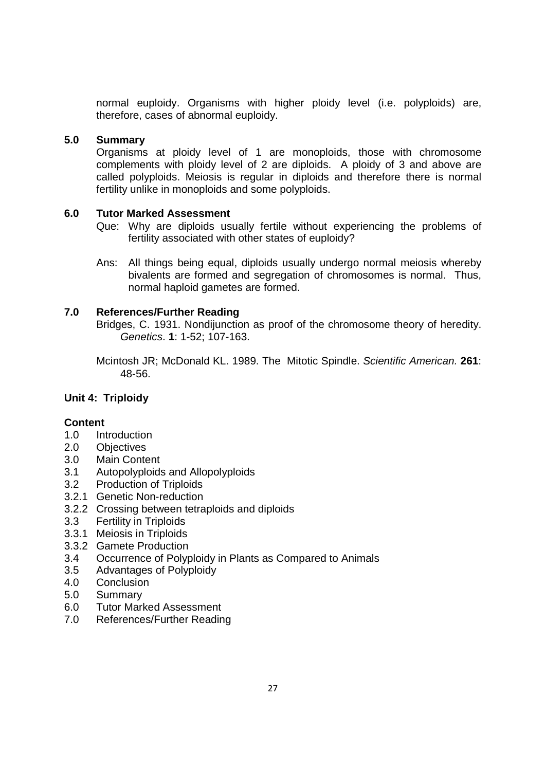normal euploidy. Organisms with higher ploidy level (i.e. polyploids) are, therefore, cases of abnormal euploidy.

### 5.0 Summary

Organisms at ploidy level of 1 are monoploids, those with chromosome complements with ploidy level of 2 are diploids. A ploidy of 3 and above are called polyploids. Meiosis is regular in diploids and therefore there is normal fertility unlike in monoploids and some polyploids.

### 6.0 Tutor Marked Assessment

Que: Why are diploids usually fertile without experiencing the problems of fertility associated with other states of euploidy?

Ans: All things being equal, diploids usually undergo normal meiosis whereby bivalents are formed and segregation of chromosomes is normal. Thus, normal haploid gametes are formed.

### 7.0 References/Further Reading

Bridges, C. 1931. Nondijunction as proof of the chromosome theory of heredity. *Genetics*. **1**: 1-52; 107-163.

Mcintosh JR; McDonald KL. 1989. The Mitotic Spindle. *Scientific American.* **261**: 48-56.

## Unit 4: Triploidy

**Content**

1.0 Introduction
2.0 Objectives
3.0 Main Content
3.1 Autopolyploids and Allopolyploids
3.2 Production of Triploids
3.2.1 Genetic Non-reduction
3.2.2 Crossing between tetraploids and diploids
3.3 Fertility in Triploids
3.3.1 Meiosis in Triploids
3.3.2 Gamete Production
3.4 Occurrence of Polyploidy in Plants as Compared to Animals
3.5 Advantages of Polyploidy
4.0 Conclusion
5.0 Summary
6.0 Tutor Marked Assessment
7.0 References/Further Reading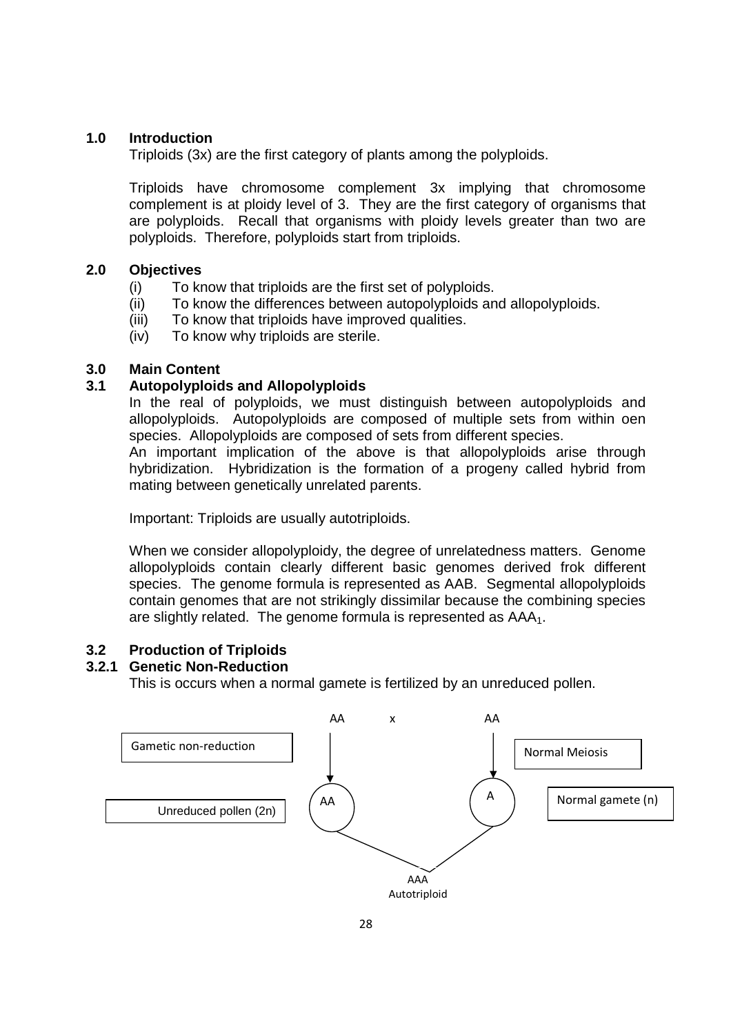## 1.0 Introduction

Triploids (3x) are the first category of plants among the polyploids.

Triploids have chromosome complement 3x implying that chromosome complement is at ploidy level of 3. They are the first category of organisms that are polyploids. Recall that organisms with ploidy levels greater than two are polyploids. Therefore, polyploids start from triploids.

## 2.0 Objectives

- (i) To know that triploids are the first set of polyploids.
- (ii) To know the differences between autopolyploids and allopolyploids.
- (iii) To know that triploids have improved qualities.
- (iv) To know why triploids are sterile.

## 3.0 Main Content

### 3.1 Autopolyploids and Allopolyploids

In the real of polyploids, we must distinguish between autopolyploids and allopolyploids. Autopolyploids are composed of multiple sets from within oen species. Allopolyploids are composed of sets from different species.

An important implication of the above is that allopolyploids arise through hybridization. Hybridization is the formation of a progeny called hybrid from mating between genetically unrelated parents.

Important: Triploids are usually autotriploids.

When we consider allopolyploidy, the degree of unrelatedness matters. Genome allopolyploids contain clearly different basic genomes derived frok different species. The genome formula is represented as AAB. Segmental allopolyploids contain genomes that are not strikingly dissimilar because the combining species are slightly related. The genome formula is represented as $AAA_1$.

### 3.2 Production of Triploids

#### 3.2.1 Genetic Non-Reduction

This is occurs when a normal gamete is fertilized by an unreduced pollen.

AA x AA

Gametic non-reduction → AA — Unreduced pollen (2n)

Normal Meiosis → A — Normal gamete (n)

AAA
Autotriploid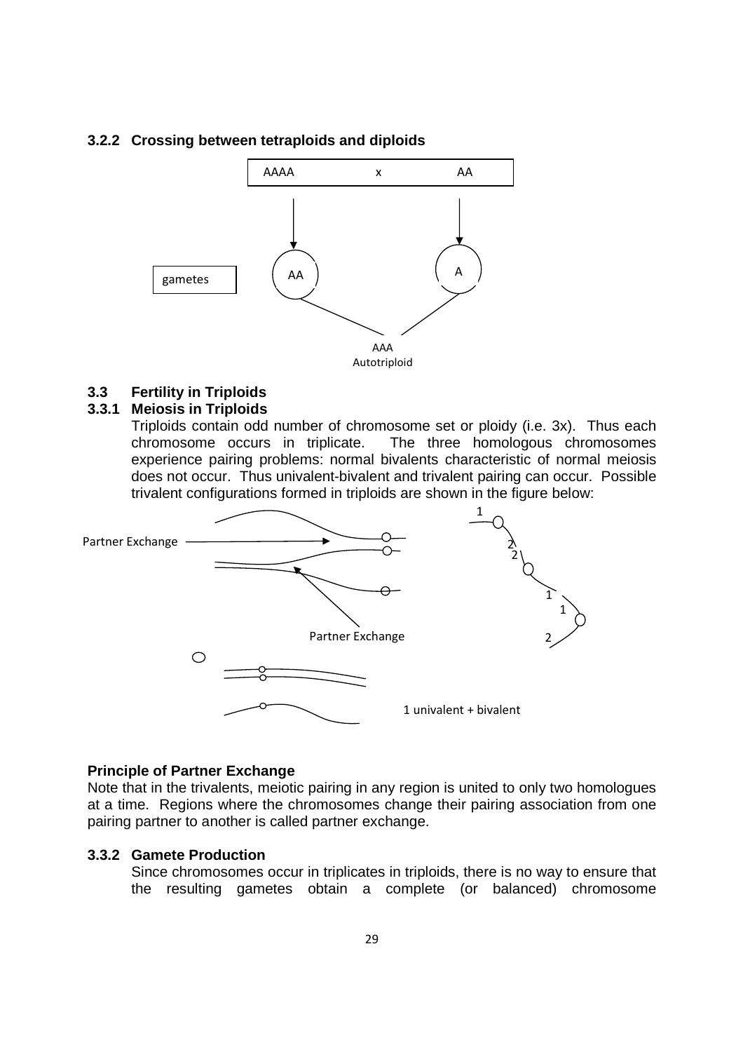### 3.2.2 Crossing between tetraploids and diploids

AAAA x AA

gametes: AA, A

AAA Autotriploid

### 3.3 Fertility in Triploids

#### 3.3.1 Meiosis in Triploids

Triploids contain odd number of chromosome set or ploidy (i.e. 3x). Thus each chromosome occurs in triplicate. The three homologous chromosomes experience pairing problems: normal bivalents characteristic of normal meiosis does not occur. Thus univalent-bivalent and trivalent pairing can occur. Possible trivalent configurations formed in triploids are shown in the figure below:

Partner Exchange

Partner Exchange

1 univalent + bivalent

**Principle of Partner Exchange**

Note that in the trivalents, meiotic pairing in any region is united to only two homologues at a time. Regions where the chromosomes change their pairing association from one pairing partner to another is called partner exchange.

#### 3.3.2 Gamete Production

Since chromosomes occur in triplicates in triploids, there is no way to ensure that the resulting gametes obtain a complete (or balanced) chromosome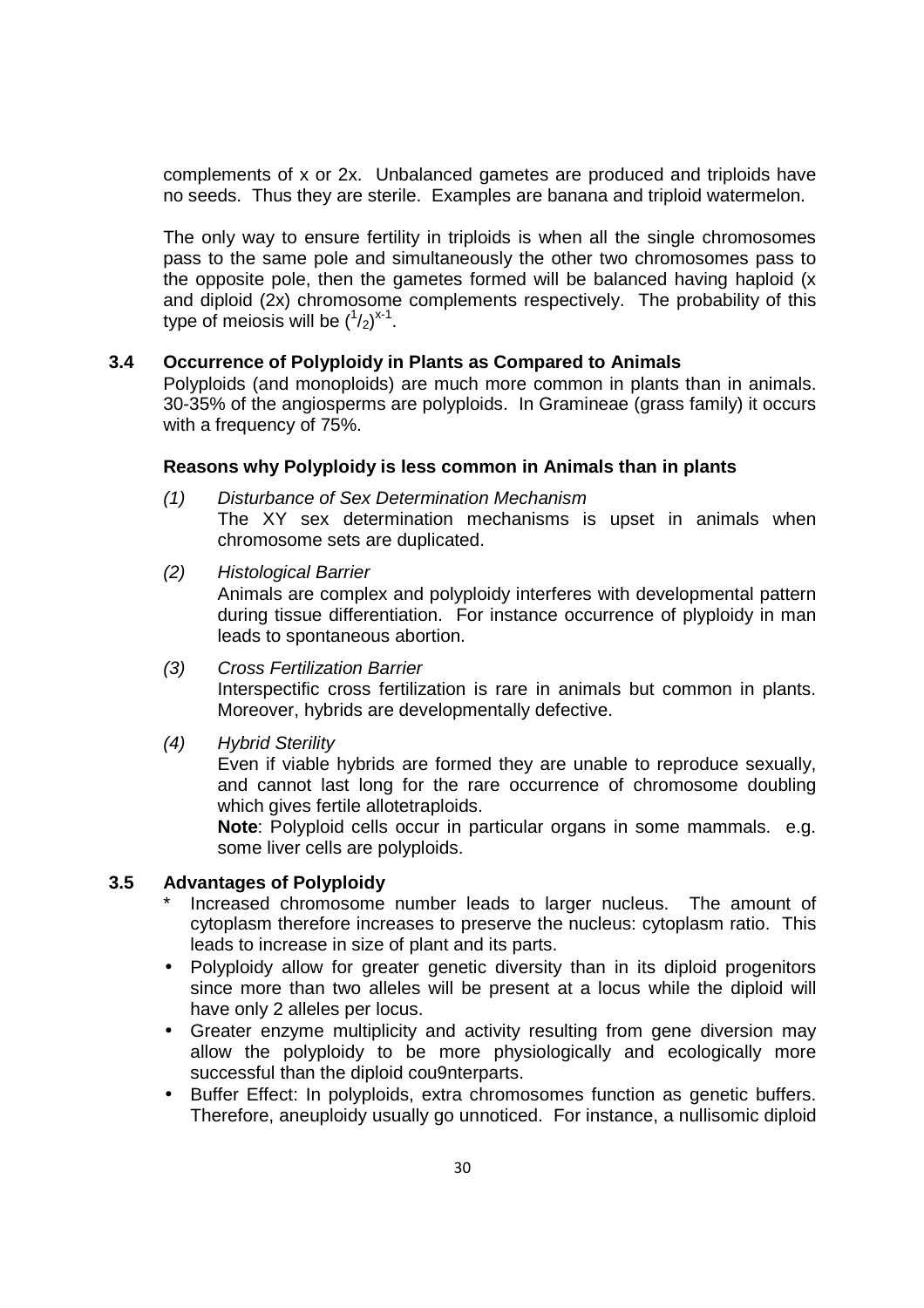complements of x or 2x. Unbalanced gametes are produced and triploids have no seeds. Thus they are sterile. Examples are banana and triploid watermelon.

The only way to ensure fertility in triploids is when all the single chromosomes pass to the same pole and simultaneously the other two chromosomes pass to the opposite pole, then the gametes formed will be balanced having haploid (x and diploid (2x) chromosome complements respectively. The probability of this type of meiosis will be $(^1/_2)^{x-1}$.

## 3.4 Occurrence of Polyploidy in Plants as Compared to Animals

Polyploids (and monoploids) are much more common in plants than in animals. 30-35% of the angiosperms are polyploids. In Gramineae (grass family) it occurs with a frequency of 75%.

**Reasons why Polyploidy is less common in Animals than in plants**

(1) *Disturbance of Sex Determination Mechanism*
The XY sex determination mechanisms is upset in animals when chromosome sets are duplicated.

(2) *Histological Barrier*
Animals are complex and polyploidy interferes with developmental pattern during tissue differentiation. For instance occurrence of plyploidy in man leads to spontaneous abortion.

(3) *Cross Fertilization Barrier*
Interspectific cross fertilization is rare in animals but common in plants. Moreover, hybrids are developmentally defective.

(4) *Hybrid Sterility*
Even if viable hybrids are formed they are unable to reproduce sexually, and cannot last long for the rare occurrence of chromosome doubling which gives fertile allotetraploids.
**Note**: Polyploid cells occur in particular organs in some mammals. e.g. some liver cells are polyploids.

## 3.5 Advantages of Polyploidy

* Increased chromosome number leads to larger nucleus. The amount of cytoplasm therefore increases to preserve the nucleus: cytoplasm ratio. This leads to increase in size of plant and its parts.
- Polyploidy allow for greater genetic diversity than in its diploid progenitors since more than two alleles will be present at a locus while the diploid will have only 2 alleles per locus.
- Greater enzyme multiplicity and activity resulting from gene diversion may allow the polyploidy to be more physiologically and ecologically more successful than the diploid cou9nterparts.
- Buffer Effect: In polyploids, extra chromosomes function as genetic buffers. Therefore, aneuploidy usually go unnoticed. For instance, a nullisomic diploid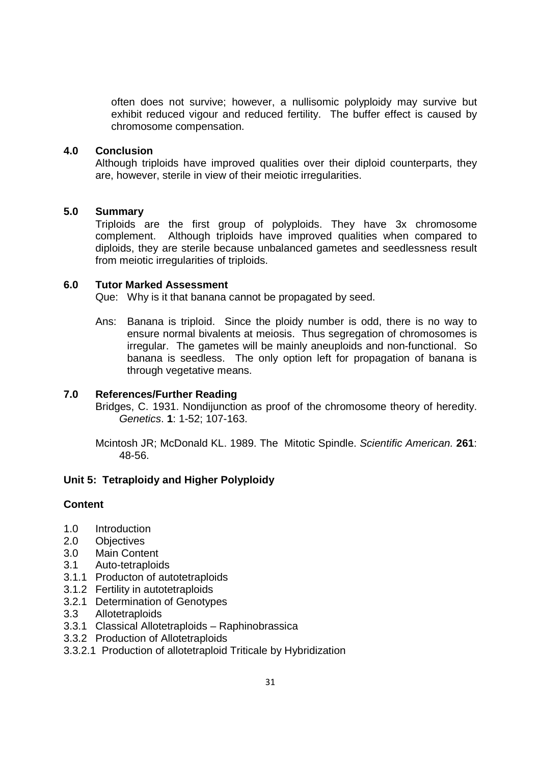often does not survive; however, a nullisomic polyploidy may survive but exhibit reduced vigour and reduced fertility. The buffer effect is caused by chromosome compensation.

## 4.0 Conclusion

Although triploids have improved qualities over their diploid counterparts, they are, however, sterile in view of their meiotic irregularities.

## 5.0 Summary

Triploids are the first group of polyploids. They have 3x chromosome complement. Although triploids have improved qualities when compared to diploids, they are sterile because unbalanced gametes and seedlessness result from meiotic irregularities of triploids.

## 6.0 Tutor Marked Assessment

Que: Why is it that banana cannot be propagated by seed.

Ans: Banana is triploid. Since the ploidy number is odd, there is no way to ensure normal bivalents at meiosis. Thus segregation of chromosomes is irregular. The gametes will be mainly aneuploids and non-functional. So banana is seedless. The only option left for propagation of banana is through vegetative means.

## 7.0 References/Further Reading

Bridges, C. 1931. Nondijunction as proof of the chromosome theory of heredity. *Genetics*. **1**: 1-52; 107-163.

Mcintosh JR; McDonald KL. 1989. The Mitotic Spindle. *Scientific American.* **261**: 48-56.

# Unit 5: Tetraploidy and Higher Polyploidy

## Content

1.0 Introduction
2.0 Objectives
3.0 Main Content
3.1 Auto-tetraploids
3.1.1 Producton of autotetraploids
3.1.2 Fertility in autotetraploids
3.2.1 Determination of Genotypes
3.3 Allotetraploids
3.3.1 Classical Allotetraploids – Raphinobrassica
3.3.2 Production of Allotetraploids
3.3.2.1 Production of allotetraploid Triticale by Hybridization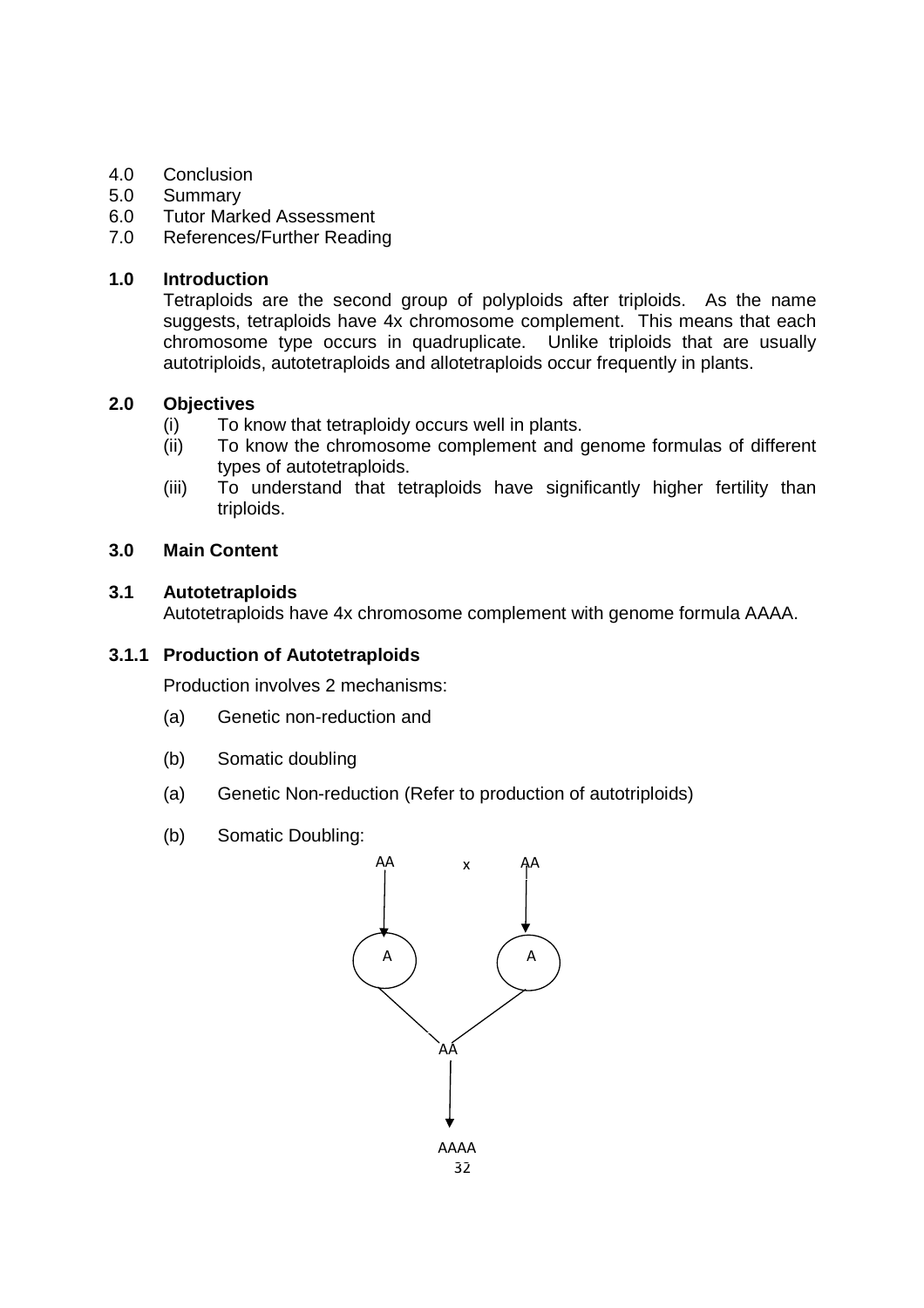4.0 Conclusion
5.0 Summary
6.0 Tutor Marked Assessment
7.0 References/Further Reading

## 1.0 Introduction

Tetraploids are the second group of polyploids after triploids. As the name suggests, tetraploids have 4x chromosome complement. This means that each chromosome type occurs in quadruplicate. Unlike triploids that are usually autotriploids, autotetraploids and allotetraploids occur frequently in plants.

## 2.0 Objectives

(i) To know that tetraploidy occurs well in plants.
(ii) To know the chromosome complement and genome formulas of different types of autotetraploids.
(iii) To understand that tetraploids have significantly higher fertility than triploids.

## 3.0 Main Content

### 3.1 Autotetraploids

Autotetraploids have 4x chromosome complement with genome formula AAAA.

### 3.1.1 Production of Autotetraploids

Production involves 2 mechanisms:

(a) Genetic non-reduction and

(b) Somatic doubling

(a) Genetic Non-reduction (Refer to production of autotriploids)

(b) Somatic Doubling:

```
AA        x        AA
 |                  |
 v                  v
(A)                (A)
   \              /
         AA
          |
          v
        AAAA
```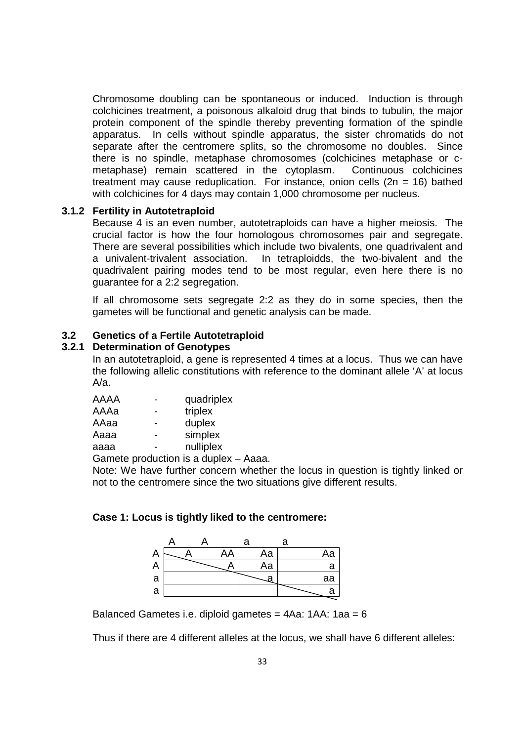Chromosome doubling can be spontaneous or induced. Induction is through colchicines treatment, a poisonous alkaloid drug that binds to tubulin, the major protein component of the spindle thereby preventing formation of the spindle apparatus. In cells without spindle apparatus, the sister chromatids do not separate after the centromere splits, so the chromosome no doubles. Since there is no spindle, metaphase chromosomes (colchicines metaphase or c-metaphase) remain scattered in the cytoplasm. Continuous colchicines treatment may cause reduplication. For instance, onion cells (2n = 16) bathed with colchicines for 4 days may contain 1,000 chromosome per nucleus.

### 3.1.2 Fertility in Autotetraploid

Because 4 is an even number, autotetraploids can have a higher meiosis. The crucial factor is how the four homologous chromosomes pair and segregate. There are several possibilities which include two bivalents, one quadrivalent and a univalent-trivalent association. In tetraploidds, the two-bivalent and the quadrivalent pairing modes tend to be most regular, even here there is no guarantee for a 2:2 segregation.

If all chromosome sets segregate 2:2 as they do in some species, then the gametes will be functional and genetic analysis can be made.

## 3.2 Genetics of a Fertile Autotetraploid

### 3.2.1 Determination of Genotypes

In an autotetraploid, a gene is represented 4 times at a locus. Thus we can have the following allelic constitutions with reference to the dominant allele 'A' at locus A/a.

AAAA - quadriplex
AAAa - triplex
AAaa - duplex
Aaaa - simplex
aaaa - nulliplex

Gamete production is a duplex – Aaaa.

Note: We have further concern whether the locus in question is tightly linked or not to the centromere since the two situations give different results.

**Case 1: Locus is tightly liked to the centromere:**

| | A | A | a | a |
|---|---|---|---|---|
| A | A | AA | Aa | Aa |
| A | | A | Aa | a |
| a | | | a | aa |
| a | | | | a |

Balanced Gametes i.e. diploid gametes = 4Aa: 1AA: 1aa = 6

Thus if there are 4 different alleles at the locus, we shall have 6 different alleles: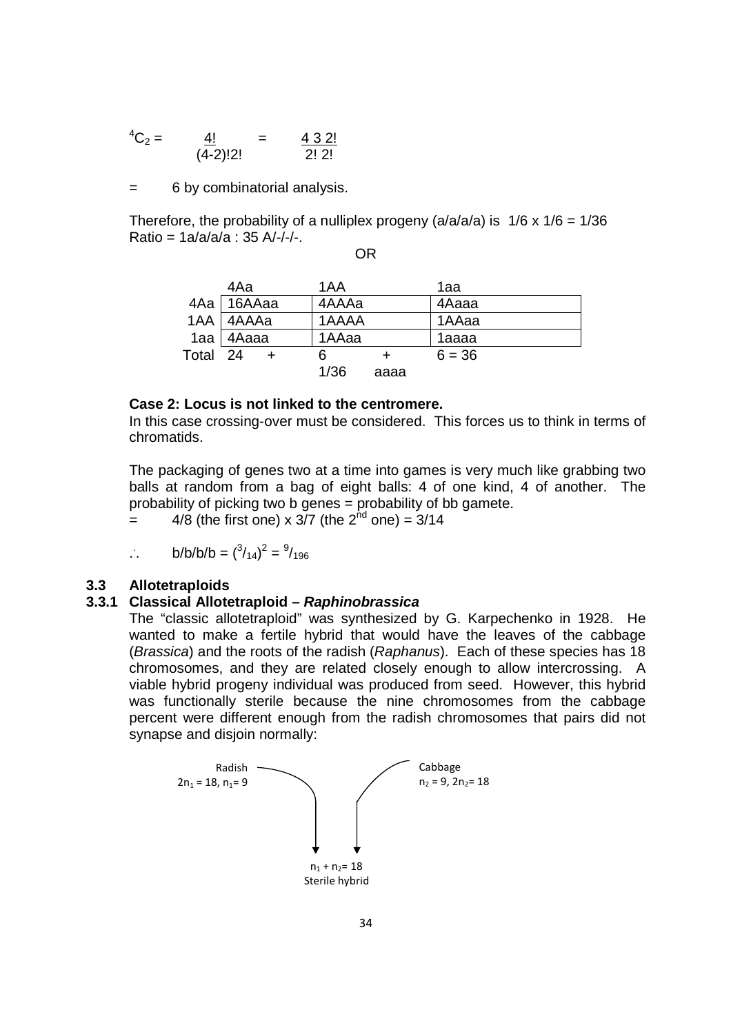$$^4C_2 = \frac{4!}{(4-2)!2!} = \frac{4\ 3\ 2!}{2!\ 2!}$$

= 6 by combinatorial analysis.

Therefore, the probability of a nulliplex progeny (a/a/a/a) is $1/6 \times 1/6 = 1/36$
Ratio = 1a/a/a/a : 35 A/-/-/-.

OR

| | 4Aa | 1AA | 1aa |
|---|---|---|---|
| 4Aa | 16AAaa | 4AAAa | 4Aaaa |
| 1AA | 4AAAa | 1AAAA | 1AAaa |
| 1aa | 4Aaaa | 1AAaa | 1aaaa |
| Total | 24 + | 6 + | 6 = 36 |
| | | 1/36 aaaa | |

**Case 2: Locus is not linked to the centromere.**
In this case crossing-over must be considered. This forces us to think in terms of chromatids.

The packaging of genes two at a time into games is very much like grabbing two balls at random from a bag of eight balls: 4 of one kind, 4 of another. The probability of picking two b genes = probability of bb gamete.
= 4/8 (the first one) x 3/7 (the 2nd one) = 3/14

$\therefore$ b/b/b/b = $(^3/_{14})^2 = {^9/_{196}}$

## 3.3 Allotetraploids

### 3.3.1 Classical Allotetraploid – *Raphinobrassica*

The "classic allotetraploid" was synthesized by G. Karpechenko in 1928. He wanted to make a fertile hybrid that would have the leaves of the cabbage (*Brassica*) and the roots of the radish (*Raphanus*). Each of these species has 18 chromosomes, and they are related closely enough to allow intercrossing. A viable hybrid progeny individual was produced from seed. However, this hybrid was functionally sterile because the nine chromosomes from the cabbage percent were different enough from the radish chromosomes that pairs did not synapse and disjoin normally:

Radish
$2n_1 = 18$, $n_1 = 9$

Cabbage
$n_2 = 9$, $2n_2 = 18$

$n_1 + n_2 = 18$
Sterile hybrid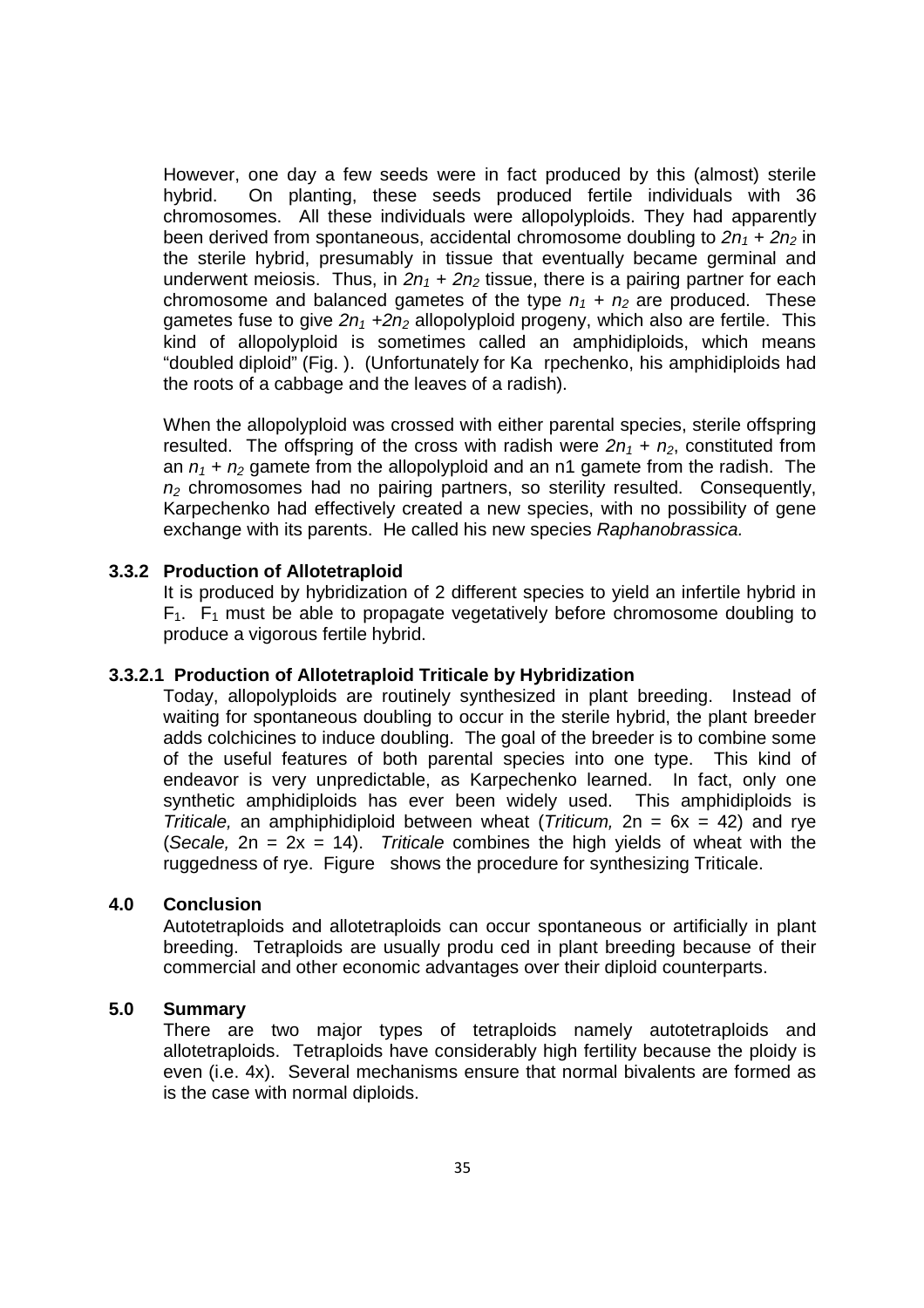However, one day a few seeds were in fact produced by this (almost) sterile hybrid. On planting, these seeds produced fertile individuals with 36 chromosomes. All these individuals were allopolyploids. They had apparently been derived from spontaneous, accidental chromosome doubling to $2n_1 + 2n_2$ in the sterile hybrid, presumably in tissue that eventually became germinal and underwent meiosis. Thus, in $2n_1 + 2n_2$ tissue, there is a pairing partner for each chromosome and balanced gametes of the type $n_1 + n_2$ are produced. These gametes fuse to give $2n_1 + 2n_2$ allopolyploid progeny, which also are fertile. This kind of allopolyploid is sometimes called an amphidiploids, which means "doubled diploid" (Fig. ). (Unfortunately for Ka rpechenko, his amphidiploids had the roots of a cabbage and the leaves of a radish).

When the allopolyploid was crossed with either parental species, sterile offspring resulted. The offspring of the cross with radish were $2n_1 + n_2$, constituted from an $n_1 + n_2$ gamete from the allopolyploid and an n1 gamete from the radish. The $n_2$ chromosomes had no pairing partners, so sterility resulted. Consequently, Karpechenko had effectively created a new species, with no possibility of gene exchange with its parents. He called his new species *Raphanobrassica.*

### 3.3.2 Production of Allotetraploid

It is produced by hybridization of 2 different species to yield an infertile hybrid in $F_1$. $F_1$ must be able to propagate vegetatively before chromosome doubling to produce a vigorous fertile hybrid.

#### 3.3.2.1 Production of Allotetraploid Triticale by Hybridization

Today, allopolyploids are routinely synthesized in plant breeding. Instead of waiting for spontaneous doubling to occur in the sterile hybrid, the plant breeder adds colchicines to induce doubling. The goal of the breeder is to combine some of the useful features of both parental species into one type. This kind of endeavor is very unpredictable, as Karpechenko learned. In fact, only one synthetic amphidiploids has ever been widely used. This amphidiploids is *Triticale,* an amphiphidiploid between wheat (*Triticum,* 2n = 6x = 42) and rye (*Secale,* 2n = 2x = 14). *Triticale* combines the high yields of wheat with the ruggedness of rye. Figure shows the procedure for synthesizing Triticale.

## 4.0 Conclusion

Autotetraploids and allotetraploids can occur spontaneous or artificially in plant breeding. Tetraploids are usually produ ced in plant breeding because of their commercial and other economic advantages over their diploid counterparts.

## 5.0 Summary

There are two major types of tetraploids namely autotetraploids and allotetraploids. Tetraploids have considerably high fertility because the ploidy is even (i.e. 4x). Several mechanisms ensure that normal bivalents are formed as is the case with normal diploids.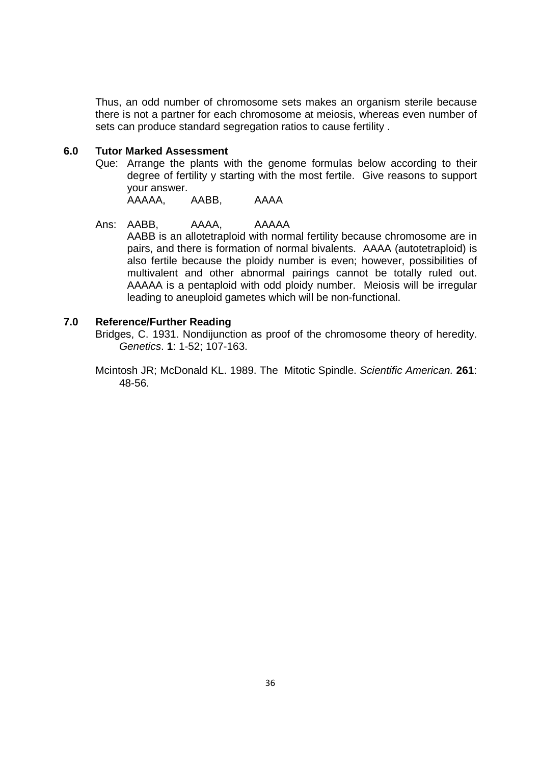Thus, an odd number of chromosome sets makes an organism sterile because there is not a partner for each chromosome at meiosis, whereas even number of sets can produce standard segregation ratios to cause fertility .

## 6.0 Tutor Marked Assessment

Que: Arrange the plants with the genome formulas below according to their degree of fertility y starting with the most fertile. Give reasons to support your answer.

AAAAA, AABB, AAAA

Ans: AABB, AAAA, AAAAA

AABB is an allotetraploid with normal fertility because chromosome are in pairs, and there is formation of normal bivalents. AAAA (autotetraploid) is also fertile because the ploidy number is even; however, possibilities of multivalent and other abnormal pairings cannot be totally ruled out. AAAAA is a pentaploid with odd ploidy number. Meiosis will be irregular leading to aneuploid gametes which will be non-functional.

## 7.0 Reference/Further Reading

Bridges, C. 1931. Nondijunction as proof of the chromosome theory of heredity. *Genetics*. **1**: 1-52; 107-163.

Mcintosh JR; McDonald KL. 1989. The Mitotic Spindle. *Scientific American.* **261**: 48-56.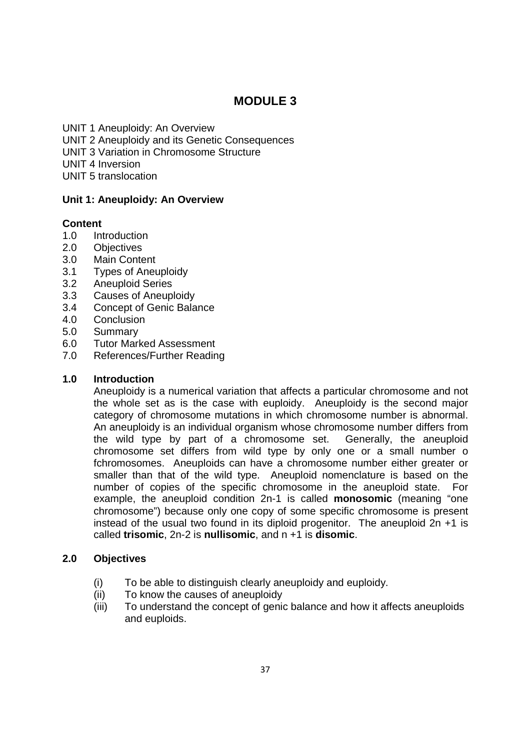# MODULE 3

UNIT 1 Aneuploidy: An Overview
UNIT 2 Aneuploidy and its Genetic Consequences
UNIT 3 Variation in Chromosome Structure
UNIT 4 Inversion
UNIT 5 translocation

## Unit 1: Aneuploidy: An Overview

**Content**

1.0 Introduction
2.0 Objectives
3.0 Main Content
3.1 Types of Aneuploidy
3.2 Aneuploid Series
3.3 Causes of Aneuploidy
3.4 Concept of Genic Balance
4.0 Conclusion
5.0 Summary
6.0 Tutor Marked Assessment
7.0 References/Further Reading

### 1.0 Introduction

Aneuploidy is a numerical variation that affects a particular chromosome and not the whole set as is the case with euploidy. Aneuploidy is the second major category of chromosome mutations in which chromosome number is abnormal. An aneuploidy is an individual organism whose chromosome number differs from the wild type by part of a chromosome set. Generally, the aneuploid chromosome set differs from wild type by only one or a small number o fchromosomes. Aneuploids can have a chromosome number either greater or smaller than that of the wild type. Aneuploid nomenclature is based on the number of copies of the specific chromosome in the aneuploid state. For example, the aneuploid condition 2n-1 is called **monosomic** (meaning "one chromosome") because only one copy of some specific chromosome is present instead of the usual two found in its diploid progenitor. The aneuploid 2n +1 is called **trisomic**, 2n-2 is **nullisomic**, and n +1 is **disomic**.

### 2.0 Objectives

(i) To be able to distinguish clearly aneuploidy and euploidy.
(ii) To know the causes of aneuploidy
(iii) To understand the concept of genic balance and how it affects aneuploids and euploids.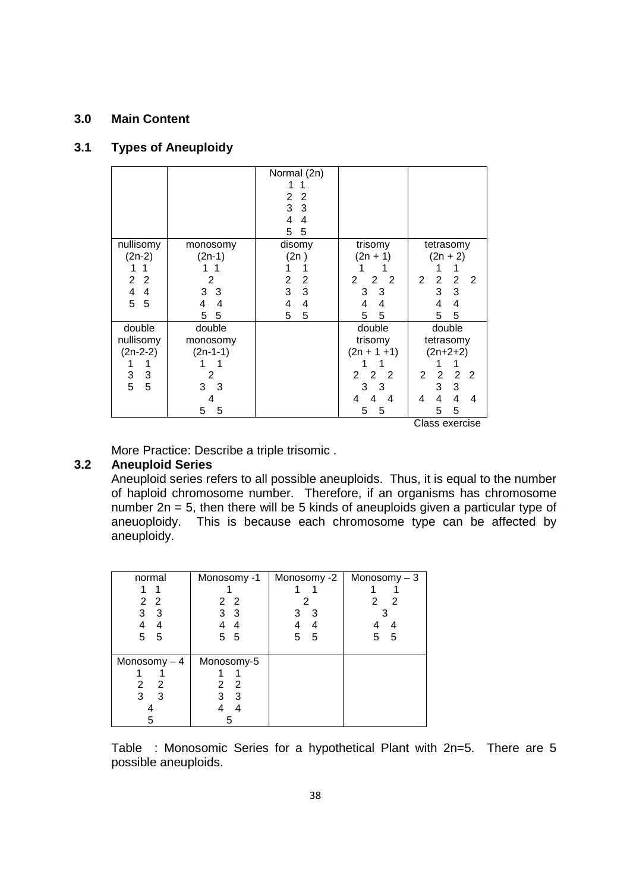### 3.0 Main Content

### 3.1 Types of Aneuploidy

| | | Normal (2n)<br>1 1<br>2 2<br>3 3<br>4 4<br>5 5 | | |
|---|---|---|---|---|
| nullisomy<br>(2n-2)<br>1 1<br>2 2<br>4 4<br>5 5 | monosomy<br>(2n-1)<br>1 1<br>2<br>3 3<br>4 4<br>5 5 | disomy<br>(2n )<br>1 1<br>2 2<br>3 3<br>4 4<br>5 5 | trisomy<br>(2n + 1)<br>1 1<br>2 2 2<br>3 3<br>4 4<br>5 5 | tetrasomy<br>(2n + 2)<br>1 1<br>2 2 2 2<br>3 3<br>4 4<br>5 5 |
| double nullisomy<br>(2n-2-2)<br>1 1<br>3 3<br>5 5 | double monosomy<br>(2n-1-1)<br>1 1<br>2<br>3 3<br>4<br>5 5 | | double trisomy<br>(2n + 1 +1)<br>1 1<br>2 2 2<br>3 3<br>4 4 4<br>5 5 | double tetrasomy<br>(2n+2+2)<br>1 1<br>2 2 2 2<br>3 3<br>4 4 4 4<br>5 5 |

Class exercise

More Practice: Describe a triple trisomic .

### 3.2 Aneuploid Series

Aneuploid series refers to all possible aneuploids. Thus, it is equal to the number of haploid chromosome number. Therefore, if an organisms has chromosome number 2n = 5, then there will be 5 kinds of aneuploids given a particular type of aneuoploidy. This is because each chromosome type can be affected by aneuploidy.

| normal<br>1 1<br>2 2<br>3 3<br>4 4<br>5 5 | Monosomy -1<br>1<br>2 2<br>3 3<br>4 4<br>5 5 | Monosomy -2<br>1 1<br>2<br>3 3<br>4 4<br>5 5 | Monosomy – 3<br>1 1<br>2 2<br>3<br>4 4<br>5 5 |
|---|---|---|---|
| Monosomy – 4<br>1 1<br>2 2<br>3 3<br>4<br>5 | Monosomy-5<br>1 1<br>2 2<br>3 3<br>4 4<br>5 | | |

Table : Monosomic Series for a hypothetical Plant with 2n=5. There are 5 possible aneuploids.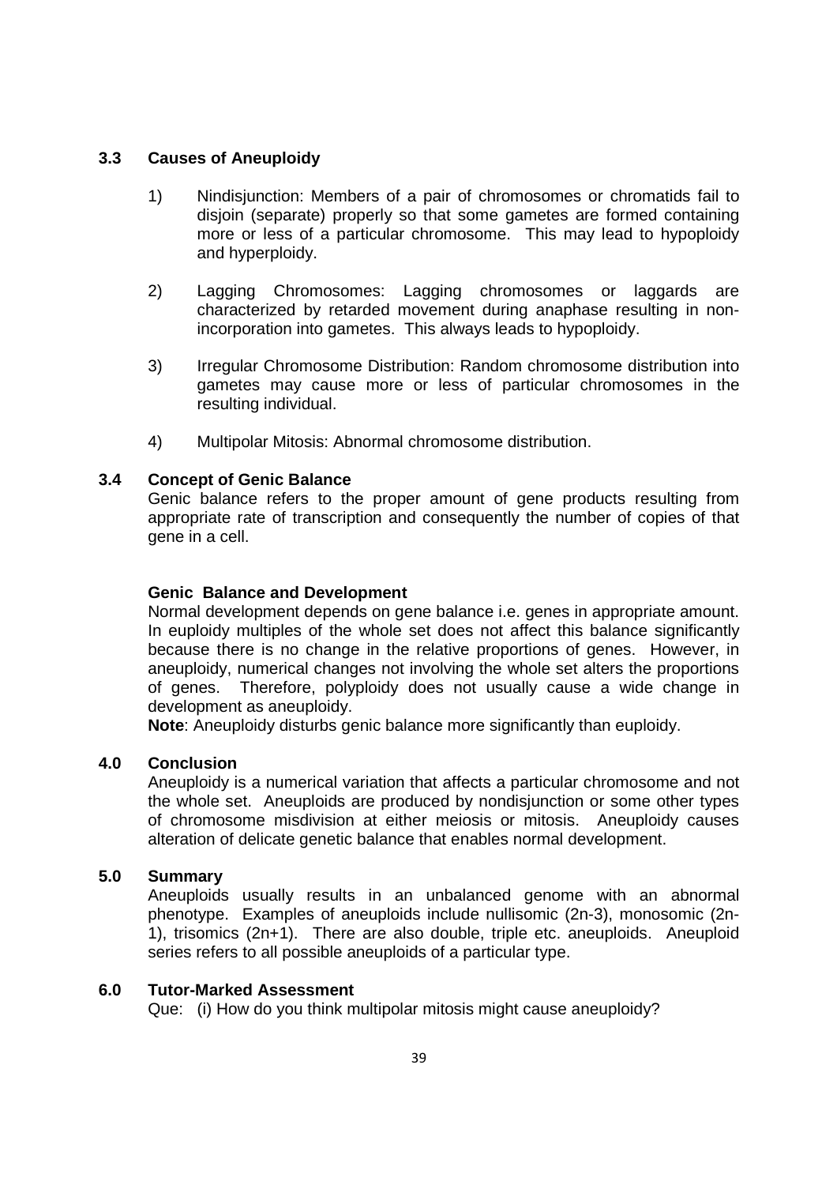### 3.3 Causes of Aneuploidy

1) Nindisjunction: Members of a pair of chromosomes or chromatids fail to disjoin (separate) properly so that some gametes are formed containing more or less of a particular chromosome. This may lead to hypoploidy and hyperploidy.

2) Lagging Chromosomes: Lagging chromosomes or laggards are characterized by retarded movement during anaphase resulting in non-incorporation into gametes. This always leads to hypoploidy.

3) Irregular Chromosome Distribution: Random chromosome distribution into gametes may cause more or less of particular chromosomes in the resulting individual.

4) Multipolar Mitosis: Abnormal chromosome distribution.

### 3.4 Concept of Genic Balance

Genic balance refers to the proper amount of gene products resulting from appropriate rate of transcription and consequently the number of copies of that gene in a cell.

**Genic Balance and Development**

Normal development depends on gene balance i.e. genes in appropriate amount. In euploidy multiples of the whole set does not affect this balance significantly because there is no change in the relative proportions of genes. However, in aneuploidy, numerical changes not involving the whole set alters the proportions of genes. Therefore, polyploidy does not usually cause a wide change in development as aneuploidy.

**Note**: Aneuploidy disturbs genic balance more significantly than euploidy.

## 4.0 Conclusion

Aneuploidy is a numerical variation that affects a particular chromosome and not the whole set. Aneuploids are produced by nondisjunction or some other types of chromosome misdivision at either meiosis or mitosis. Aneuploidy causes alteration of delicate genetic balance that enables normal development.

## 5.0 Summary

Aneuploids usually results in an unbalanced genome with an abnormal phenotype. Examples of aneuploids include nullisomic (2n-3), monosomic (2n-1), trisomics (2n+1). There are also double, triple etc. aneuploids. Aneuploid series refers to all possible aneuploids of a particular type.

## 6.0 Tutor-Marked Assessment

Que: (i) How do you think multipolar mitosis might cause aneuploidy?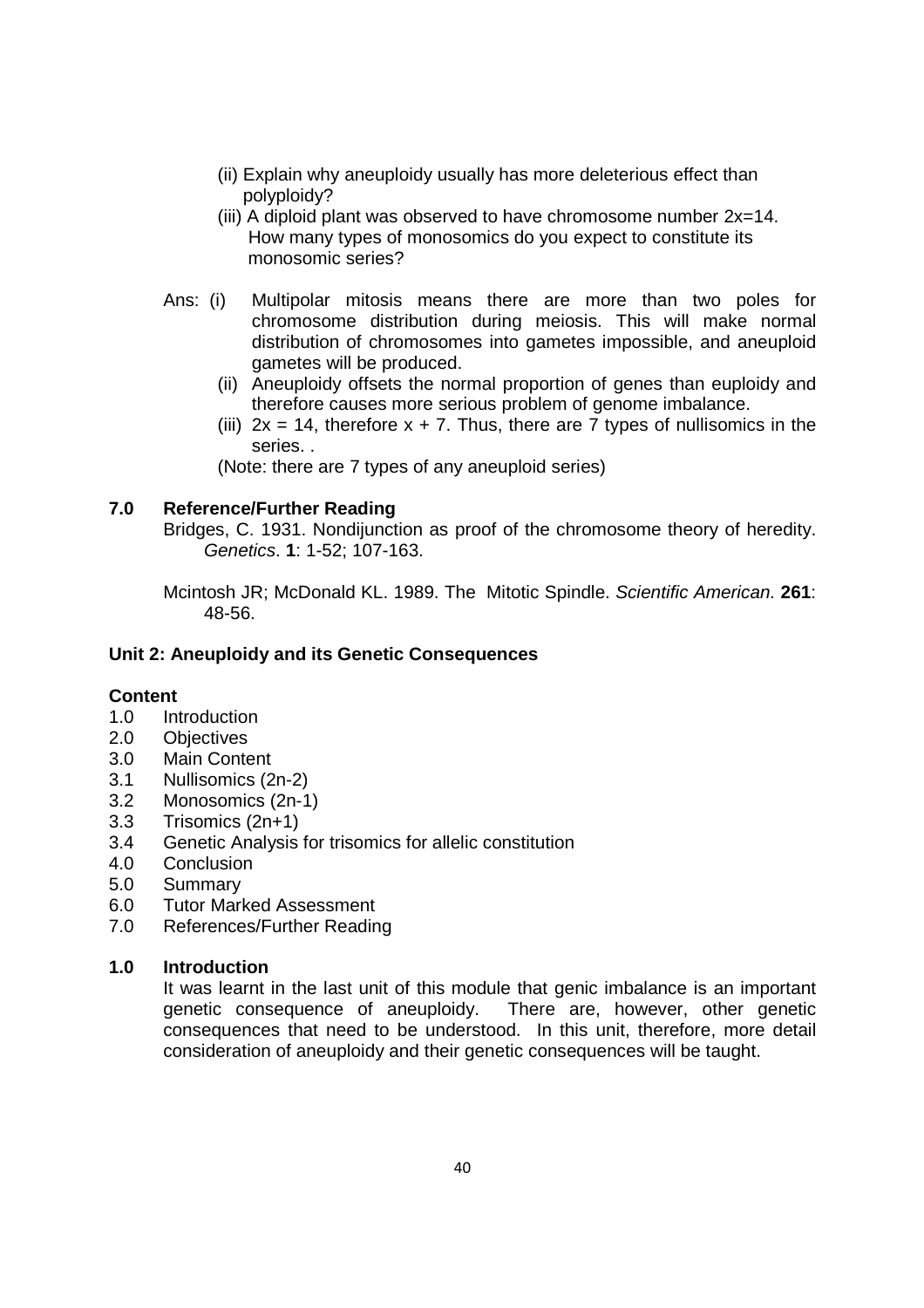(ii) Explain why aneuploidy usually has more deleterious effect than polyploidy?

(iii) A diploid plant was observed to have chromosome number 2x=14. How many types of monosomics do you expect to constitute its monosomic series?

Ans: (i) Multipolar mitosis means there are more than two poles for chromosome distribution during meiosis. This will make normal distribution of chromosomes into gametes impossible, and aneuploid gametes will be produced.

(ii) Aneuploidy offsets the normal proportion of genes than euploidy and therefore causes more serious problem of genome imbalance.

(iii) $2x = 14$, therefore $x + 7$. Thus, there are 7 types of nullisomics in the series. .

(Note: there are 7 types of any aneuploid series)

## 7.0 Reference/Further Reading

Bridges, C. 1931. Nondijunction as proof of the chromosome theory of heredity. *Genetics*. **1**: 1-52; 107-163.

Mcintosh JR; McDonald KL. 1989. The Mitotic Spindle. *Scientific American.* **261**: 48-56.

## Unit 2: Aneuploidy and its Genetic Consequences

**Content**

1.0 Introduction
2.0 Objectives
3.0 Main Content
3.1 Nullisomics (2n-2)
3.2 Monosomics (2n-1)
3.3 Trisomics (2n+1)
3.4 Genetic Analysis for trisomics for allelic constitution
4.0 Conclusion
5.0 Summary
6.0 Tutor Marked Assessment
7.0 References/Further Reading

### 1.0 Introduction

It was learnt in the last unit of this module that genic imbalance is an important genetic consequence of aneuploidy. There are, however, other genetic consequences that need to be understood. In this unit, therefore, more detail consideration of aneuploidy and their genetic consequences will be taught.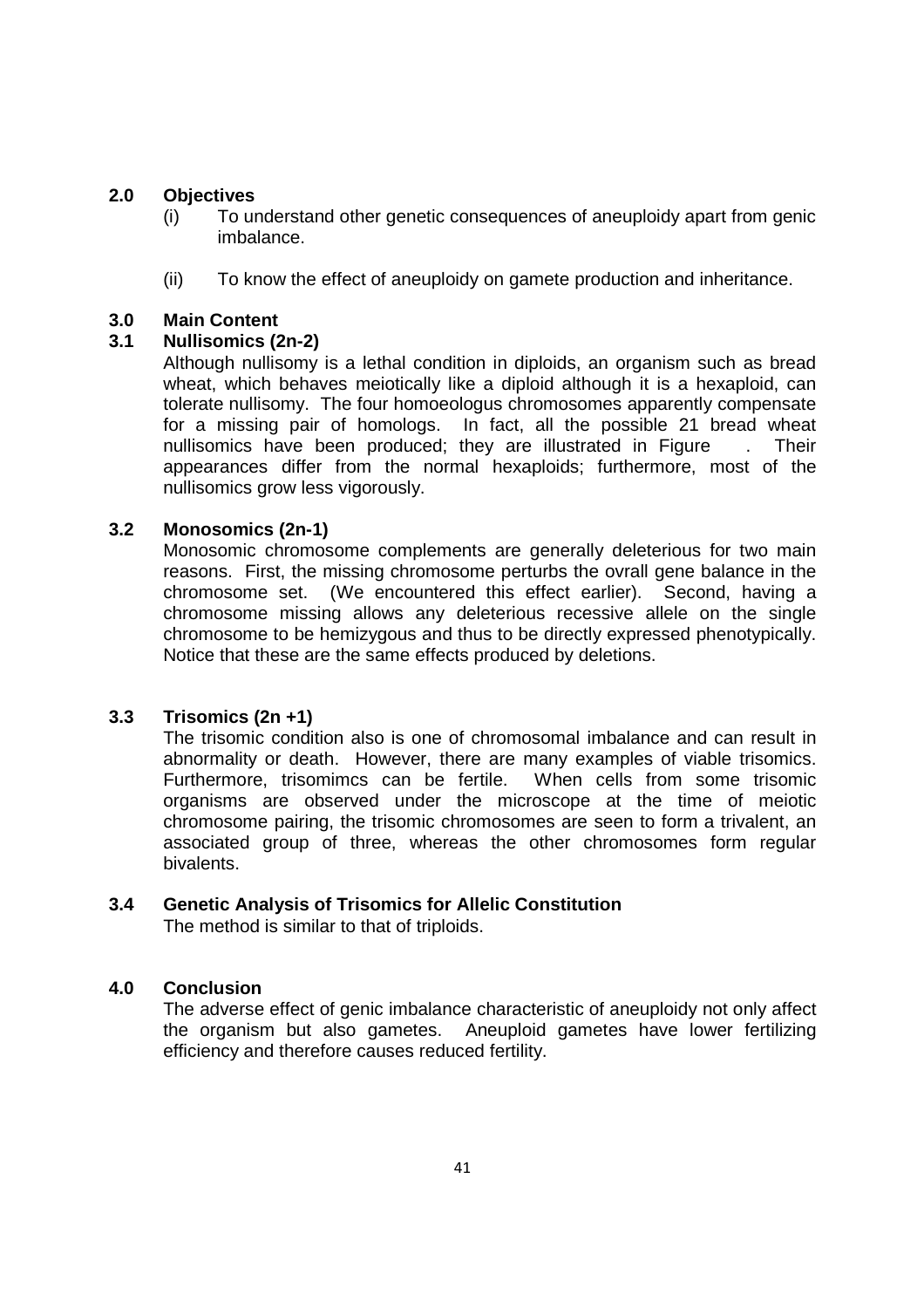## 2.0 Objectives

(i) To understand other genetic consequences of aneuploidy apart from genic imbalance.

(ii) To know the effect of aneuploidy on gamete production and inheritance.

## 3.0 Main Content

### 3.1 Nullisomics (2n-2)

Although nullisomy is a lethal condition in diploids, an organism such as bread wheat, which behaves meiotically like a diploid although it is a hexaploid, can tolerate nullisomy. The four homoeologus chromosomes apparently compensate for a missing pair of homologs. In fact, all the possible 21 bread wheat nullisomics have been produced; they are illustrated in Figure . Their appearances differ from the normal hexaploids; furthermore, most of the nullisomics grow less vigorously.

### 3.2 Monosomics (2n-1)

Monosomic chromosome complements are generally deleterious for two main reasons. First, the missing chromosome perturbs the ovrall gene balance in the chromosome set. (We encountered this effect earlier). Second, having a chromosome missing allows any deleterious recessive allele on the single chromosome to be hemizygous and thus to be directly expressed phenotypically. Notice that these are the same effects produced by deletions.

### 3.3 Trisomics (2n +1)

The trisomic condition also is one of chromosomal imbalance and can result in abnormality or death. However, there are many examples of viable trisomics. Furthermore, trisomimcs can be fertile. When cells from some trisomic organisms are observed under the microscope at the time of meiotic chromosome pairing, the trisomic chromosomes are seen to form a trivalent, an associated group of three, whereas the other chromosomes form regular bivalents.

### 3.4 Genetic Analysis of Trisomics for Allelic Constitution

The method is similar to that of triploids.

## 4.0 Conclusion

The adverse effect of genic imbalance characteristic of aneuploidy not only affect the organism but also gametes. Aneuploid gametes have lower fertilizing efficiency and therefore causes reduced fertility.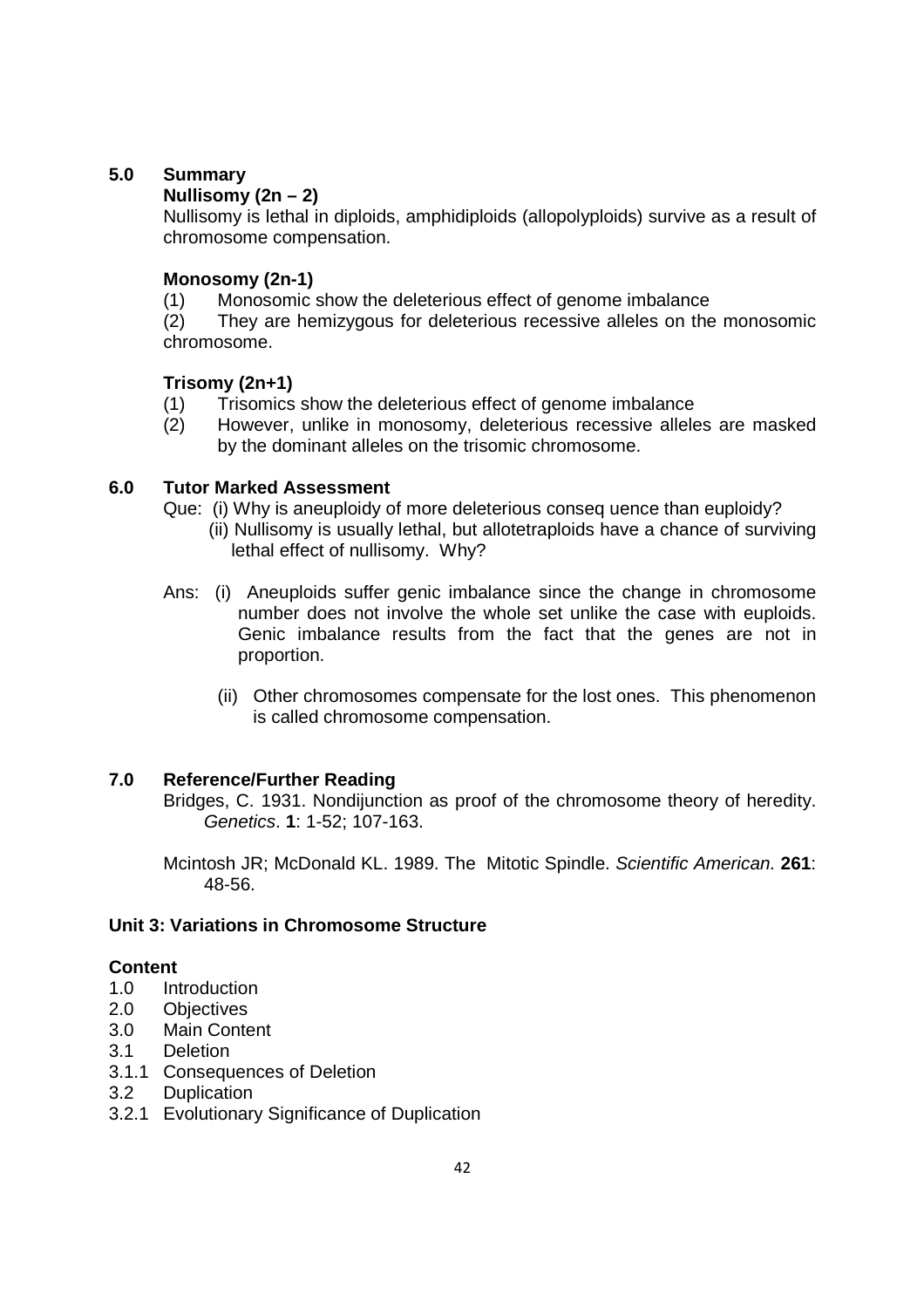## 5.0 Summary

**Nullisomy (2n – 2)**

Nullisomy is lethal in diploids, amphidiploids (allopolyploids) survive as a result of chromosome compensation.

**Monosomy (2n-1)**

(1) Monosomic show the deleterious effect of genome imbalance

(2) They are hemizygous for deleterious recessive alleles on the monosomic chromosome.

**Trisomy (2n+1)**

(1) Trisomics show the deleterious effect of genome imbalance

(2) However, unlike in monosomy, deleterious recessive alleles are masked by the dominant alleles on the trisomic chromosome.

## 6.0 Tutor Marked Assessment

Que: (i) Why is aneuploidy of more deleterious conseq uence than euploidy?

(ii) Nullisomy is usually lethal, but allotetraploids have a chance of surviving lethal effect of nullisomy. Why?

Ans: (i) Aneuploids suffer genic imbalance since the change in chromosome number does not involve the whole set unlike the case with euploids. Genic imbalance results from the fact that the genes are not in proportion.

(ii) Other chromosomes compensate for the lost ones. This phenomenon is called chromosome compensation.

## 7.0 Reference/Further Reading

Bridges, C. 1931. Nondijunction as proof of the chromosome theory of heredity. *Genetics*. **1**: 1-52; 107-163.

Mcintosh JR; McDonald KL. 1989. The Mitotic Spindle. *Scientific American.* **261**: 48-56.

## Unit 3: Variations in Chromosome Structure

**Content**

1.0 Introduction
2.0 Objectives
3.0 Main Content
3.1 Deletion
3.1.1 Consequences of Deletion
3.2 Duplication
3.2.1 Evolutionary Significance of Duplication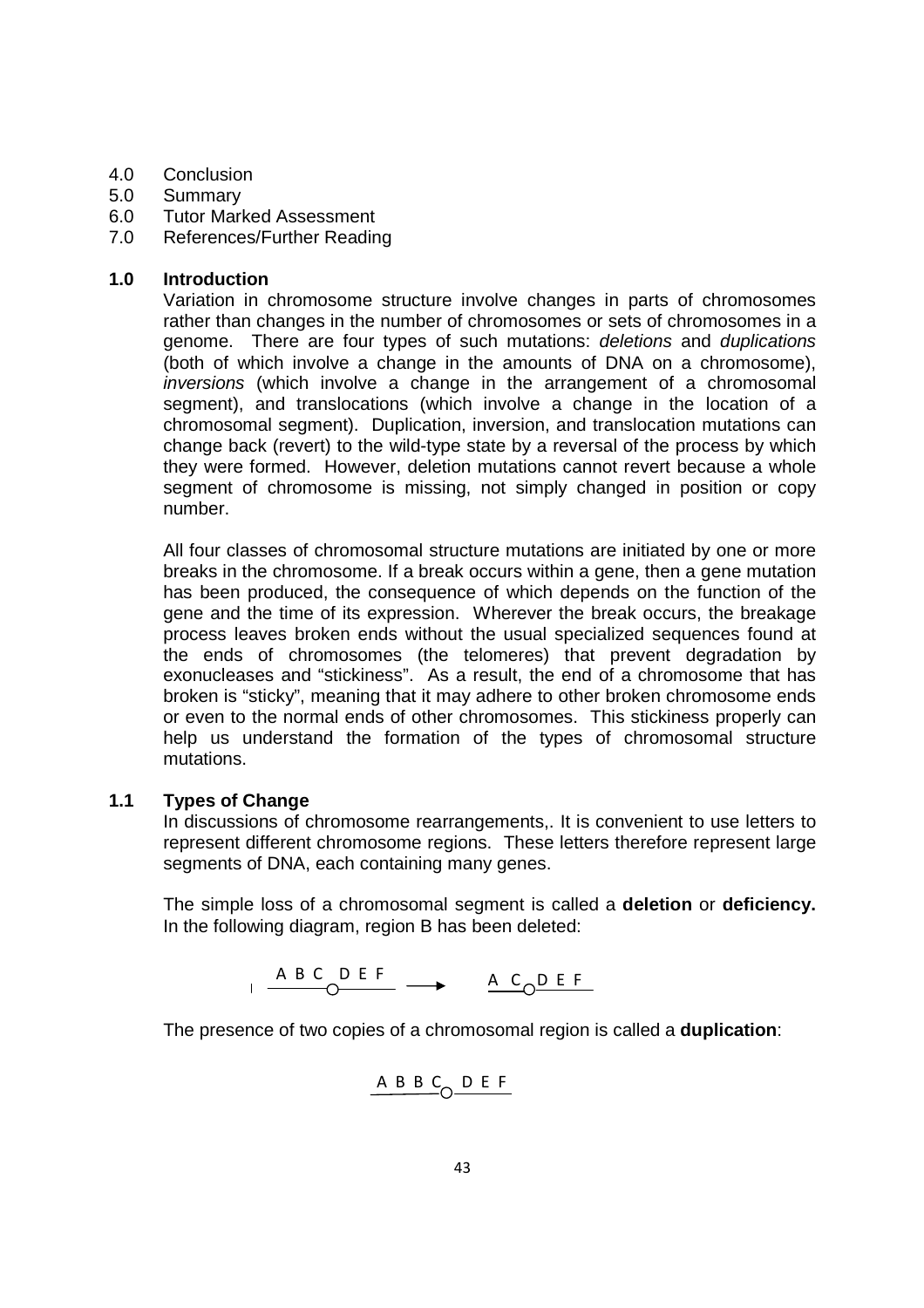4.0 Conclusion
5.0 Summary
6.0 Tutor Marked Assessment
7.0 References/Further Reading

## 1.0 Introduction

Variation in chromosome structure involve changes in parts of chromosomes rather than changes in the number of chromosomes or sets of chromosomes in a genome. There are four types of such mutations: *deletions* and *duplications* (both of which involve a change in the amounts of DNA on a chromosome), *inversions* (which involve a change in the arrangement of a chromosomal segment), and translocations (which involve a change in the location of a chromosomal segment). Duplication, inversion, and translocation mutations can change back (revert) to the wild-type state by a reversal of the process by which they were formed. However, deletion mutations cannot revert because a whole segment of chromosome is missing, not simply changed in position or copy number.

All four classes of chromosomal structure mutations are initiated by one or more breaks in the chromosome. If a break occurs within a gene, then a gene mutation has been produced, the consequence of which depends on the function of the gene and the time of its expression. Wherever the break occurs, the breakage process leaves broken ends without the usual specialized sequences found at the ends of chromosomes (the telomeres) that prevent degradation by exonucleases and "stickiness". As a result, the end of a chromosome that has broken is "sticky", meaning that it may adhere to other broken chromosome ends or even to the normal ends of other chromosomes. This stickiness properly can help us understand the formation of the types of chromosomal structure mutations.

## 1.1 Types of Change

In discussions of chromosome rearrangements,. It is convenient to use letters to represent different chromosome regions. These letters therefore represent large segments of DNA, each containing many genes.

The simple loss of a chromosomal segment is called a **deletion** or **deficiency.** In the following diagram, region B has been deleted:

A B C ○ D E F ⟶ A C ○ D E F

The presence of two copies of a chromosomal region is called a **duplication**:

A B B C ○ D E F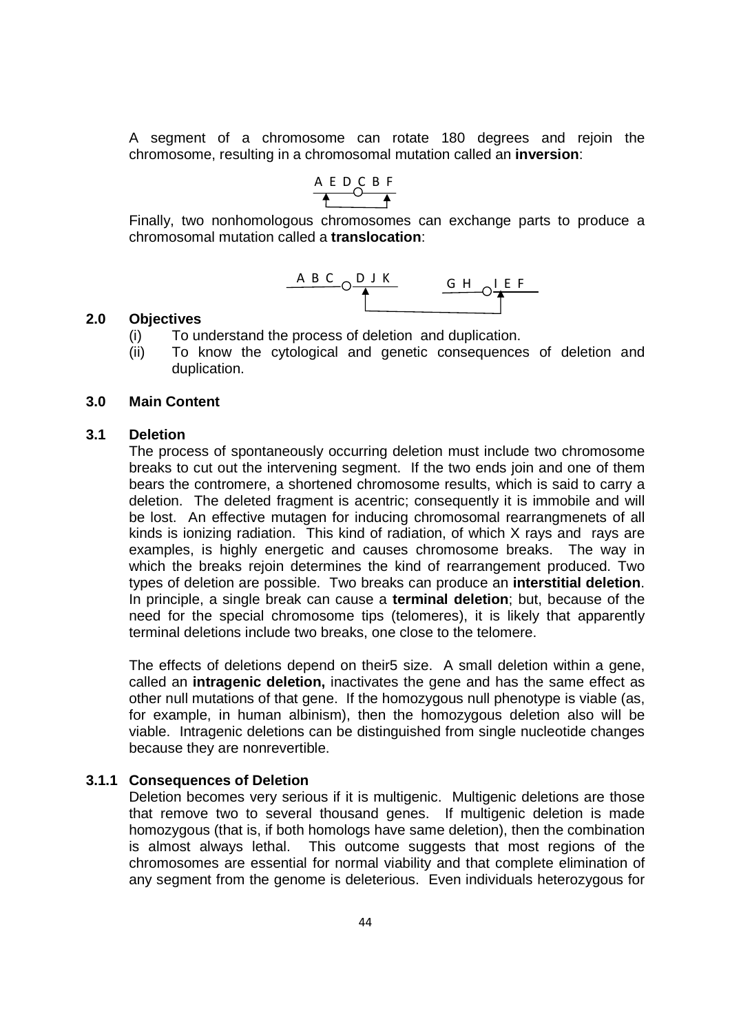A segment of a chromosome can rotate 180 degrees and rejoin the chromosome, resulting in a chromosomal mutation called an **inversion**:

A E D C B F

Finally, two nonhomologous chromosomes can exchange parts to produce a chromosomal mutation called a **translocation**:

A B C D J K    G H I E F

## 2.0 Objectives

(i) To understand the process of deletion and duplication.

(ii) To know the cytological and genetic consequences of deletion and duplication.

## 3.0 Main Content

### 3.1 Deletion

The process of spontaneously occurring deletion must include two chromosome breaks to cut out the intervening segment. If the two ends join and one of them bears the contromere, a shortened chromosome results, which is said to carry a deletion. The deleted fragment is acentric; consequently it is immobile and will be lost. An effective mutagen for inducing chromosomal rearrangmenets of all kinds is ionizing radiation. This kind of radiation, of which X rays and rays are examples, is highly energetic and causes chromosome breaks. The way in which the breaks rejoin determines the kind of rearrangement produced. Two types of deletion are possible. Two breaks can produce an **interstitial deletion**. In principle, a single break can cause a **terminal deletion**; but, because of the need for the special chromosome tips (telomeres), it is likely that apparently terminal deletions include two breaks, one close to the telomere.

The effects of deletions depend on their5 size. A small deletion within a gene, called an **intragenic deletion,** inactivates the gene and has the same effect as other null mutations of that gene. If the homozygous null phenotype is viable (as, for example, in human albinism), then the homozygous deletion also will be viable. Intragenic deletions can be distinguished from single nucleotide changes because they are nonrevertible.

#### 3.1.1 Consequences of Deletion

Deletion becomes very serious if it is multigenic. Multigenic deletions are those that remove two to several thousand genes. If multigenic deletion is made homozygous (that is, if both homologs have same deletion), then the combination is almost always lethal. This outcome suggests that most regions of the chromosomes are essential for normal viability and that complete elimination of any segment from the genome is deleterious. Even individuals heterozygous for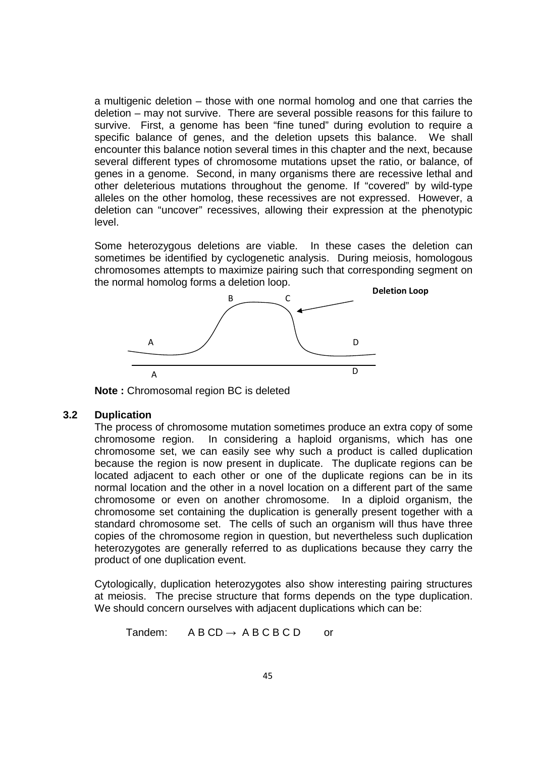a multigenic deletion – those with one normal homolog and one that carries the deletion – may not survive. There are several possible reasons for this failure to survive. First, a genome has been "fine tuned" during evolution to require a specific balance of genes, and the deletion upsets this balance. We shall encounter this balance notion several times in this chapter and the next, because several different types of chromosome mutations upset the ratio, or balance, of genes in a genome. Second, in many organisms there are recessive lethal and other deleterious mutations throughout the genome. If "covered" by wild-type alleles on the other homolog, these recessives are not expressed. However, a deletion can "uncover" recessives, allowing their expression at the phenotypic level.

Some heterozygous deletions are viable. In these cases the deletion can sometimes be identified by cyclogenetic analysis. During meiosis, homologous chromosomes attempts to maximize pairing such that corresponding segment on the normal homolog forms a deletion loop.

**Deletion Loop**

B C

A D

A D

**Note :** Chromosomal region BC is deleted

### 3.2 Duplication

The process of chromosome mutation sometimes produce an extra copy of some chromosome region. In considering a haploid organisms, which has one chromosome set, we can easily see why such a product is called duplication because the region is now present in duplicate. The duplicate regions can be located adjacent to each other or one of the duplicate regions can be in its normal location and the other in a novel location on a different part of the same chromosome or even on another chromosome. In a diploid organism, the chromosome set containing the duplication is generally present together with a standard chromosome set. The cells of such an organism will thus have three copies of the chromosome region in question, but nevertheless such duplication heterozygotes are generally referred to as duplications because they carry the product of one duplication event.

Cytologically, duplication heterozygotes also show interesting pairing structures at meiosis. The precise structure that forms depends on the type duplication. We should concern ourselves with adjacent duplications which can be:

Tandem: A B CD → A B C B C D or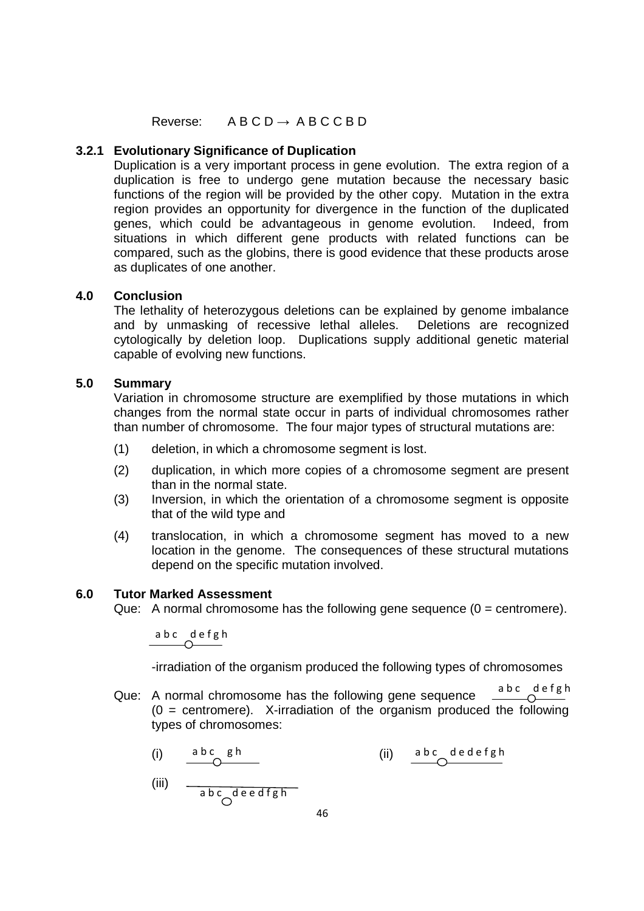Reverse:  A B C D → A B C C B D

### 3.2.1 Evolutionary Significance of Duplication

Duplication is a very important process in gene evolution. The extra region of a duplication is free to undergo gene mutation because the necessary basic functions of the region will be provided by the other copy. Mutation in the extra region provides an opportunity for divergence in the function of the duplicated genes, which could be advantageous in genome evolution. Indeed, from situations in which different gene products with related functions can be compared, such as the globins, there is good evidence that these products arose as duplicates of one another.

## 4.0 Conclusion

The lethality of heterozygous deletions can be explained by genome imbalance and by unmasking of recessive lethal alleles. Deletions are recognized cytologically by deletion loop. Duplications supply additional genetic material capable of evolving new functions.

## 5.0 Summary

Variation in chromosome structure are exemplified by those mutations in which changes from the normal state occur in parts of individual chromosomes rather than number of chromosome. The four major types of structural mutations are:

(1) deletion, in which a chromosome segment is lost.

(2) duplication, in which more copies of a chromosome segment are present than in the normal state.

(3) Inversion, in which the orientation of a chromosome segment is opposite that of the wild type and

(4) translocation, in which a chromosome segment has moved to a new location in the genome. The consequences of these structural mutations depend on the specific mutation involved.

## 6.0 Tutor Marked Assessment

Que: A normal chromosome has the following gene sequence (0 = centromere).

a b c O d e f g h

-irradiation of the organism produced the following types of chromosomes

Que: A normal chromosome has the following gene sequence a b c O d e f g h (0 = centromere). X-irradiation of the organism produced the following types of chromosomes:

(i) a b c O g h

(ii) a b c O d e d e f g h

(iii) a b c O d e e d f g h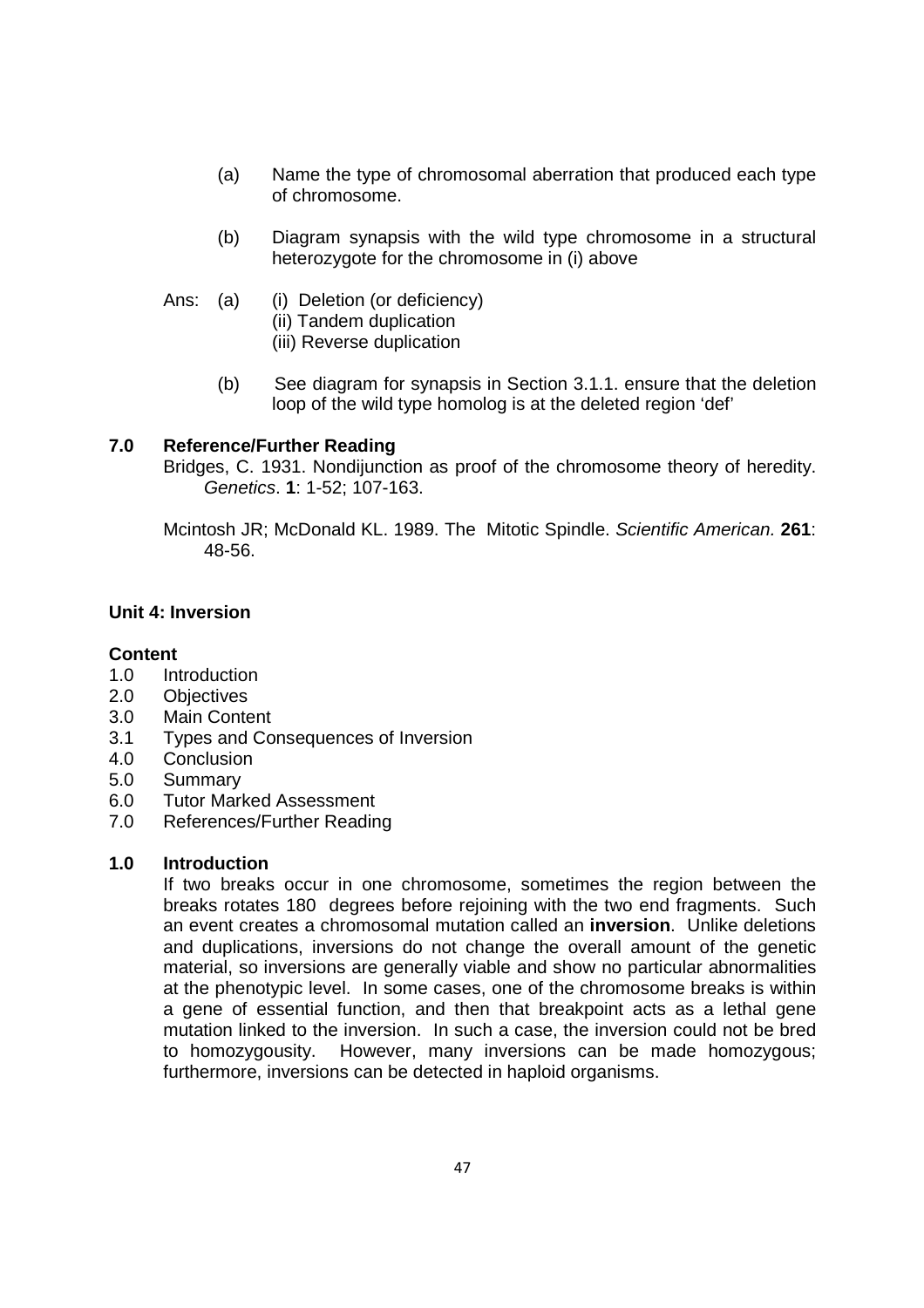(a) Name the type of chromosomal aberration that produced each type of chromosome.

(b) Diagram synapsis with the wild type chromosome in a structural heterozygote for the chromosome in (i) above

Ans: (a) (i) Deletion (or deficiency)
(ii) Tandem duplication
(iii) Reverse duplication

(b) See diagram for synapsis in Section 3.1.1. ensure that the deletion loop of the wild type homolog is at the deleted region 'def'

## 7.0 Reference/Further Reading

Bridges, C. 1931. Nondijunction as proof of the chromosome theory of heredity. *Genetics*. **1**: 1-52; 107-163.

Mcintosh JR; McDonald KL. 1989. The Mitotic Spindle. *Scientific American.* **261**: 48-56.

## Unit 4: Inversion

**Content**

1.0 Introduction
2.0 Objectives
3.0 Main Content
3.1 Types and Consequences of Inversion
4.0 Conclusion
5.0 Summary
6.0 Tutor Marked Assessment
7.0 References/Further Reading

## 1.0 Introduction

If two breaks occur in one chromosome, sometimes the region between the breaks rotates 180 degrees before rejoining with the two end fragments. Such an event creates a chromosomal mutation called an **inversion**. Unlike deletions and duplications, inversions do not change the overall amount of the genetic material, so inversions are generally viable and show no particular abnormalities at the phenotypic level. In some cases, one of the chromosome breaks is within a gene of essential function, and then that breakpoint acts as a lethal gene mutation linked to the inversion. In such a case, the inversion could not be bred to homozygousity. However, many inversions can be made homozygous; furthermore, inversions can be detected in haploid organisms.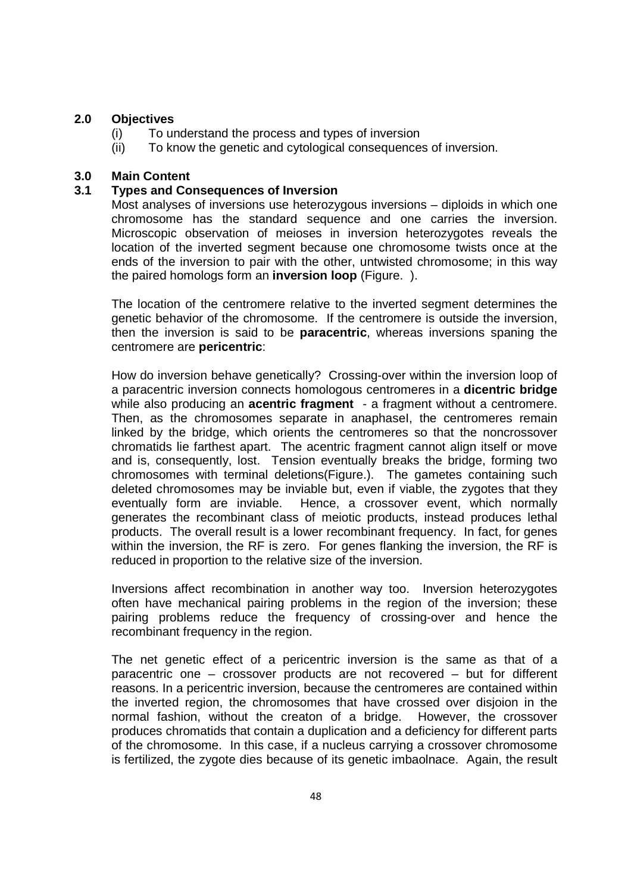## 2.0 Objectives

(i) To understand the process and types of inversion

(ii) To know the genetic and cytological consequences of inversion.

## 3.0 Main Content

### 3.1 Types and Consequences of Inversion

Most analyses of inversions use heterozygous inversions – diploids in which one chromosome has the standard sequence and one carries the inversion. Microscopic observation of meioses in inversion heterozygotes reveals the location of the inverted segment because one chromosome twists once at the ends of the inversion to pair with the other, untwisted chromosome; in this way the paired homologs form an **inversion loop** (Figure. ).

The location of the centromere relative to the inverted segment determines the genetic behavior of the chromosome. If the centromere is outside the inversion, then the inversion is said to be **paracentric**, whereas inversions spaning the centromere are **pericentric**:

How do inversion behave genetically? Crossing-over within the inversion loop of a paracentric inversion connects homologous centromeres in a **dicentric bridge** while also producing an **acentric fragment** - a fragment without a centromere. Then, as the chromosomes separate in anaphaseI, the centromeres remain linked by the bridge, which orients the centromeres so that the noncrossover chromatids lie farthest apart. The acentric fragment cannot align itself or move and is, consequently, lost. Tension eventually breaks the bridge, forming two chromosomes with terminal deletions(Figure.). The gametes containing such deleted chromosomes may be inviable but, even if viable, the zygotes that they eventually form are inviable. Hence, a crossover event, which normally generates the recombinant class of meiotic products, instead produces lethal products. The overall result is a lower recombinant frequency. In fact, for genes within the inversion, the RF is zero. For genes flanking the inversion, the RF is reduced in proportion to the relative size of the inversion.

Inversions affect recombination in another way too. Inversion heterozygotes often have mechanical pairing problems in the region of the inversion; these pairing problems reduce the frequency of crossing-over and hence the recombinant frequency in the region.

The net genetic effect of a pericentric inversion is the same as that of a paracentric one – crossover products are not recovered – but for different reasons. In a pericentric inversion, because the centromeres are contained within the inverted region, the chromosomes that have crossed over disjoion in the normal fashion, without the creaton of a bridge. However, the crossover produces chromatids that contain a duplication and a deficiency for different parts of the chromosome. In this case, if a nucleus carrying a crossover chromosome is fertilized, the zygote dies because of its genetic imbaolnace. Again, the result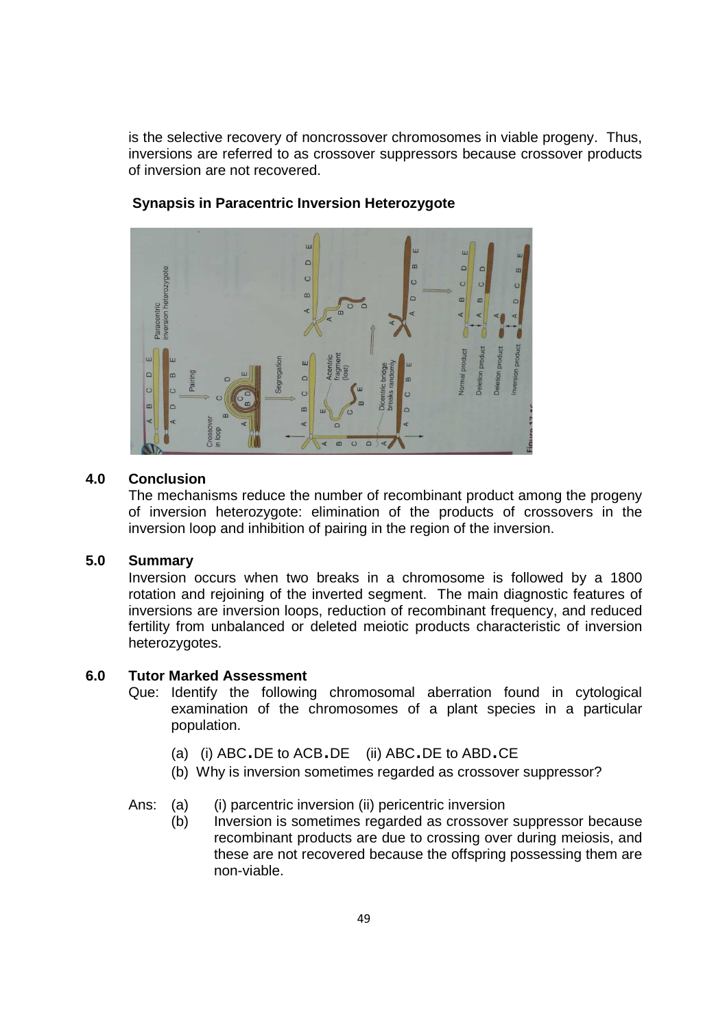is the selective recovery of noncrossover chromosomes in viable progeny. Thus, inversions are referred to as crossover suppressors because crossover products of inversion are not recovered.

**Synapsis in Paracentric Inversion Heterozygote**

## 4.0 Conclusion

The mechanisms reduce the number of recombinant product among the progeny of inversion heterozygote: elimination of the products of crossovers in the inversion loop and inhibition of pairing in the region of the inversion.

## 5.0 Summary

Inversion occurs when two breaks in a chromosome is followed by a 1800 rotation and rejoining of the inverted segment. The main diagnostic features of inversions are inversion loops, reduction of recombinant frequency, and reduced fertility from unbalanced or deleted meiotic products characteristic of inversion heterozygotes.

## 6.0 Tutor Marked Assessment

Que: Identify the following chromosomal aberration found in cytological examination of the chromosomes of a plant species in a particular population.

(a) (i) ABC.DE to ACB.DE (ii) ABC.DE to ABD.CE

(b) Why is inversion sometimes regarded as crossover suppressor?

Ans: (a) (i) parcentric inversion (ii) pericentric inversion

(b) Inversion is sometimes regarded as crossover suppressor because recombinant products are due to crossing over during meiosis, and these are not recovered because the offspring possessing them are non-viable.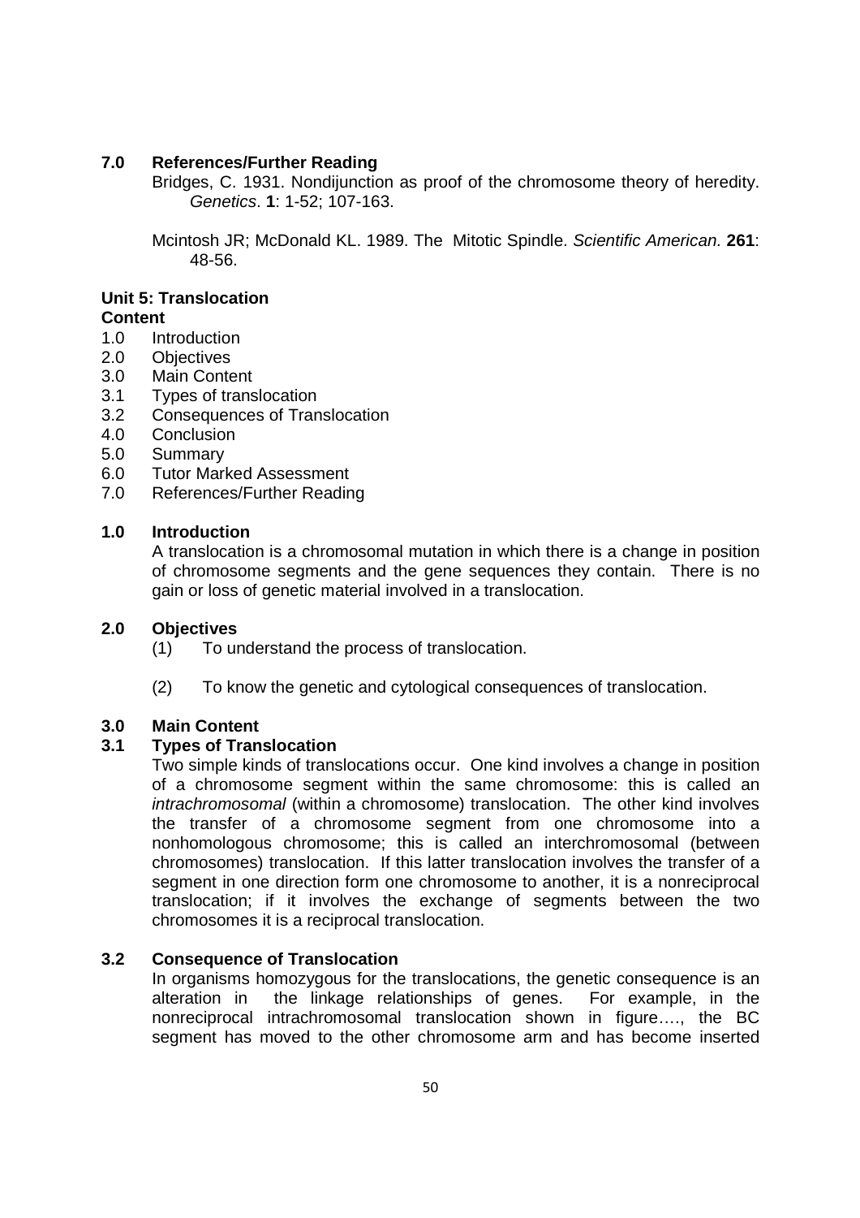## 7.0 References/Further Reading

Bridges, C. 1931. Nondijunction as proof of the chromosome theory of heredity. *Genetics*. **1**: 1-52; 107-163.

Mcintosh JR; McDonald KL. 1989. The Mitotic Spindle. *Scientific American.* **261**: 48-56.

# Unit 5: Translocation

**Content**

1.0 Introduction
2.0 Objectives
3.0 Main Content
3.1 Types of translocation
3.2 Consequences of Translocation
4.0 Conclusion
5.0 Summary
6.0 Tutor Marked Assessment
7.0 References/Further Reading

## 1.0 Introduction

A translocation is a chromosomal mutation in which there is a change in position of chromosome segments and the gene sequences they contain. There is no gain or loss of genetic material involved in a translocation.

## 2.0 Objectives

(1) To understand the process of translocation.

(2) To know the genetic and cytological consequences of translocation.

## 3.0 Main Content

### 3.1 Types of Translocation

Two simple kinds of translocations occur. One kind involves a change in position of a chromosome segment within the same chromosome: this is called an *intrachromosomal* (within a chromosome) translocation. The other kind involves the transfer of a chromosome segment from one chromosome into a nonhomologous chromosome; this is called an interchromosomal (between chromosomes) translocation. If this latter translocation involves the transfer of a segment in one direction form one chromosome to another, it is a nonreciprocal translocation; if it involves the exchange of segments between the two chromosomes it is a reciprocal translocation.

### 3.2 Consequence of Translocation

In organisms homozygous for the translocations, the genetic consequence is an alteration in the linkage relationships of genes. For example, in the nonreciprocal intrachromosomal translocation shown in figure…., the BC segment has moved to the other chromosome arm and has become inserted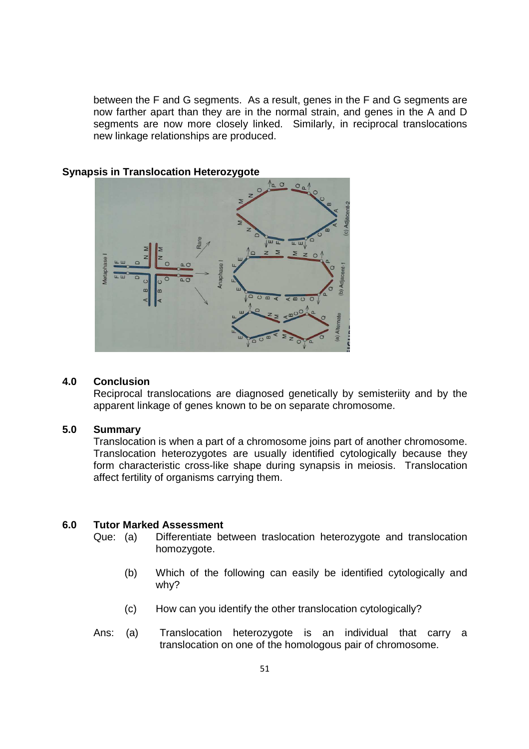between the F and G segments. As a result, genes in the F and G segments are now farther apart than they are in the normal strain, and genes in the A and D segments are now more closely linked. Similarly, in reciprocal translocations new linkage relationships are produced.

**Synapsis in Translocation Heterozygote**

## 4.0 Conclusion

Reciprocal translocations are diagnosed genetically by semisteriity and by the apparent linkage of genes known to be on separate chromosome.

## 5.0 Summary

Translocation is when a part of a chromosome joins part of another chromosome. Translocation heterozygotes are usually identified cytologically because they form characteristic cross-like shape during synapsis in meiosis. Translocation affect fertility of organisms carrying them.

## 6.0 Tutor Marked Assessment

Que: (a) Differentiate between traslocation heterozygote and translocation homozygote.

(b) Which of the following can easily be identified cytologically and why?

(c) How can you identify the other translocation cytologically?

Ans: (a) Translocation heterozygote is an individual that carry a translocation on one of the homologous pair of chromosome.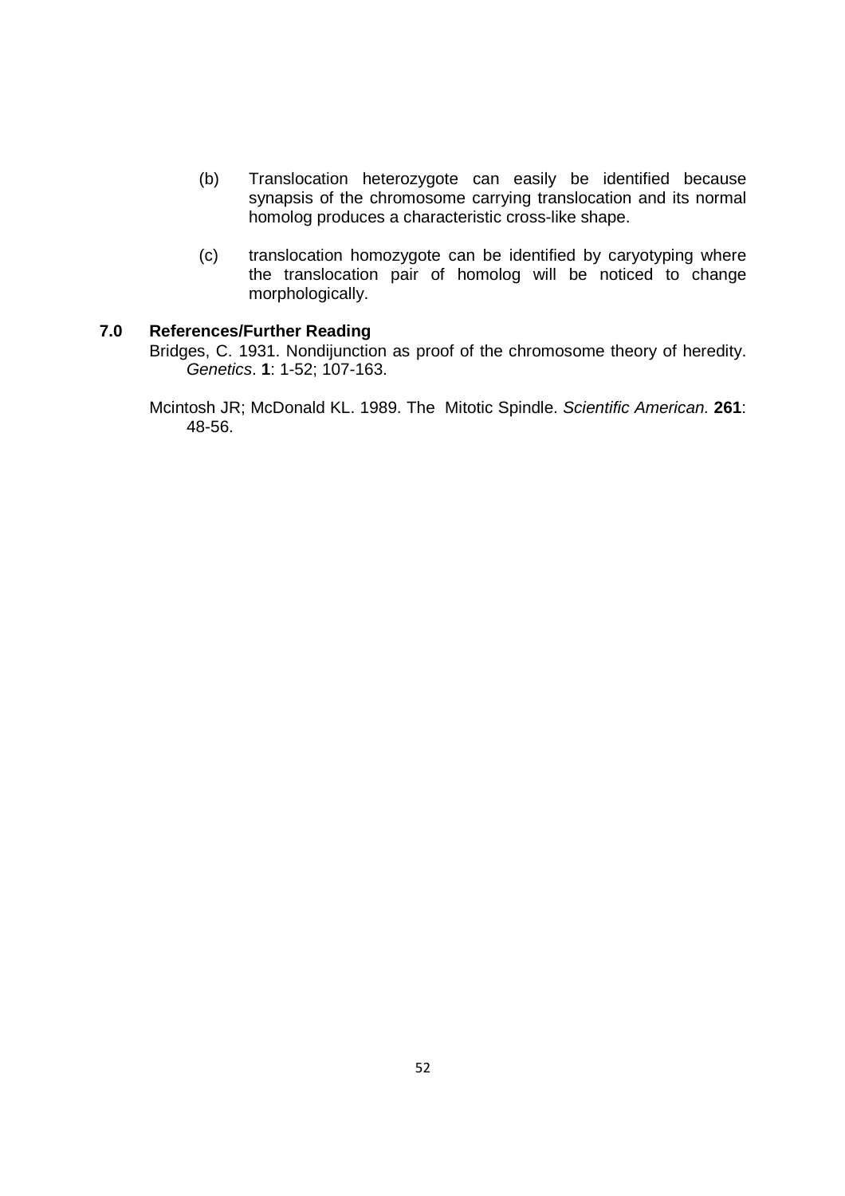(b) Translocation heterozygote can easily be identified because synapsis of the chromosome carrying translocation and its normal homolog produces a characteristic cross-like shape.

(c) translocation homozygote can be identified by caryotyping where the translocation pair of homolog will be noticed to change morphologically.

## 7.0 References/Further Reading

Bridges, C. 1931. Nondijunction as proof of the chromosome theory of heredity. *Genetics*. **1**: 1-52; 107-163.

Mcintosh JR; McDonald KL. 1989. The Mitotic Spindle. *Scientific American.* **261**: 48-56.